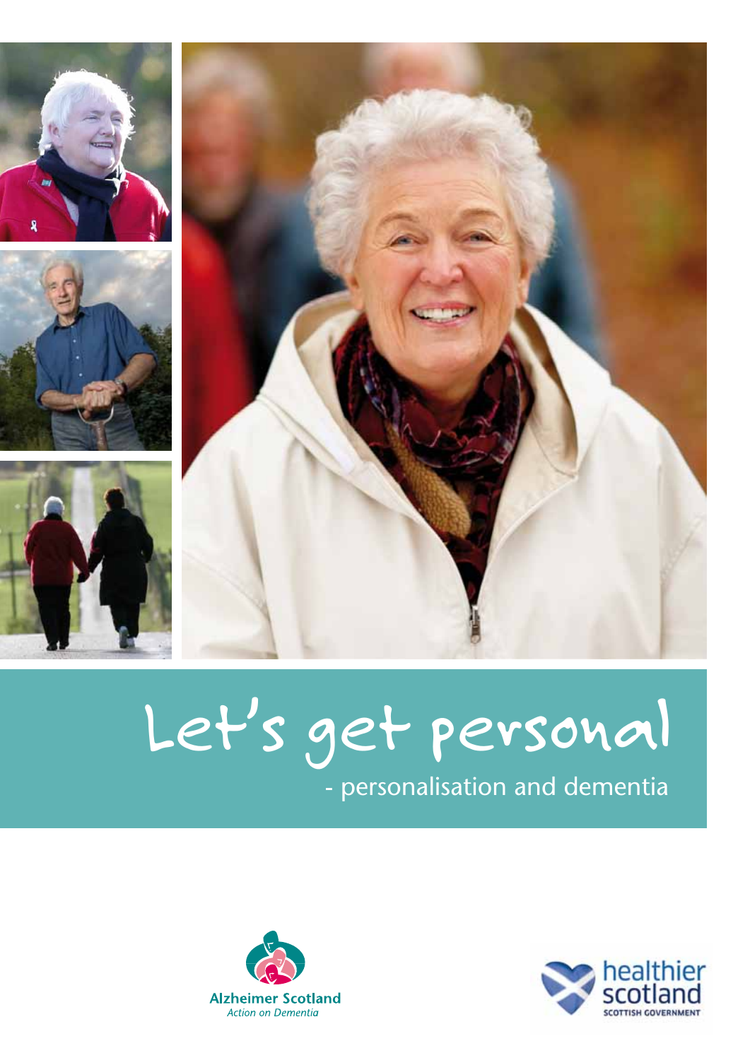# Let's get personal

- personalisation and dementia

Alzheimer Scotland
*Action on Dementia*

healthier scotland
SCOTTISH GOVERNMENT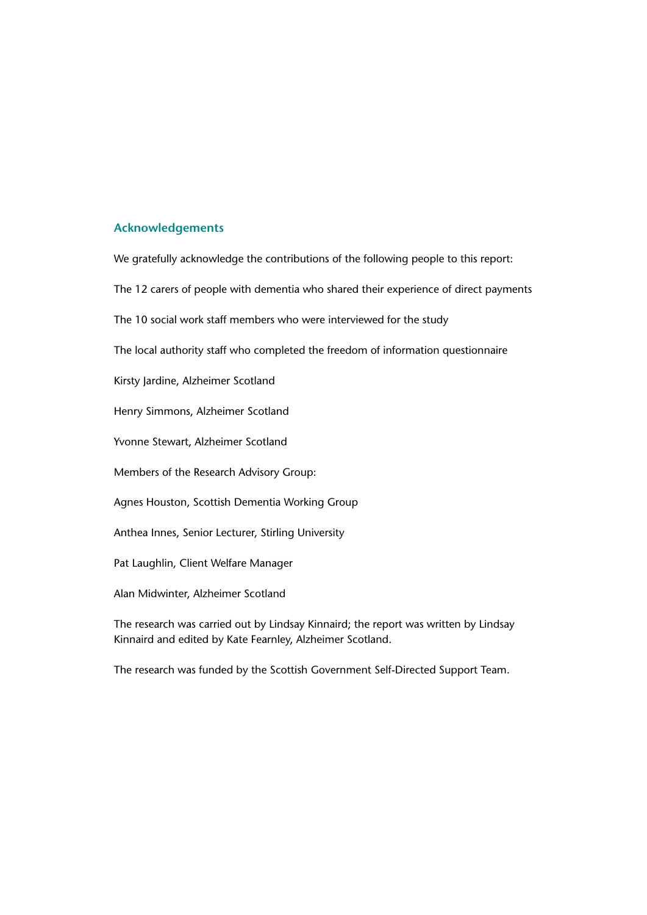## Acknowledgements

We gratefully acknowledge the contributions of the following people to this report:

The 12 carers of people with dementia who shared their experience of direct payments

The 10 social work staff members who were interviewed for the study

The local authority staff who completed the freedom of information questionnaire

Kirsty Jardine, Alzheimer Scotland

Henry Simmons, Alzheimer Scotland

Yvonne Stewart, Alzheimer Scotland

Members of the Research Advisory Group:

Agnes Houston, Scottish Dementia Working Group

Anthea Innes, Senior Lecturer, Stirling University

Pat Laughlin, Client Welfare Manager

Alan Midwinter, Alzheimer Scotland

The research was carried out by Lindsay Kinnaird; the report was written by Lindsay Kinnaird and edited by Kate Fearnley, Alzheimer Scotland.

The research was funded by the Scottish Government Self-Directed Support Team.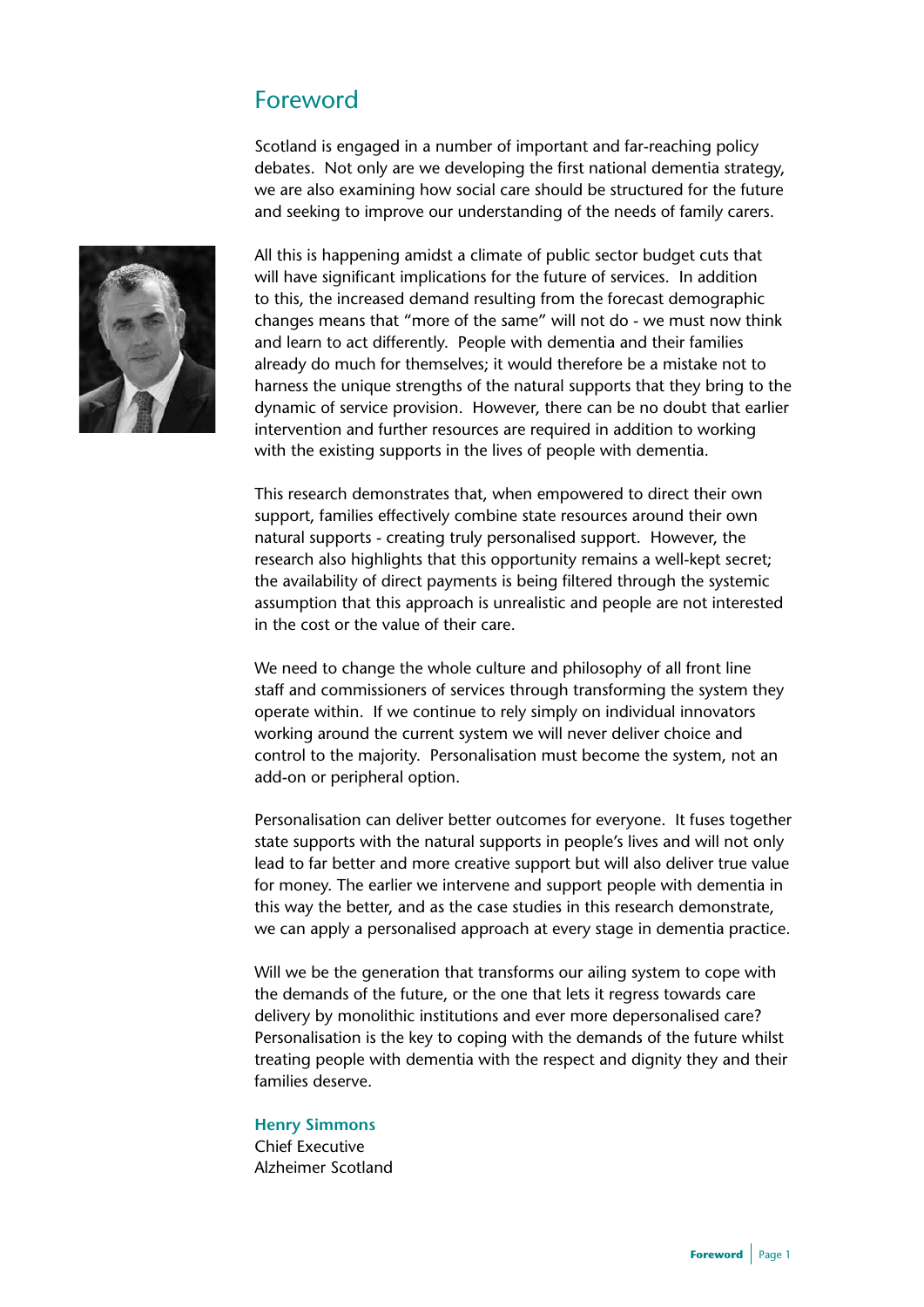# Foreword

Scotland is engaged in a number of important and far-reaching policy debates. Not only are we developing the first national dementia strategy, we are also examining how social care should be structured for the future and seeking to improve our understanding of the needs of family carers.

All this is happening amidst a climate of public sector budget cuts that will have significant implications for the future of services. In addition to this, the increased demand resulting from the forecast demographic changes means that "more of the same" will not do - we must now think and learn to act differently. People with dementia and their families already do much for themselves; it would therefore be a mistake not to harness the unique strengths of the natural supports that they bring to the dynamic of service provision. However, there can be no doubt that earlier intervention and further resources are required in addition to working with the existing supports in the lives of people with dementia.

This research demonstrates that, when empowered to direct their own support, families effectively combine state resources around their own natural supports - creating truly personalised support. However, the research also highlights that this opportunity remains a well-kept secret; the availability of direct payments is being filtered through the systemic assumption that this approach is unrealistic and people are not interested in the cost or the value of their care.

We need to change the whole culture and philosophy of all front line staff and commissioners of services through transforming the system they operate within. If we continue to rely simply on individual innovators working around the current system we will never deliver choice and control to the majority. Personalisation must become the system, not an add-on or peripheral option.

Personalisation can deliver better outcomes for everyone. It fuses together state supports with the natural supports in people's lives and will not only lead to far better and more creative support but will also deliver true value for money. The earlier we intervene and support people with dementia in this way the better, and as the case studies in this research demonstrate, we can apply a personalised approach at every stage in dementia practice.

Will we be the generation that transforms our ailing system to cope with the demands of the future, or the one that lets it regress towards care delivery by monolithic institutions and ever more depersonalised care? Personalisation is the key to coping with the demands of the future whilst treating people with dementia with the respect and dignity they and their families deserve.

**Henry Simmons**
Chief Executive
Alzheimer Scotland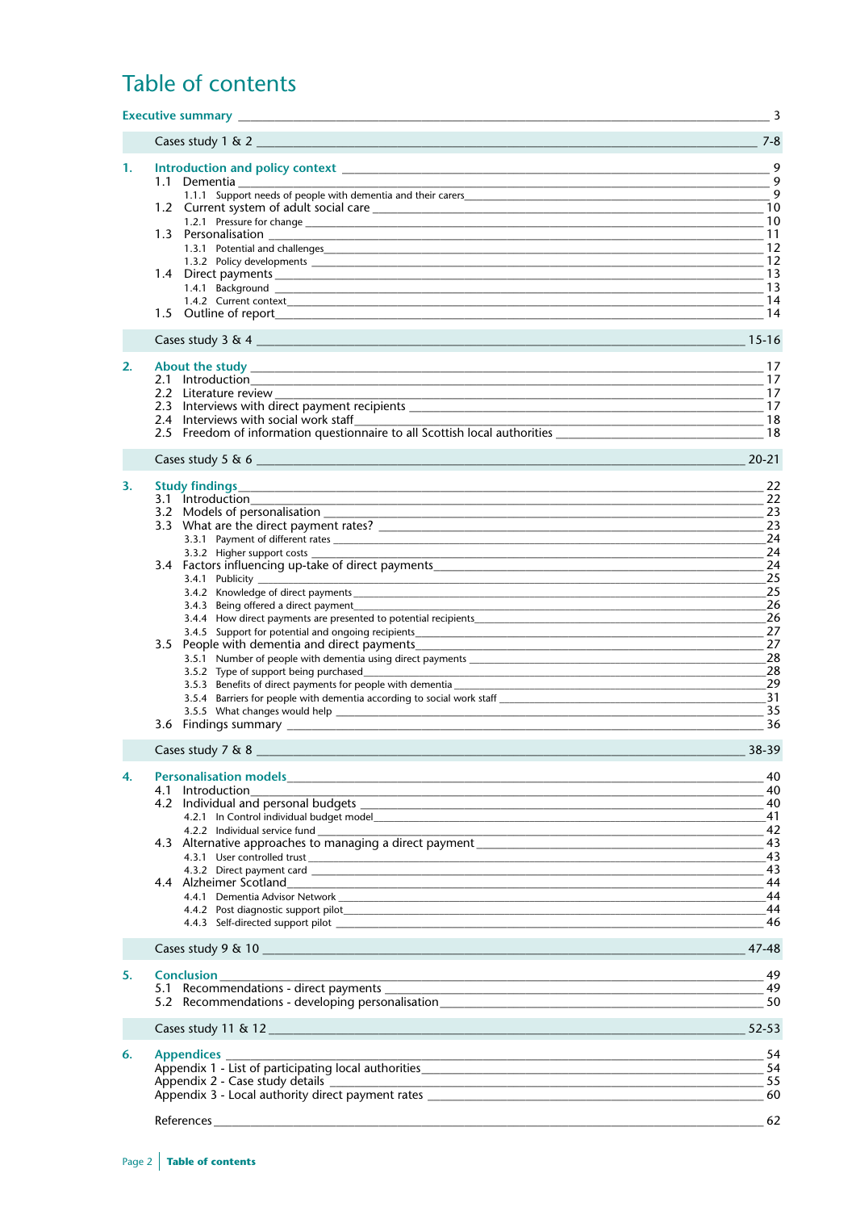# Table of contents

**Executive summary** 3

Cases study 1 & 2 7-8

**1. Introduction and policy context** 9

- 1.1 Dementia 9
  - 1.1.1 Support needs of people with dementia and their carers 9
- 1.2 Current system of adult social care 10
  - 1.2.1 Pressure for change 10
- 1.3 Personalisation 11
  - 1.3.1 Potential and challenges 12
  - 1.3.2 Policy developments 12
- 1.4 Direct payments 13
  - 1.4.1 Background 13
  - 1.4.2 Current context 14
- 1.5 Outline of report 14

Cases study 3 & 4 15-16

**2. About the study** 17

- 2.1 Introduction 17
- 2.2 Literature review 17
- 2.3 Interviews with direct payment recipients 17
- 2.4 Interviews with social work staff 18
- 2.5 Freedom of information questionnaire to all Scottish local authorities 18

Cases study 5 & 6 20-21

**3. Study findings** 22

- 3.1 Introduction 22
- 3.2 Models of personalisation 23
- 3.3 What are the direct payment rates? 23
  - 3.3.1 Payment of different rates 24
  - 3.3.2 Higher support costs 24
- 3.4 Factors influencing up-take of direct payments 24
  - 3.4.1 Publicity 25
  - 3.4.2 Knowledge of direct payments 25
  - 3.4.3 Being offered a direct payment 26
  - 3.4.4 How direct payments are presented to potential recipients 26
  - 3.4.5 Support for potential and ongoing recipients 27
- 3.5 People with dementia and direct payments 27
  - 3.5.1 Number of people with dementia using direct payments 28
  - 3.5.2 Type of support being purchased 28
  - 3.5.3 Benefits of direct payments for people with dementia 29
  - 3.5.4 Barriers for people with dementia according to social work staff 31
  - 3.5.5 What changes would help 35
- 3.6 Findings summary 36

Cases study 7 & 8 38-39

**4. Personalisation models** 40

- 4.1 Introduction 40
- 4.2 Individual and personal budgets 40
  - 4.2.1 In Control individual budget model 41
  - 4.2.2 Individual service fund 42
- 4.3 Alternative approaches to managing a direct payment 43
  - 4.3.1 User controlled trust 43
  - 4.3.2 Direct payment card 43
- 4.4 Alzheimer Scotland 44
  - 4.4.1 Dementia Advisor Network 44
  - 4.4.2 Post diagnostic support pilot 44
  - 4.4.3 Self-directed support pilot 46

Cases study 9 & 10 47-48

**5. Conclusion** 49

- 5.1 Recommendations - direct payments 49
- 5.2 Recommendations - developing personalisation 50

Cases study 11 & 12 52-53

**6. Appendices** 54

- Appendix 1 - List of participating local authorities 54
- Appendix 2 - Case study details 55
- Appendix 3 - Local authority direct payment rates 60

References 62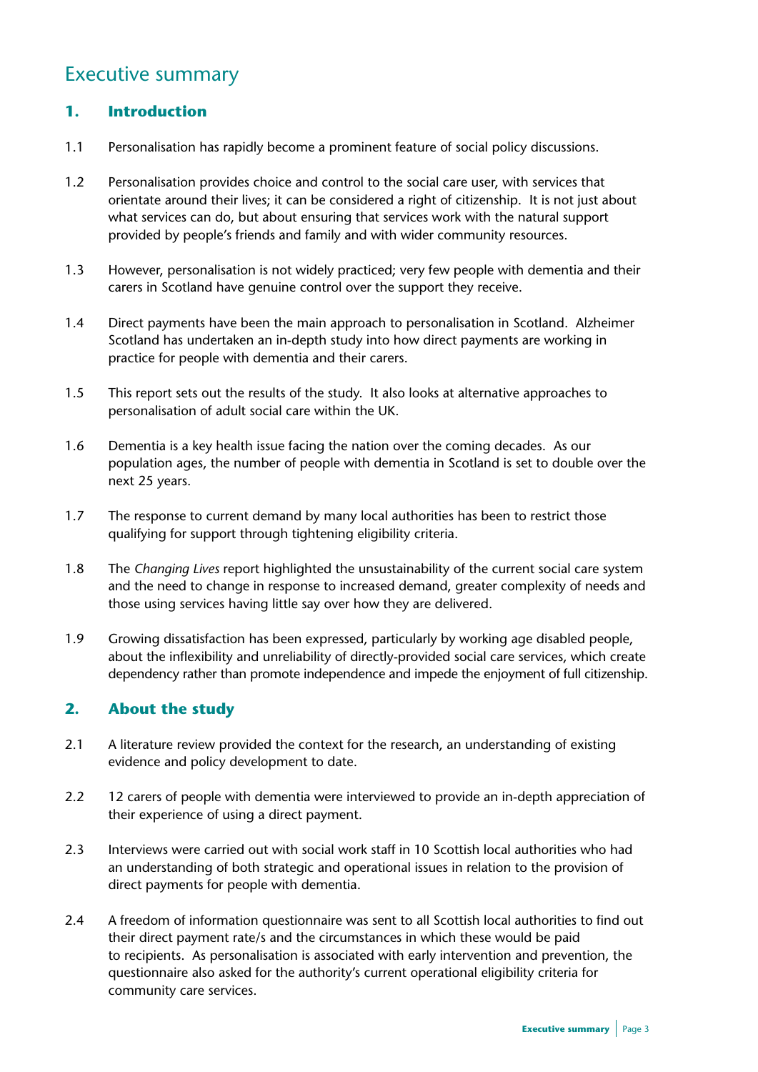# Executive summary

## 1. Introduction

1.1 Personalisation has rapidly become a prominent feature of social policy discussions.

1.2 Personalisation provides choice and control to the social care user, with services that orientate around their lives; it can be considered a right of citizenship. It is not just about what services can do, but about ensuring that services work with the natural support provided by people's friends and family and with wider community resources.

1.3 However, personalisation is not widely practiced; very few people with dementia and their carers in Scotland have genuine control over the support they receive.

1.4 Direct payments have been the main approach to personalisation in Scotland. Alzheimer Scotland has undertaken an in-depth study into how direct payments are working in practice for people with dementia and their carers.

1.5 This report sets out the results of the study. It also looks at alternative approaches to personalisation of adult social care within the UK.

1.6 Dementia is a key health issue facing the nation over the coming decades. As our population ages, the number of people with dementia in Scotland is set to double over the next 25 years.

1.7 The response to current demand by many local authorities has been to restrict those qualifying for support through tightening eligibility criteria.

1.8 The *Changing Lives* report highlighted the unsustainability of the current social care system and the need to change in response to increased demand, greater complexity of needs and those using services having little say over how they are delivered.

1.9 Growing dissatisfaction has been expressed, particularly by working age disabled people, about the inflexibility and unreliability of directly-provided social care services, which create dependency rather than promote independence and impede the enjoyment of full citizenship.

## 2. About the study

2.1 A literature review provided the context for the research, an understanding of existing evidence and policy development to date.

2.2 12 carers of people with dementia were interviewed to provide an in-depth appreciation of their experience of using a direct payment.

2.3 Interviews were carried out with social work staff in 10 Scottish local authorities who had an understanding of both strategic and operational issues in relation to the provision of direct payments for people with dementia.

2.4 A freedom of information questionnaire was sent to all Scottish local authorities to find out their direct payment rate/s and the circumstances in which these would be paid to recipients. As personalisation is associated with early intervention and prevention, the questionnaire also asked for the authority's current operational eligibility criteria for community care services.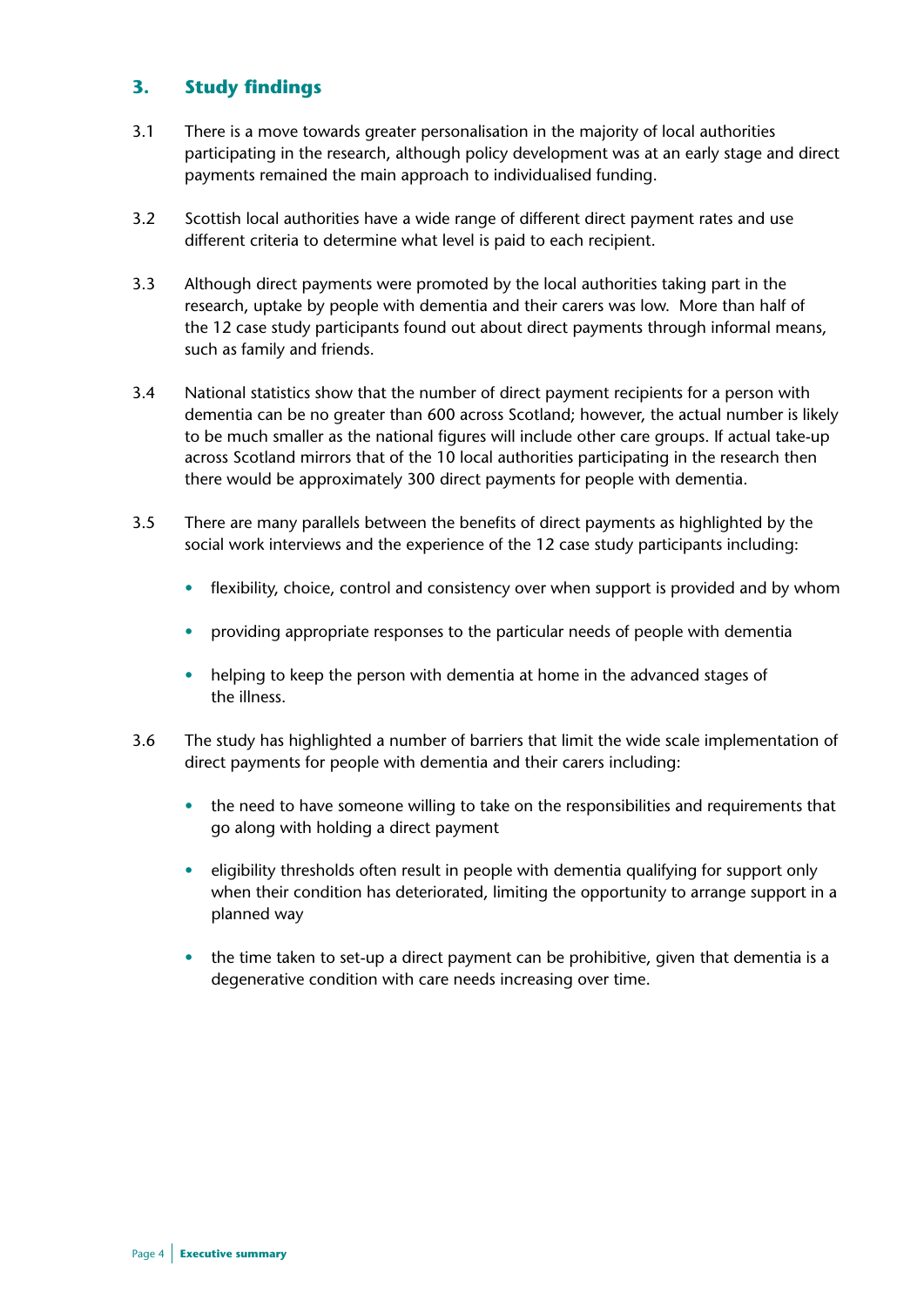## 3. Study findings

3.1 There is a move towards greater personalisation in the majority of local authorities participating in the research, although policy development was at an early stage and direct payments remained the main approach to individualised funding.

3.2 Scottish local authorities have a wide range of different direct payment rates and use different criteria to determine what level is paid to each recipient.

3.3 Although direct payments were promoted by the local authorities taking part in the research, uptake by people with dementia and their carers was low. More than half of the 12 case study participants found out about direct payments through informal means, such as family and friends.

3.4 National statistics show that the number of direct payment recipients for a person with dementia can be no greater than 600 across Scotland; however, the actual number is likely to be much smaller as the national figures will include other care groups. If actual take-up across Scotland mirrors that of the 10 local authorities participating in the research then there would be approximately 300 direct payments for people with dementia.

3.5 There are many parallels between the benefits of direct payments as highlighted by the social work interviews and the experience of the 12 case study participants including:

- flexibility, choice, control and consistency over when support is provided and by whom
- providing appropriate responses to the particular needs of people with dementia
- helping to keep the person with dementia at home in the advanced stages of the illness.

3.6 The study has highlighted a number of barriers that limit the wide scale implementation of direct payments for people with dementia and their carers including:

- the need to have someone willing to take on the responsibilities and requirements that go along with holding a direct payment
- eligibility thresholds often result in people with dementia qualifying for support only when their condition has deteriorated, limiting the opportunity to arrange support in a planned way
- the time taken to set-up a direct payment can be prohibitive, given that dementia is a degenerative condition with care needs increasing over time.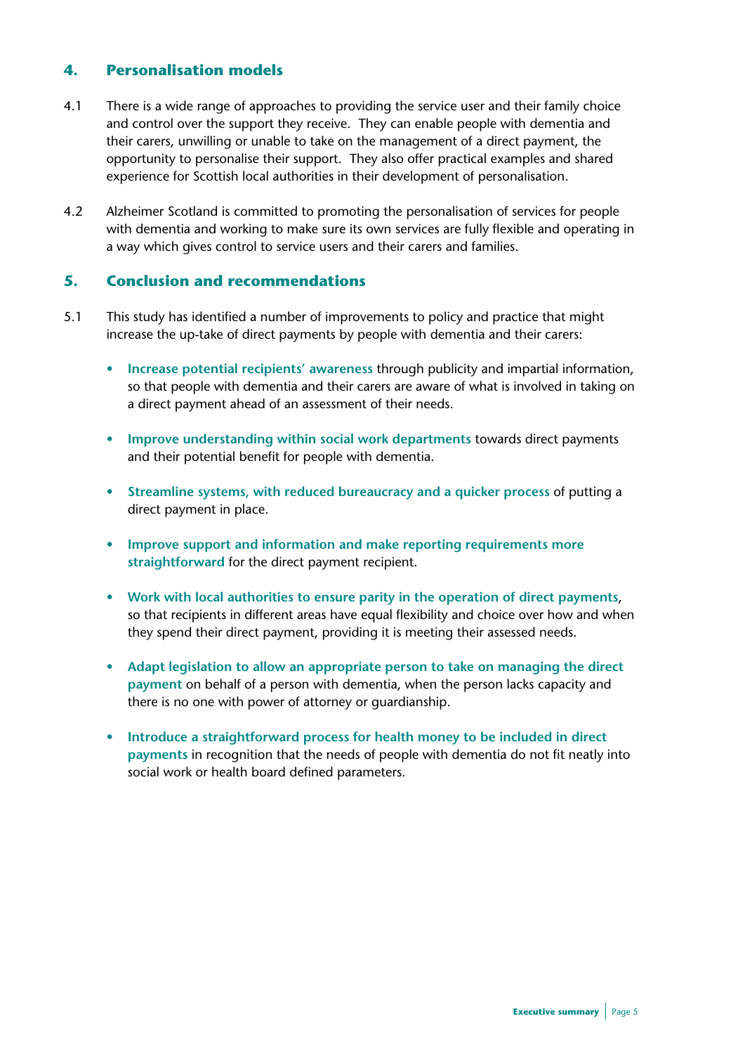## 4. Personalisation models

4.1 There is a wide range of approaches to providing the service user and their family choice and control over the support they receive. They can enable people with dementia and their carers, unwilling or unable to take on the management of a direct payment, the opportunity to personalise their support. They also offer practical examples and shared experience for Scottish local authorities in their development of personalisation.

4.2 Alzheimer Scotland is committed to promoting the personalisation of services for people with dementia and working to make sure its own services are fully flexible and operating in a way which gives control to service users and their carers and families.

## 5. Conclusion and recommendations

5.1 This study has identified a number of improvements to policy and practice that might increase the up-take of direct payments by people with dementia and their carers:

- **Increase potential recipients' awareness** through publicity and impartial information, so that people with dementia and their carers are aware of what is involved in taking on a direct payment ahead of an assessment of their needs.
- **Improve understanding within social work departments** towards direct payments and their potential benefit for people with dementia.
- **Streamline systems, with reduced bureaucracy and a quicker process** of putting a direct payment in place.
- **Improve support and information and make reporting requirements more straightforward** for the direct payment recipient.
- **Work with local authorities to ensure parity in the operation of direct payments**, so that recipients in different areas have equal flexibility and choice over how and when they spend their direct payment, providing it is meeting their assessed needs.
- **Adapt legislation to allow an appropriate person to take on managing the direct payment** on behalf of a person with dementia, when the person lacks capacity and there is no one with power of attorney or guardianship.
- **Introduce a straightforward process for health money to be included in direct payments** in recognition that the needs of people with dementia do not fit neatly into social work or health board defined parameters.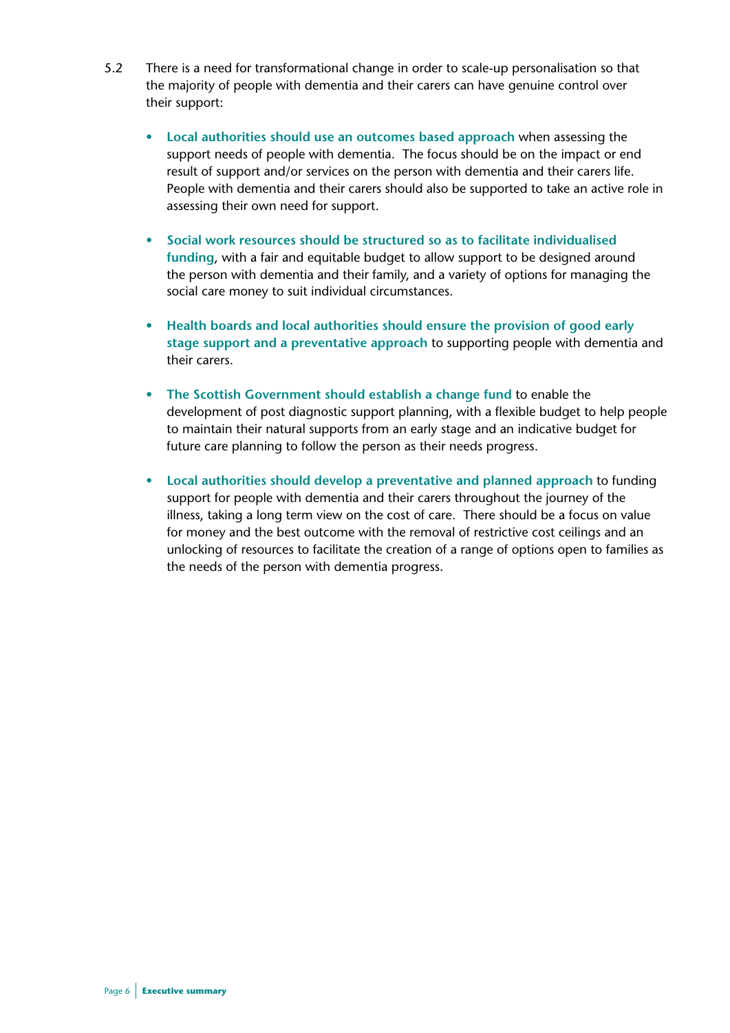5.2 There is a need for transformational change in order to scale-up personalisation so that the majority of people with dementia and their carers can have genuine control over their support:

- **Local authorities should use an outcomes based approach** when assessing the support needs of people with dementia. The focus should be on the impact or end result of support and/or services on the person with dementia and their carers life. People with dementia and their carers should also be supported to take an active role in assessing their own need for support.

- **Social work resources should be structured so as to facilitate individualised funding**, with a fair and equitable budget to allow support to be designed around the person with dementia and their family, and a variety of options for managing the social care money to suit individual circumstances.

- **Health boards and local authorities should ensure the provision of good early stage support and a preventative approach** to supporting people with dementia and their carers.

- **The Scottish Government should establish a change fund** to enable the development of post diagnostic support planning, with a flexible budget to help people to maintain their natural supports from an early stage and an indicative budget for future care planning to follow the person as their needs progress.

- **Local authorities should develop a preventative and planned approach** to funding support for people with dementia and their carers throughout the journey of the illness, taking a long term view on the cost of care. There should be a focus on value for money and the best outcome with the removal of restrictive cost ceilings and an unlocking of resources to facilitate the creation of a range of options open to families as the needs of the person with dementia progress.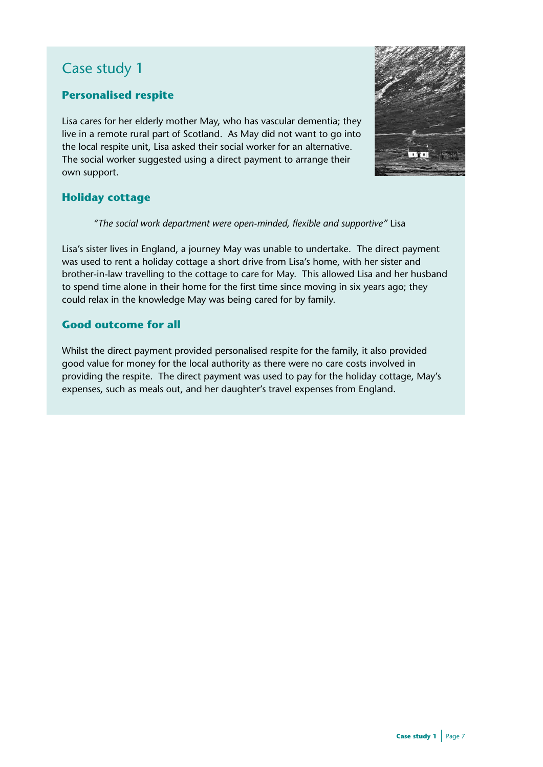# Case study 1

## Personalised respite

Lisa cares for her elderly mother May, who has vascular dementia; they live in a remote rural part of Scotland. As May did not want to go into the local respite unit, Lisa asked their social worker for an alternative. The social worker suggested using a direct payment to arrange their own support.

## Holiday cottage

> *"The social work department were open-minded, flexible and supportive"* Lisa

Lisa's sister lives in England, a journey May was unable to undertake. The direct payment was used to rent a holiday cottage a short drive from Lisa's home, with her sister and brother-in-law travelling to the cottage to care for May. This allowed Lisa and her husband to spend time alone in their home for the first time since moving in six years ago; they could relax in the knowledge May was being cared for by family.

## Good outcome for all

Whilst the direct payment provided personalised respite for the family, it also provided good value for money for the local authority as there were no care costs involved in providing the respite. The direct payment was used to pay for the holiday cottage, May's expenses, such as meals out, and her daughter's travel expenses from England.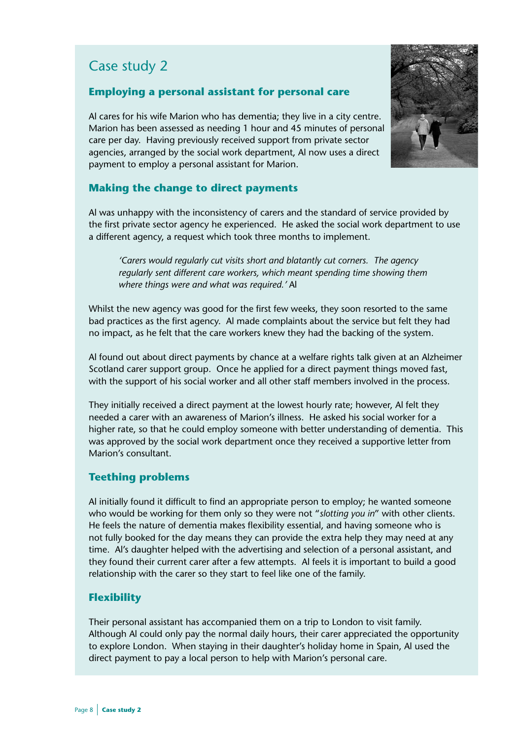# Case study 2

## Employing a personal assistant for personal care

Al cares for his wife Marion who has dementia; they live in a city centre. Marion has been assessed as needing 1 hour and 45 minutes of personal care per day. Having previously received support from private sector agencies, arranged by the social work department, Al now uses a direct payment to employ a personal assistant for Marion.

## Making the change to direct payments

Al was unhappy with the inconsistency of carers and the standard of service provided by the first private sector agency he experienced. He asked the social work department to use a different agency, a request which took three months to implement.

> *'Carers would regularly cut visits short and blatantly cut corners. The agency regularly sent different care workers, which meant spending time showing them where things were and what was required.'* Al

Whilst the new agency was good for the first few weeks, they soon resorted to the same bad practices as the first agency. Al made complaints about the service but felt they had no impact, as he felt that the care workers knew they had the backing of the system.

Al found out about direct payments by chance at a welfare rights talk given at an Alzheimer Scotland carer support group. Once he applied for a direct payment things moved fast, with the support of his social worker and all other staff members involved in the process.

They initially received a direct payment at the lowest hourly rate; however, Al felt they needed a carer with an awareness of Marion's illness. He asked his social worker for a higher rate, so that he could employ someone with better understanding of dementia. This was approved by the social work department once they received a supportive letter from Marion's consultant.

## Teething problems

Al initially found it difficult to find an appropriate person to employ; he wanted someone who would be working for them only so they were not "*slotting you in*" with other clients. He feels the nature of dementia makes flexibility essential, and having someone who is not fully booked for the day means they can provide the extra help they may need at any time. Al's daughter helped with the advertising and selection of a personal assistant, and they found their current carer after a few attempts. Al feels it is important to build a good relationship with the carer so they start to feel like one of the family.

## Flexibility

Their personal assistant has accompanied them on a trip to London to visit family. Although Al could only pay the normal daily hours, their carer appreciated the opportunity to explore London. When staying in their daughter's holiday home in Spain, Al used the direct payment to pay a local person to help with Marion's personal care.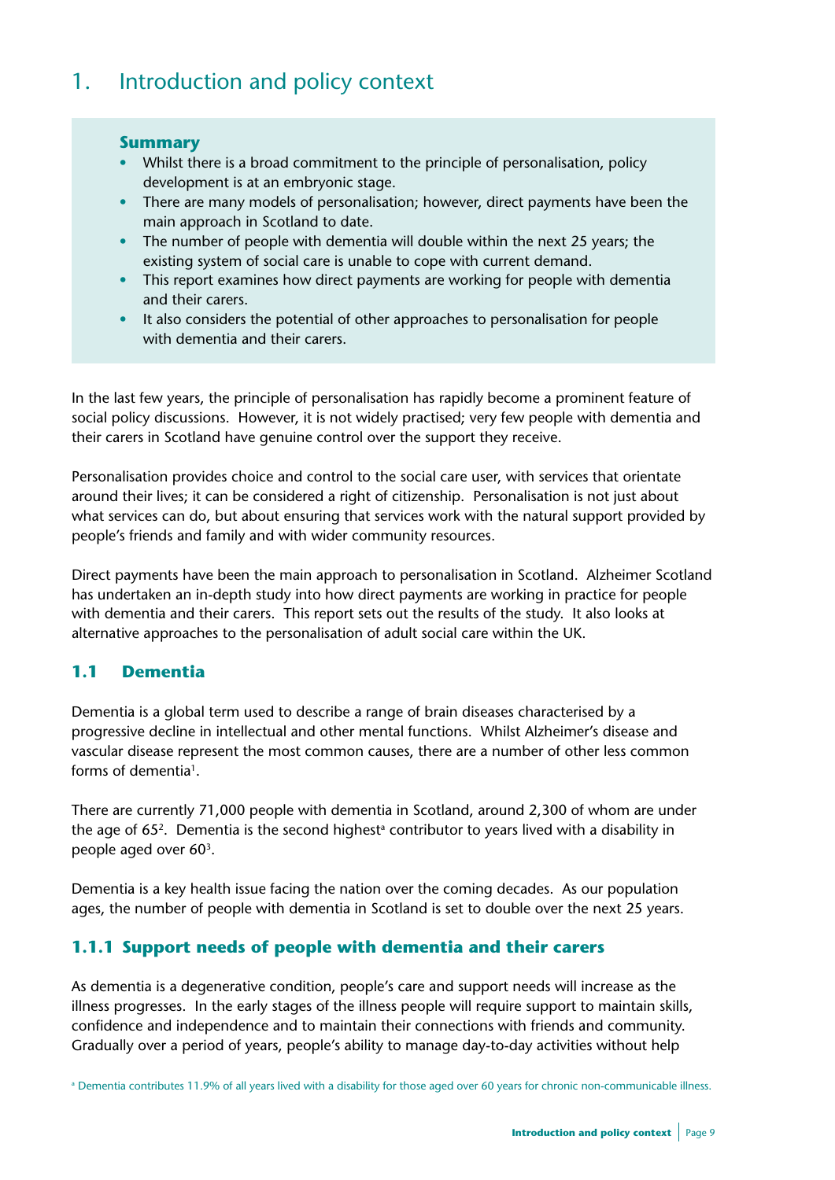# 1. Introduction and policy context

**Summary**

- Whilst there is a broad commitment to the principle of personalisation, policy development is at an embryonic stage.
- There are many models of personalisation; however, direct payments have been the main approach in Scotland to date.
- The number of people with dementia will double within the next 25 years; the existing system of social care is unable to cope with current demand.
- This report examines how direct payments are working for people with dementia and their carers.
- It also considers the potential of other approaches to personalisation for people with dementia and their carers.

In the last few years, the principle of personalisation has rapidly become a prominent feature of social policy discussions. However, it is not widely practised; very few people with dementia and their carers in Scotland have genuine control over the support they receive.

Personalisation provides choice and control to the social care user, with services that orientate around their lives; it can be considered a right of citizenship. Personalisation is not just about what services can do, but about ensuring that services work with the natural support provided by people's friends and family and with wider community resources.

Direct payments have been the main approach to personalisation in Scotland. Alzheimer Scotland has undertaken an in-depth study into how direct payments are working in practice for people with dementia and their carers. This report sets out the results of the study. It also looks at alternative approaches to the personalisation of adult social care within the UK.

## 1.1 Dementia

Dementia is a global term used to describe a range of brain diseases characterised by a progressive decline in intellectual and other mental functions. Whilst Alzheimer's disease and vascular disease represent the most common causes, there are a number of other less common forms of dementia[1].

There are currently 71,000 people with dementia in Scotland, around 2,300 of whom are under the age of 65[2]. Dementia is the second highest[a] contributor to years lived with a disability in people aged over 60[3].

Dementia is a key health issue facing the nation over the coming decades. As our population ages, the number of people with dementia in Scotland is set to double over the next 25 years.

### 1.1.1 Support needs of people with dementia and their carers

As dementia is a degenerative condition, people's care and support needs will increase as the illness progresses. In the early stages of the illness people will require support to maintain skills, confidence and independence and to maintain their connections with friends and community. Gradually over a period of years, people's ability to manage day-to-day activities without help

[a] Dementia contributes 11.9% of all years lived with a disability for those aged over 60 years for chronic non-communicable illness.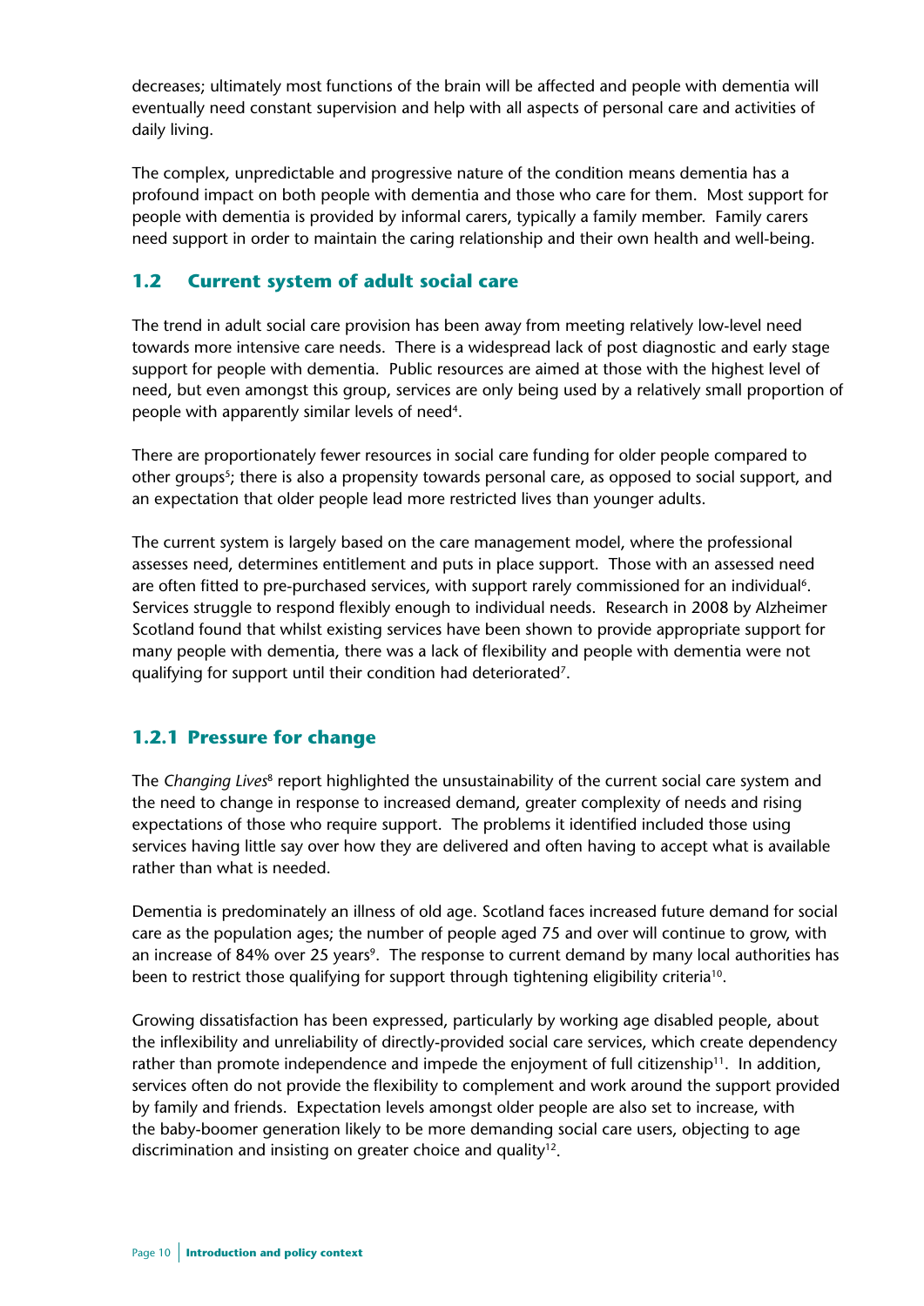decreases; ultimately most functions of the brain will be affected and people with dementia will eventually need constant supervision and help with all aspects of personal care and activities of daily living.

The complex, unpredictable and progressive nature of the condition means dementia has a profound impact on both people with dementia and those who care for them. Most support for people with dementia is provided by informal carers, typically a family member. Family carers need support in order to maintain the caring relationship and their own health and well-being.

## 1.2 Current system of adult social care

The trend in adult social care provision has been away from meeting relatively low-level need towards more intensive care needs. There is a widespread lack of post diagnostic and early stage support for people with dementia. Public resources are aimed at those with the highest level of need, but even amongst this group, services are only being used by a relatively small proportion of people with apparently similar levels of need[4].

There are proportionately fewer resources in social care funding for older people compared to other groups[5]; there is also a propensity towards personal care, as opposed to social support, and an expectation that older people lead more restricted lives than younger adults.

The current system is largely based on the care management model, where the professional assesses need, determines entitlement and puts in place support. Those with an assessed need are often fitted to pre-purchased services, with support rarely commissioned for an individual[6]. Services struggle to respond flexibly enough to individual needs. Research in 2008 by Alzheimer Scotland found that whilst existing services have been shown to provide appropriate support for many people with dementia, there was a lack of flexibility and people with dementia were not qualifying for support until their condition had deteriorated[7].

### 1.2.1 Pressure for change

The *Changing Lives*[8] report highlighted the unsustainability of the current social care system and the need to change in response to increased demand, greater complexity of needs and rising expectations of those who require support. The problems it identified included those using services having little say over how they are delivered and often having to accept what is available rather than what is needed.

Dementia is predominately an illness of old age. Scotland faces increased future demand for social care as the population ages; the number of people aged 75 and over will continue to grow, with an increase of 84% over 25 years[9]. The response to current demand by many local authorities has been to restrict those qualifying for support through tightening eligibility criteria[10].

Growing dissatisfaction has been expressed, particularly by working age disabled people, about the inflexibility and unreliability of directly-provided social care services, which create dependency rather than promote independence and impede the enjoyment of full citizenship[11]. In addition, services often do not provide the flexibility to complement and work around the support provided by family and friends. Expectation levels amongst older people are also set to increase, with the baby-boomer generation likely to be more demanding social care users, objecting to age discrimination and insisting on greater choice and quality[12].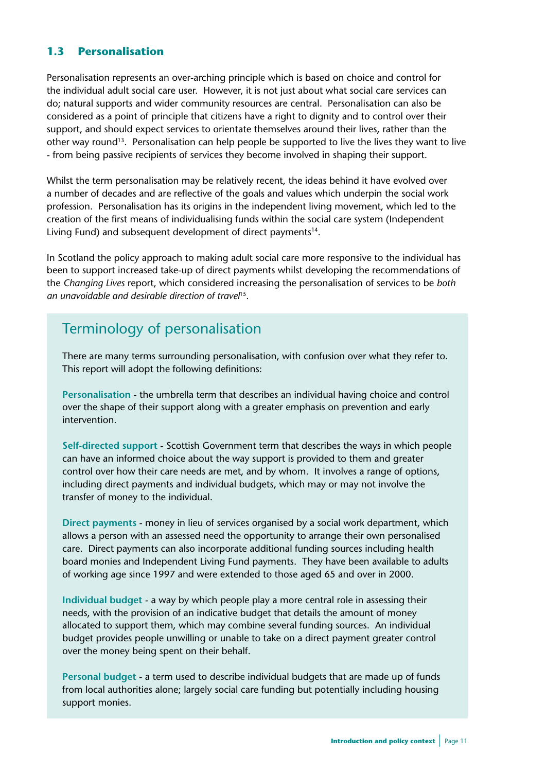## 1.3 Personalisation

Personalisation represents an over-arching principle which is based on choice and control for the individual adult social care user. However, it is not just about what social care services can do; natural supports and wider community resources are central. Personalisation can also be considered as a point of principle that citizens have a right to dignity and to control over their support, and should expect services to orientate themselves around their lives, rather than the other way round[13]. Personalisation can help people be supported to live the lives they want to live - from being passive recipients of services they become involved in shaping their support.

Whilst the term personalisation may be relatively recent, the ideas behind it have evolved over a number of decades and are reflective of the goals and values which underpin the social work profession. Personalisation has its origins in the independent living movement, which led to the creation of the first means of individualising funds within the social care system (Independent Living Fund) and subsequent development of direct payments[14].

In Scotland the policy approach to making adult social care more responsive to the individual has been to support increased take-up of direct payments whilst developing the recommendations of the *Changing Lives* report, which considered increasing the personalisation of services to be *both an unavoidable and desirable direction of travel*[15].

### Terminology of personalisation

There are many terms surrounding personalisation, with confusion over what they refer to. This report will adopt the following definitions:

**Personalisation** - the umbrella term that describes an individual having choice and control over the shape of their support along with a greater emphasis on prevention and early intervention.

**Self-directed support** - Scottish Government term that describes the ways in which people can have an informed choice about the way support is provided to them and greater control over how their care needs are met, and by whom. It involves a range of options, including direct payments and individual budgets, which may or may not involve the transfer of money to the individual.

**Direct payments** - money in lieu of services organised by a social work department, which allows a person with an assessed need the opportunity to arrange their own personalised care. Direct payments can also incorporate additional funding sources including health board monies and Independent Living Fund payments. They have been available to adults of working age since 1997 and were extended to those aged 65 and over in 2000.

**Individual budget** - a way by which people play a more central role in assessing their needs, with the provision of an indicative budget that details the amount of money allocated to support them, which may combine several funding sources. An individual budget provides people unwilling or unable to take on a direct payment greater control over the money being spent on their behalf.

**Personal budget** - a term used to describe individual budgets that are made up of funds from local authorities alone; largely social care funding but potentially including housing support monies.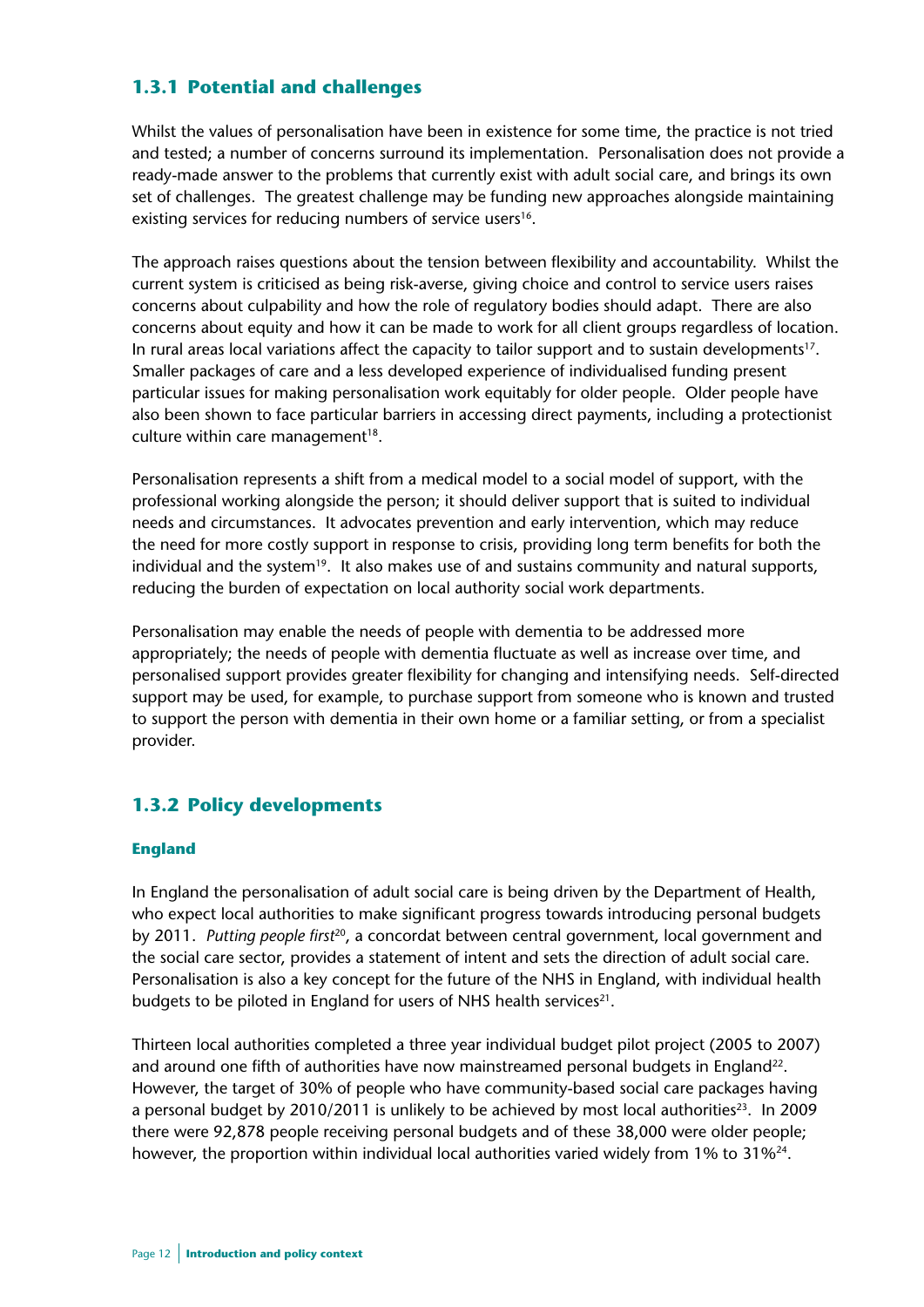### 1.3.1 Potential and challenges

Whilst the values of personalisation have been in existence for some time, the practice is not tried and tested; a number of concerns surround its implementation. Personalisation does not provide a ready-made answer to the problems that currently exist with adult social care, and brings its own set of challenges. The greatest challenge may be funding new approaches alongside maintaining existing services for reducing numbers of service users[16].

The approach raises questions about the tension between flexibility and accountability. Whilst the current system is criticised as being risk-averse, giving choice and control to service users raises concerns about culpability and how the role of regulatory bodies should adapt. There are also concerns about equity and how it can be made to work for all client groups regardless of location. In rural areas local variations affect the capacity to tailor support and to sustain developments[17]. Smaller packages of care and a less developed experience of individualised funding present particular issues for making personalisation work equitably for older people. Older people have also been shown to face particular barriers in accessing direct payments, including a protectionist culture within care management[18].

Personalisation represents a shift from a medical model to a social model of support, with the professional working alongside the person; it should deliver support that is suited to individual needs and circumstances. It advocates prevention and early intervention, which may reduce the need for more costly support in response to crisis, providing long term benefits for both the individual and the system[19]. It also makes use of and sustains community and natural supports, reducing the burden of expectation on local authority social work departments.

Personalisation may enable the needs of people with dementia to be addressed more appropriately; the needs of people with dementia fluctuate as well as increase over time, and personalised support provides greater flexibility for changing and intensifying needs. Self-directed support may be used, for example, to purchase support from someone who is known and trusted to support the person with dementia in their own home or a familiar setting, or from a specialist provider.

### 1.3.2 Policy developments

#### England

In England the personalisation of adult social care is being driven by the Department of Health, who expect local authorities to make significant progress towards introducing personal budgets by 2011. *Putting people first*[20], a concordat between central government, local government and the social care sector, provides a statement of intent and sets the direction of adult social care. Personalisation is also a key concept for the future of the NHS in England, with individual health budgets to be piloted in England for users of NHS health services[21].

Thirteen local authorities completed a three year individual budget pilot project (2005 to 2007) and around one fifth of authorities have now mainstreamed personal budgets in England[22]. However, the target of 30% of people who have community-based social care packages having a personal budget by 2010/2011 is unlikely to be achieved by most local authorities[23]. In 2009 there were 92,878 people receiving personal budgets and of these 38,000 were older people; however, the proportion within individual local authorities varied widely from 1% to 31%[24].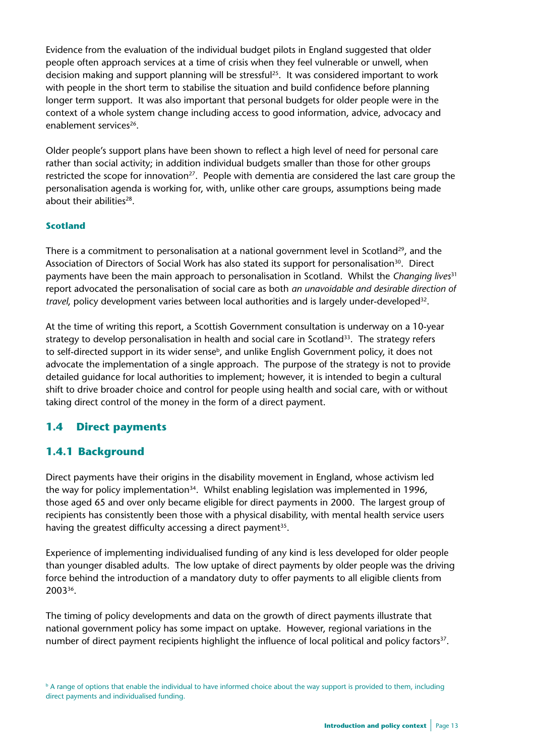Evidence from the evaluation of the individual budget pilots in England suggested that older people often approach services at a time of crisis when they feel vulnerable or unwell, when decision making and support planning will be stressful[25]. It was considered important to work with people in the short term to stabilise the situation and build confidence before planning longer term support. It was also important that personal budgets for older people were in the context of a whole system change including access to good information, advice, advocacy and enablement services[26].

Older people's support plans have been shown to reflect a high level of need for personal care rather than social activity; in addition individual budgets smaller than those for other groups restricted the scope for innovation[27]. People with dementia are considered the last care group the personalisation agenda is working for, with, unlike other care groups, assumptions being made about their abilities[28].

#### Scotland

There is a commitment to personalisation at a national government level in Scotland[29], and the Association of Directors of Social Work has also stated its support for personalisation[30]. Direct payments have been the main approach to personalisation in Scotland. Whilst the *Changing lives*[31] report advocated the personalisation of social care as both *an unavoidable and desirable direction of travel*, policy development varies between local authorities and is largely under-developed[32].

At the time of writing this report, a Scottish Government consultation is underway on a 10-year strategy to develop personalisation in health and social care in Scotland[33]. The strategy refers to self-directed support in its wider sense[b], and unlike English Government policy, it does not advocate the implementation of a single approach. The purpose of the strategy is not to provide detailed guidance for local authorities to implement; however, it is intended to begin a cultural shift to drive broader choice and control for people using health and social care, with or without taking direct control of the money in the form of a direct payment.

## 1.4 Direct payments

### 1.4.1 Background

Direct payments have their origins in the disability movement in England, whose activism led the way for policy implementation[34]. Whilst enabling legislation was implemented in 1996, those aged 65 and over only became eligible for direct payments in 2000. The largest group of recipients has consistently been those with a physical disability, with mental health service users having the greatest difficulty accessing a direct payment[35].

Experience of implementing individualised funding of any kind is less developed for older people than younger disabled adults. The low uptake of direct payments by older people was the driving force behind the introduction of a mandatory duty to offer payments to all eligible clients from 2003[36].

The timing of policy developments and data on the growth of direct payments illustrate that national government policy has some impact on uptake. However, regional variations in the number of direct payment recipients highlight the influence of local political and policy factors[37].

[b] A range of options that enable the individual to have informed choice about the way support is provided to them, including direct payments and individualised funding.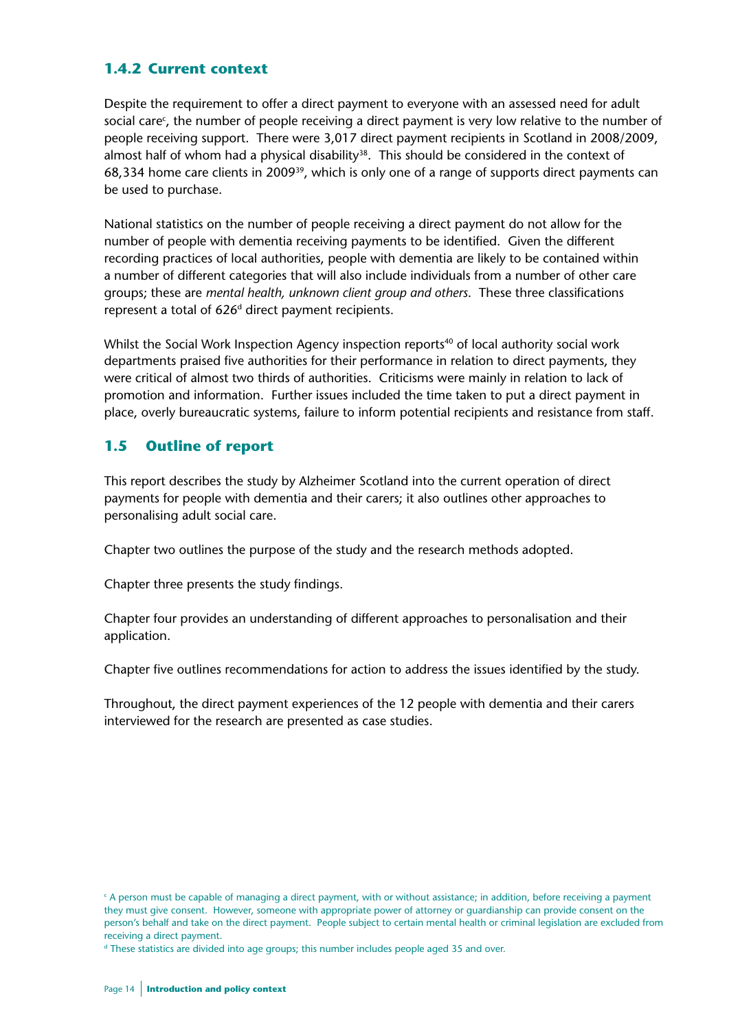### 1.4.2 Current context

Despite the requirement to offer a direct payment to everyone with an assessed need for adult social care[c], the number of people receiving a direct payment is very low relative to the number of people receiving support. There were 3,017 direct payment recipients in Scotland in 2008/2009, almost half of whom had a physical disability[38]. This should be considered in the context of 68,334 home care clients in 2009[39], which is only one of a range of supports direct payments can be used to purchase.

National statistics on the number of people receiving a direct payment do not allow for the number of people with dementia receiving payments to be identified. Given the different recording practices of local authorities, people with dementia are likely to be contained within a number of different categories that will also include individuals from a number of other care groups; these are *mental health, unknown client group and others*. These three classifications represent a total of 626[d] direct payment recipients.

Whilst the Social Work Inspection Agency inspection reports[40] of local authority social work departments praised five authorities for their performance in relation to direct payments, they were critical of almost two thirds of authorities. Criticisms were mainly in relation to lack of promotion and information. Further issues included the time taken to put a direct payment in place, overly bureaucratic systems, failure to inform potential recipients and resistance from staff.

## 1.5 Outline of report

This report describes the study by Alzheimer Scotland into the current operation of direct payments for people with dementia and their carers; it also outlines other approaches to personalising adult social care.

Chapter two outlines the purpose of the study and the research methods adopted.

Chapter three presents the study findings.

Chapter four provides an understanding of different approaches to personalisation and their application.

Chapter five outlines recommendations for action to address the issues identified by the study.

Throughout, the direct payment experiences of the 12 people with dementia and their carers interviewed for the research are presented as case studies.

[c] A person must be capable of managing a direct payment, with or without assistance; in addition, before receiving a payment they must give consent. However, someone with appropriate power of attorney or guardianship can provide consent on the person's behalf and take on the direct payment. People subject to certain mental health or criminal legislation are excluded from receiving a direct payment.

[d] These statistics are divided into age groups; this number includes people aged 35 and over.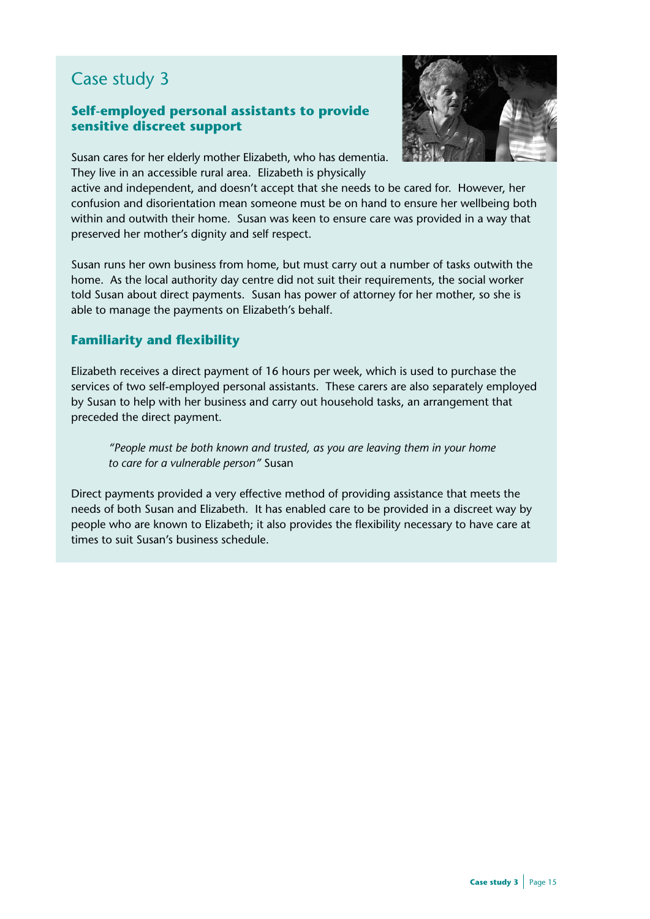# Case study 3

### Self-employed personal assistants to provide sensitive discreet support

Susan cares for her elderly mother Elizabeth, who has dementia. They live in an accessible rural area. Elizabeth is physically active and independent, and doesn't accept that she needs to be cared for. However, her confusion and disorientation mean someone must be on hand to ensure her wellbeing both within and outwith their home. Susan was keen to ensure care was provided in a way that preserved her mother's dignity and self respect.

Susan runs her own business from home, but must carry out a number of tasks outwith the home. As the local authority day centre did not suit their requirements, the social worker told Susan about direct payments. Susan has power of attorney for her mother, so she is able to manage the payments on Elizabeth's behalf.

### Familiarity and flexibility

Elizabeth receives a direct payment of 16 hours per week, which is used to purchase the services of two self-employed personal assistants. These carers are also separately employed by Susan to help with her business and carry out household tasks, an arrangement that preceded the direct payment.

> *"People must be both known and trusted, as you are leaving them in your home to care for a vulnerable person"* Susan

Direct payments provided a very effective method of providing assistance that meets the needs of both Susan and Elizabeth. It has enabled care to be provided in a discreet way by people who are known to Elizabeth; it also provides the flexibility necessary to have care at times to suit Susan's business schedule.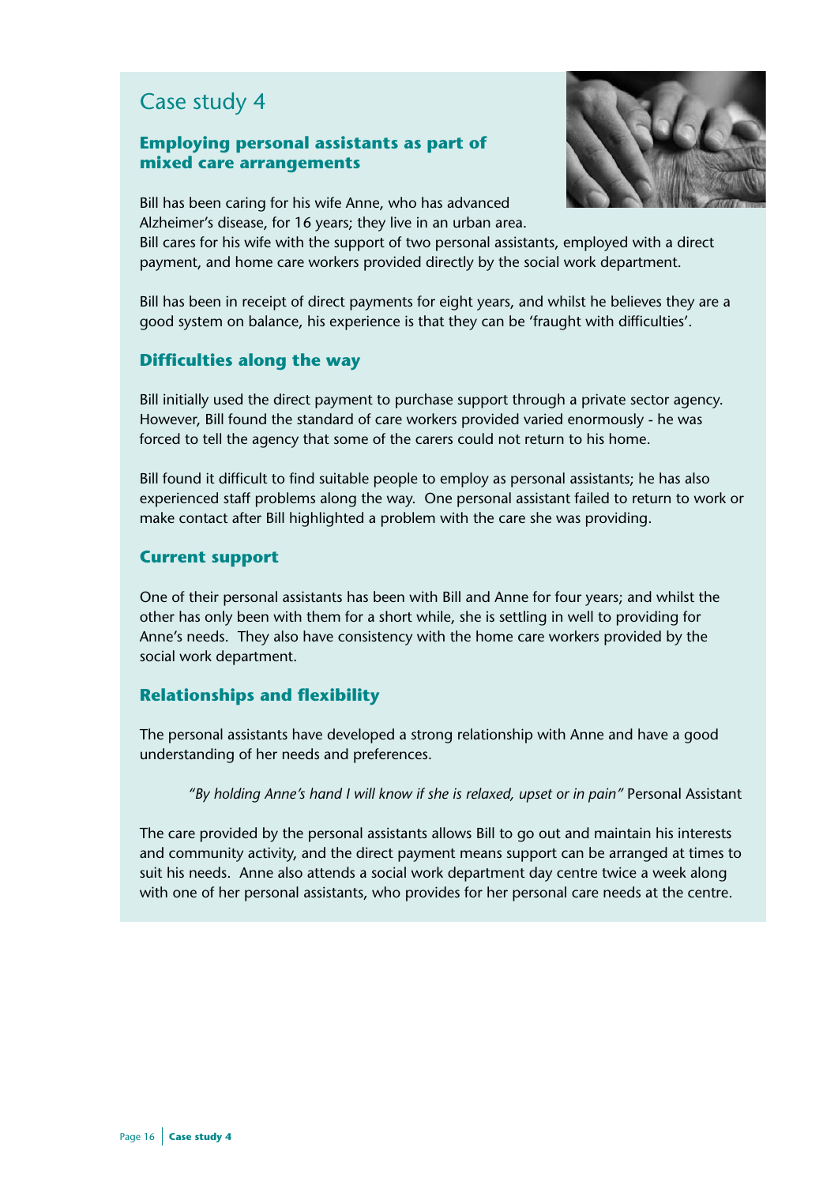# Case study 4

## Employing personal assistants as part of mixed care arrangements

Bill has been caring for his wife Anne, who has advanced Alzheimer's disease, for 16 years; they live in an urban area. Bill cares for his wife with the support of two personal assistants, employed with a direct payment, and home care workers provided directly by the social work department.

Bill has been in receipt of direct payments for eight years, and whilst he believes they are a good system on balance, his experience is that they can be 'fraught with difficulties'.

## Difficulties along the way

Bill initially used the direct payment to purchase support through a private sector agency. However, Bill found the standard of care workers provided varied enormously - he was forced to tell the agency that some of the carers could not return to his home.

Bill found it difficult to find suitable people to employ as personal assistants; he has also experienced staff problems along the way. One personal assistant failed to return to work or make contact after Bill highlighted a problem with the care she was providing.

## Current support

One of their personal assistants has been with Bill and Anne for four years; and whilst the other has only been with them for a short while, she is settling in well to providing for Anne's needs. They also have consistency with the home care workers provided by the social work department.

## Relationships and flexibility

The personal assistants have developed a strong relationship with Anne and have a good understanding of her needs and preferences.

> *"By holding Anne's hand I will know if she is relaxed, upset or in pain"* Personal Assistant

The care provided by the personal assistants allows Bill to go out and maintain his interests and community activity, and the direct payment means support can be arranged at times to suit his needs. Anne also attends a social work department day centre twice a week along with one of her personal assistants, who provides for her personal care needs at the centre.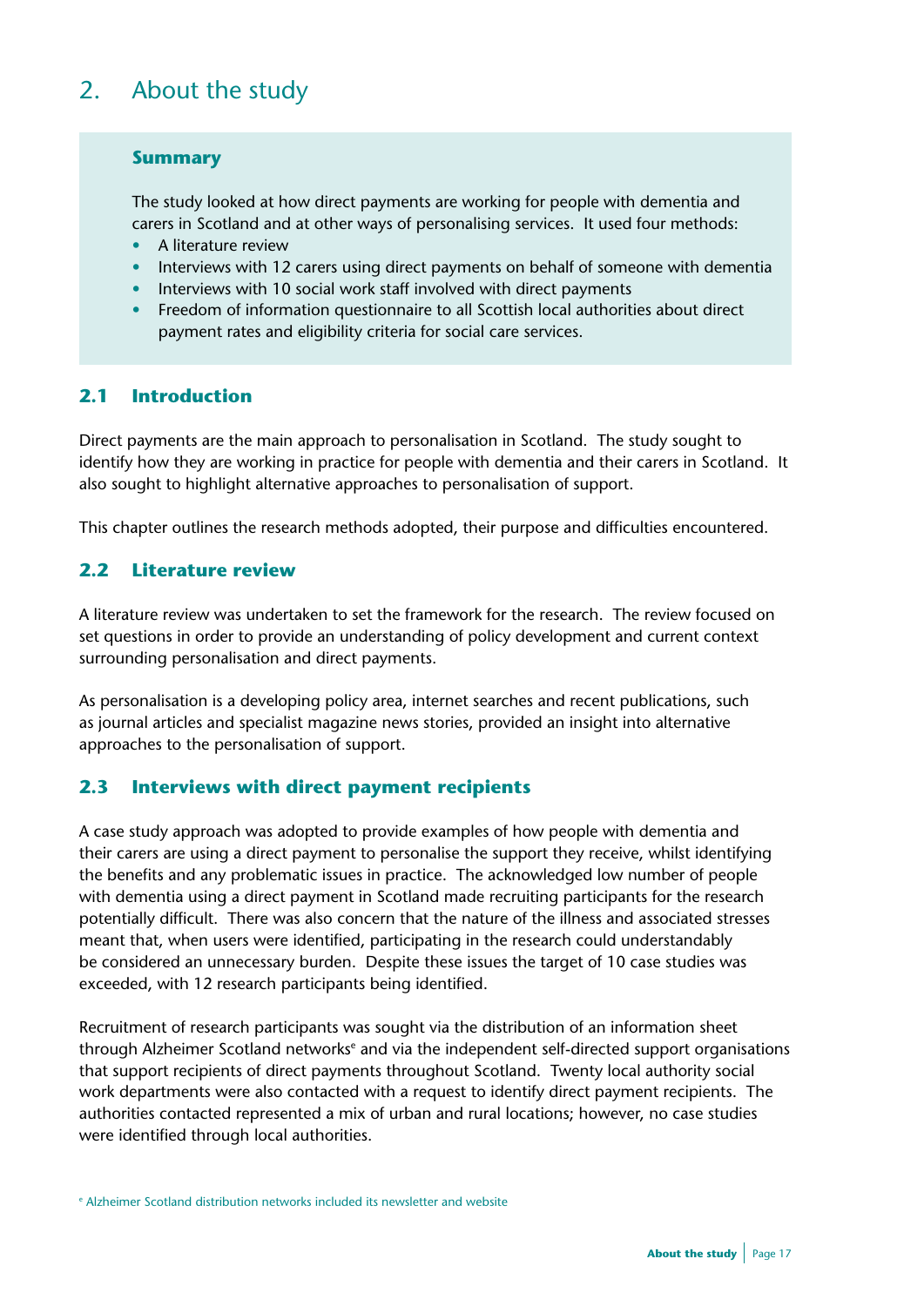# 2. About the study

**Summary**

The study looked at how direct payments are working for people with dementia and carers in Scotland and at other ways of personalising services. It used four methods:

- A literature review
- Interviews with 12 carers using direct payments on behalf of someone with dementia
- Interviews with 10 social work staff involved with direct payments
- Freedom of information questionnaire to all Scottish local authorities about direct payment rates and eligibility criteria for social care services.

## 2.1 Introduction

Direct payments are the main approach to personalisation in Scotland. The study sought to identify how they are working in practice for people with dementia and their carers in Scotland. It also sought to highlight alternative approaches to personalisation of support.

This chapter outlines the research methods adopted, their purpose and difficulties encountered.

## 2.2 Literature review

A literature review was undertaken to set the framework for the research. The review focused on set questions in order to provide an understanding of policy development and current context surrounding personalisation and direct payments.

As personalisation is a developing policy area, internet searches and recent publications, such as journal articles and specialist magazine news stories, provided an insight into alternative approaches to the personalisation of support.

## 2.3 Interviews with direct payment recipients

A case study approach was adopted to provide examples of how people with dementia and their carers are using a direct payment to personalise the support they receive, whilst identifying the benefits and any problematic issues in practice. The acknowledged low number of people with dementia using a direct payment in Scotland made recruiting participants for the research potentially difficult. There was also concern that the nature of the illness and associated stresses meant that, when users were identified, participating in the research could understandably be considered an unnecessary burden. Despite these issues the target of 10 case studies was exceeded, with 12 research participants being identified.

Recruitment of research participants was sought via the distribution of an information sheet through Alzheimer Scotland networks[e] and via the independent self-directed support organisations that support recipients of direct payments throughout Scotland. Twenty local authority social work departments were also contacted with a request to identify direct payment recipients. The authorities contacted represented a mix of urban and rural locations; however, no case studies were identified through local authorities.

[e] Alzheimer Scotland distribution networks included its newsletter and website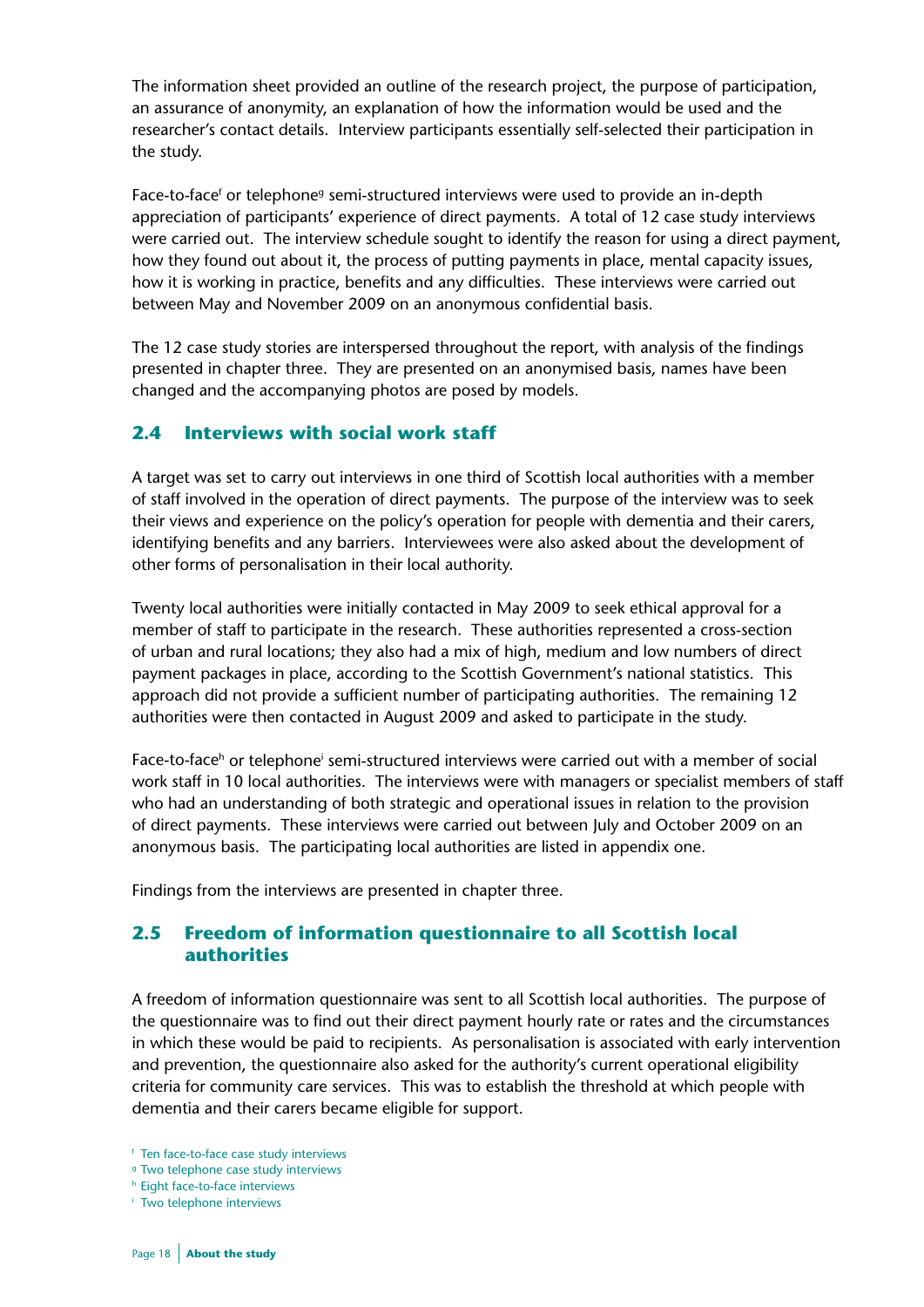The information sheet provided an outline of the research project, the purpose of participation, an assurance of anonymity, an explanation of how the information would be used and the researcher's contact details. Interview participants essentially self-selected their participation in the study.

Face-to-face[f] or telephone[g] semi-structured interviews were used to provide an in-depth appreciation of participants' experience of direct payments. A total of 12 case study interviews were carried out. The interview schedule sought to identify the reason for using a direct payment, how they found out about it, the process of putting payments in place, mental capacity issues, how it is working in practice, benefits and any difficulties. These interviews were carried out between May and November 2009 on an anonymous confidential basis.

The 12 case study stories are interspersed throughout the report, with analysis of the findings presented in chapter three. They are presented on an anonymised basis, names have been changed and the accompanying photos are posed by models.

## 2.4 Interviews with social work staff

A target was set to carry out interviews in one third of Scottish local authorities with a member of staff involved in the operation of direct payments. The purpose of the interview was to seek their views and experience on the policy's operation for people with dementia and their carers, identifying benefits and any barriers. Interviewees were also asked about the development of other forms of personalisation in their local authority.

Twenty local authorities were initially contacted in May 2009 to seek ethical approval for a member of staff to participate in the research. These authorities represented a cross-section of urban and rural locations; they also had a mix of high, medium and low numbers of direct payment packages in place, according to the Scottish Government's national statistics. This approach did not provide a sufficient number of participating authorities. The remaining 12 authorities were then contacted in August 2009 and asked to participate in the study.

Face-to-face[h] or telephone[i] semi-structured interviews were carried out with a member of social work staff in 10 local authorities. The interviews were with managers or specialist members of staff who had an understanding of both strategic and operational issues in relation to the provision of direct payments. These interviews were carried out between July and October 2009 on an anonymous basis. The participating local authorities are listed in appendix one.

Findings from the interviews are presented in chapter three.

## 2.5 Freedom of information questionnaire to all Scottish local authorities

A freedom of information questionnaire was sent to all Scottish local authorities. The purpose of the questionnaire was to find out their direct payment hourly rate or rates and the circumstances in which these would be paid to recipients. As personalisation is associated with early intervention and prevention, the questionnaire also asked for the authority's current operational eligibility criteria for community care services. This was to establish the threshold at which people with dementia and their carers became eligible for support.

[f] Ten face-to-face case study interviews
[g] Two telephone case study interviews
[h] Eight face-to-face interviews
[i] Two telephone interviews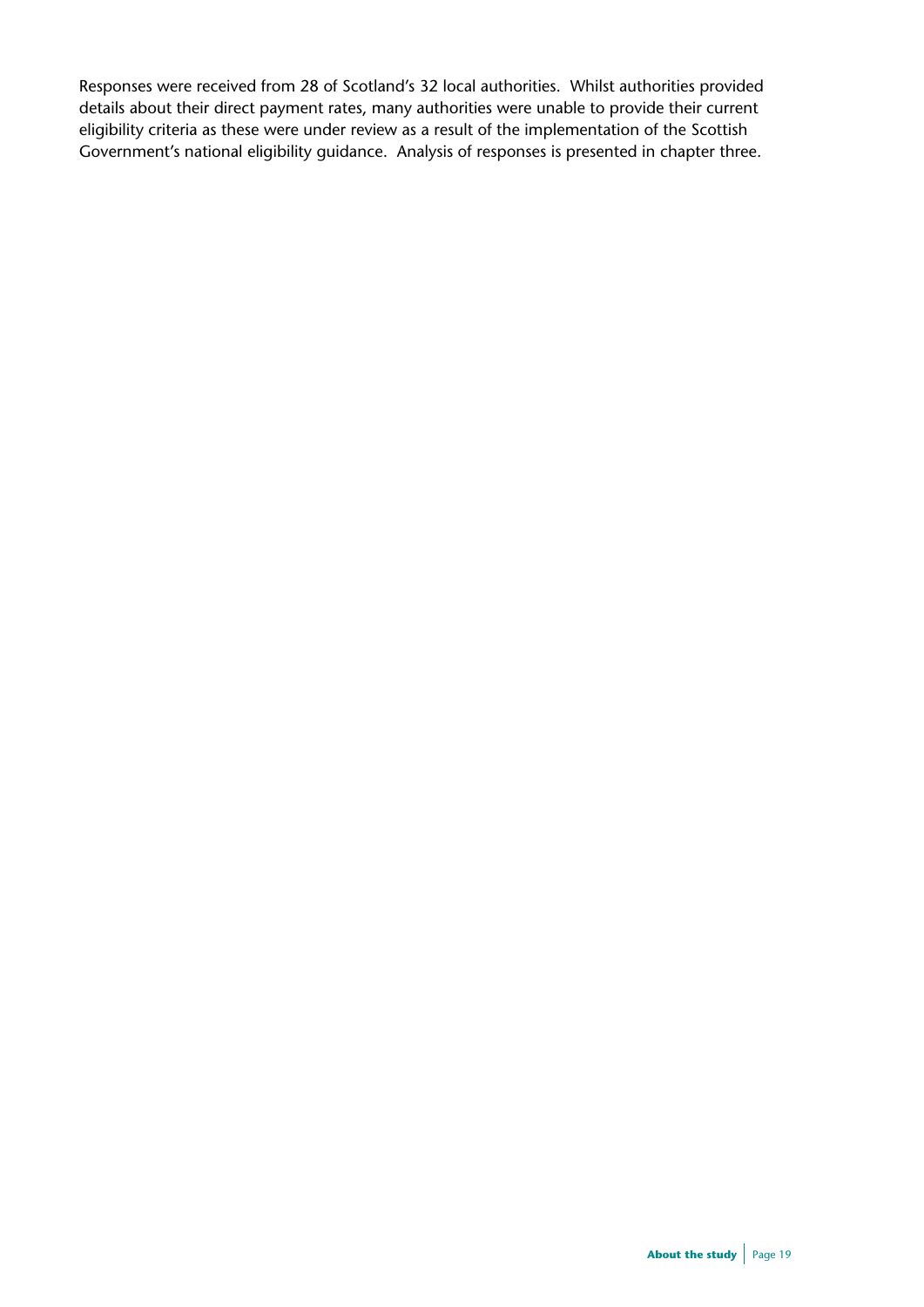Responses were received from 28 of Scotland's 32 local authorities. Whilst authorities provided details about their direct payment rates, many authorities were unable to provide their current eligibility criteria as these were under review as a result of the implementation of the Scottish Government's national eligibility guidance. Analysis of responses is presented in chapter three.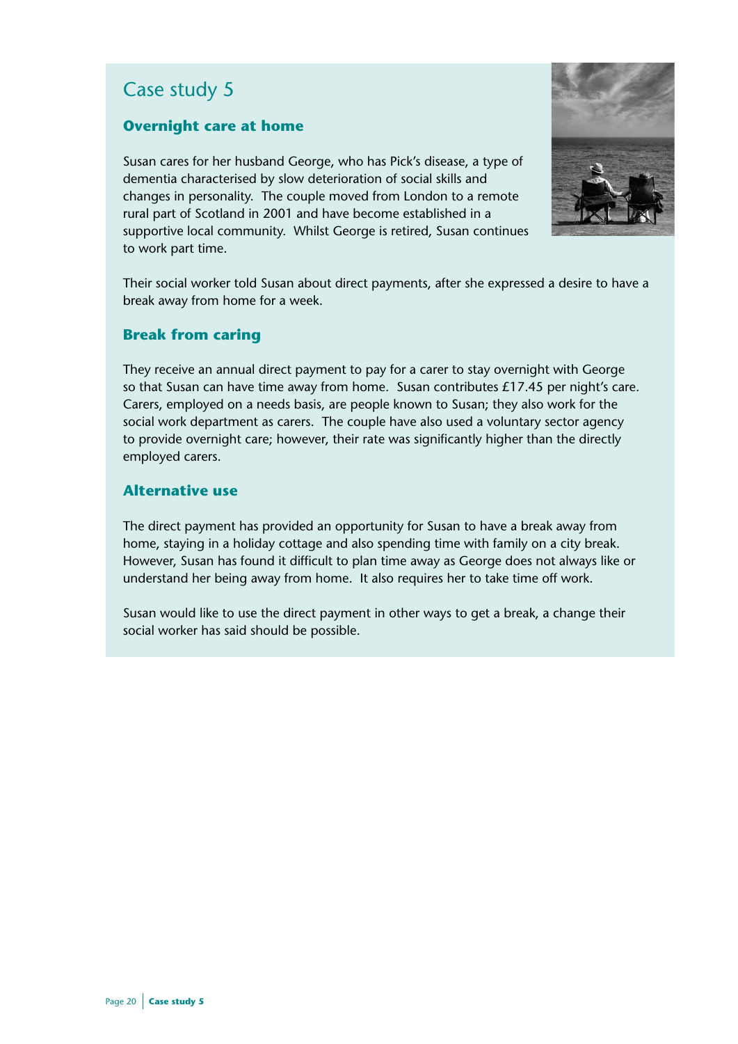# Case study 5

## Overnight care at home

Susan cares for her husband George, who has Pick's disease, a type of dementia characterised by slow deterioration of social skills and changes in personality. The couple moved from London to a remote rural part of Scotland in 2001 and have become established in a supportive local community. Whilst George is retired, Susan continues to work part time.

Their social worker told Susan about direct payments, after she expressed a desire to have a break away from home for a week.

## Break from caring

They receive an annual direct payment to pay for a carer to stay overnight with George so that Susan can have time away from home. Susan contributes £17.45 per night's care. Carers, employed on a needs basis, are people known to Susan; they also work for the social work department as carers. The couple have also used a voluntary sector agency to provide overnight care; however, their rate was significantly higher than the directly employed carers.

## Alternative use

The direct payment has provided an opportunity for Susan to have a break away from home, staying in a holiday cottage and also spending time with family on a city break. However, Susan has found it difficult to plan time away as George does not always like or understand her being away from home. It also requires her to take time off work.

Susan would like to use the direct payment in other ways to get a break, a change their social worker has said should be possible.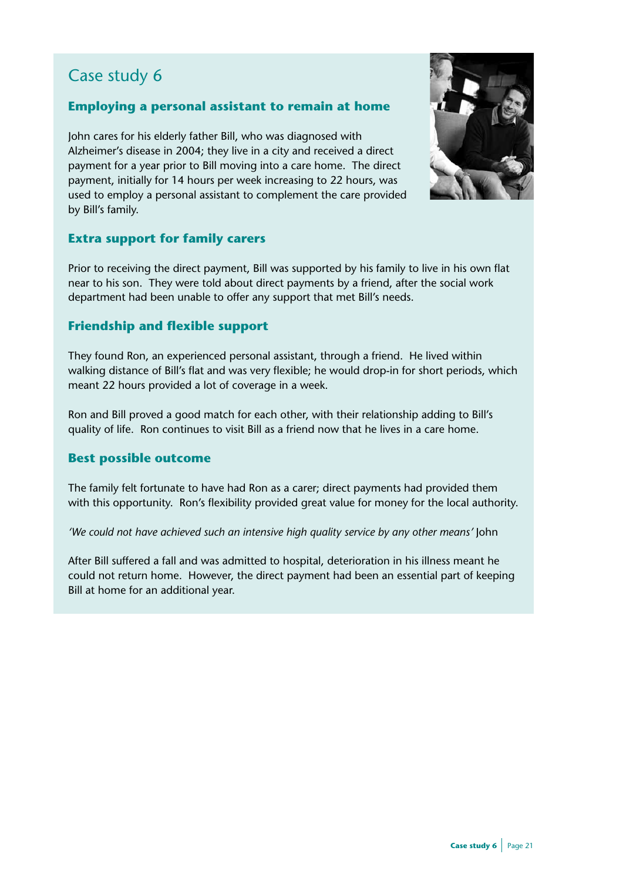# Case study 6

## Employing a personal assistant to remain at home

John cares for his elderly father Bill, who was diagnosed with Alzheimer's disease in 2004; they live in a city and received a direct payment for a year prior to Bill moving into a care home. The direct payment, initially for 14 hours per week increasing to 22 hours, was used to employ a personal assistant to complement the care provided by Bill's family.

## Extra support for family carers

Prior to receiving the direct payment, Bill was supported by his family to live in his own flat near to his son. They were told about direct payments by a friend, after the social work department had been unable to offer any support that met Bill's needs.

## Friendship and flexible support

They found Ron, an experienced personal assistant, through a friend. He lived within walking distance of Bill's flat and was very flexible; he would drop-in for short periods, which meant 22 hours provided a lot of coverage in a week.

Ron and Bill proved a good match for each other, with their relationship adding to Bill's quality of life. Ron continues to visit Bill as a friend now that he lives in a care home.

## Best possible outcome

The family felt fortunate to have had Ron as a carer; direct payments had provided them with this opportunity. Ron's flexibility provided great value for money for the local authority.

*'We could not have achieved such an intensive high quality service by any other means'* John

After Bill suffered a fall and was admitted to hospital, deterioration in his illness meant he could not return home. However, the direct payment had been an essential part of keeping Bill at home for an additional year.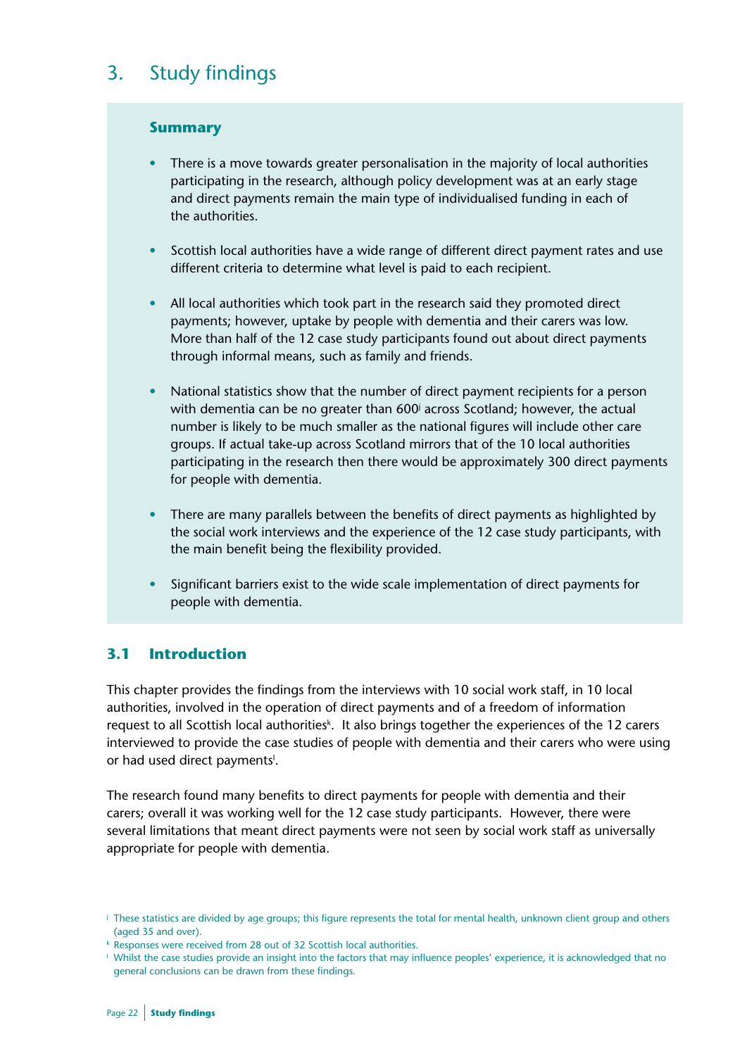# 3. Study findings

**Summary**

- There is a move towards greater personalisation in the majority of local authorities participating in the research, although policy development was at an early stage and direct payments remain the main type of individualised funding in each of the authorities.
- Scottish local authorities have a wide range of different direct payment rates and use different criteria to determine what level is paid to each recipient.
- All local authorities which took part in the research said they promoted direct payments; however, uptake by people with dementia and their carers was low. More than half of the 12 case study participants found out about direct payments through informal means, such as family and friends.
- National statistics show that the number of direct payment recipients for a person with dementia can be no greater than 600[j] across Scotland; however, the actual number is likely to be much smaller as the national figures will include other care groups. If actual take-up across Scotland mirrors that of the 10 local authorities participating in the research then there would be approximately 300 direct payments for people with dementia.
- There are many parallels between the benefits of direct payments as highlighted by the social work interviews and the experience of the 12 case study participants, with the main benefit being the flexibility provided.
- Significant barriers exist to the wide scale implementation of direct payments for people with dementia.

## 3.1 Introduction

This chapter provides the findings from the interviews with 10 social work staff, in 10 local authorities, involved in the operation of direct payments and of a freedom of information request to all Scottish local authorities[k]. It also brings together the experiences of the 12 carers interviewed to provide the case studies of people with dementia and their carers who were using or had used direct payments[l].

The research found many benefits to direct payments for people with dementia and their carers; overall it was working well for the 12 case study participants. However, there were several limitations that meant direct payments were not seen by social work staff as universally appropriate for people with dementia.

[j] These statistics are divided by age groups; this figure represents the total for mental health, unknown client group and others (aged 35 and over).

[k] Responses were received from 28 out of 32 Scottish local authorities.

[l] Whilst the case studies provide an insight into the factors that may influence peoples' experience, it is acknowledged that no general conclusions can be drawn from these findings.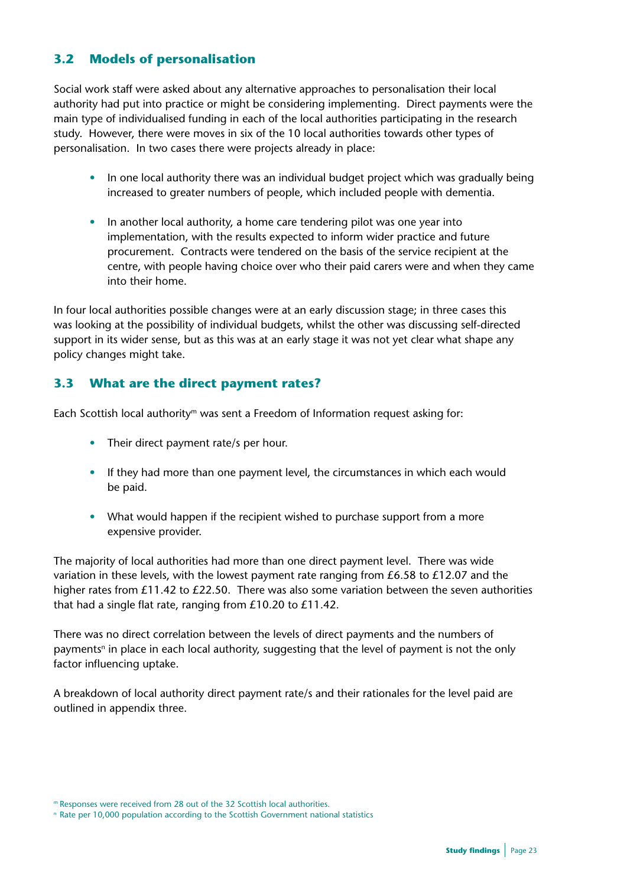## 3.2 Models of personalisation

Social work staff were asked about any alternative approaches to personalisation their local authority had put into practice or might be considering implementing. Direct payments were the main type of individualised funding in each of the local authorities participating in the research study. However, there were moves in six of the 10 local authorities towards other types of personalisation. In two cases there were projects already in place:

- In one local authority there was an individual budget project which was gradually being increased to greater numbers of people, which included people with dementia.
- In another local authority, a home care tendering pilot was one year into implementation, with the results expected to inform wider practice and future procurement. Contracts were tendered on the basis of the service recipient at the centre, with people having choice over who their paid carers were and when they came into their home.

In four local authorities possible changes were at an early discussion stage; in three cases this was looking at the possibility of individual budgets, whilst the other was discussing self-directed support in its wider sense, but as this was at an early stage it was not yet clear what shape any policy changes might take.

## 3.3 What are the direct payment rates?

Each Scottish local authority[m] was sent a Freedom of Information request asking for:

- Their direct payment rate/s per hour.
- If they had more than one payment level, the circumstances in which each would be paid.
- What would happen if the recipient wished to purchase support from a more expensive provider.

The majority of local authorities had more than one direct payment level. There was wide variation in these levels, with the lowest payment rate ranging from £6.58 to £12.07 and the higher rates from £11.42 to £22.50. There was also some variation between the seven authorities that had a single flat rate, ranging from £10.20 to £11.42.

There was no direct correlation between the levels of direct payments and the numbers of payments[n] in place in each local authority, suggesting that the level of payment is not the only factor influencing uptake.

A breakdown of local authority direct payment rate/s and their rationales for the level paid are outlined in appendix three.

[m] Responses were received from 28 out of the 32 Scottish local authorities.

[n] Rate per 10,000 population according to the Scottish Government national statistics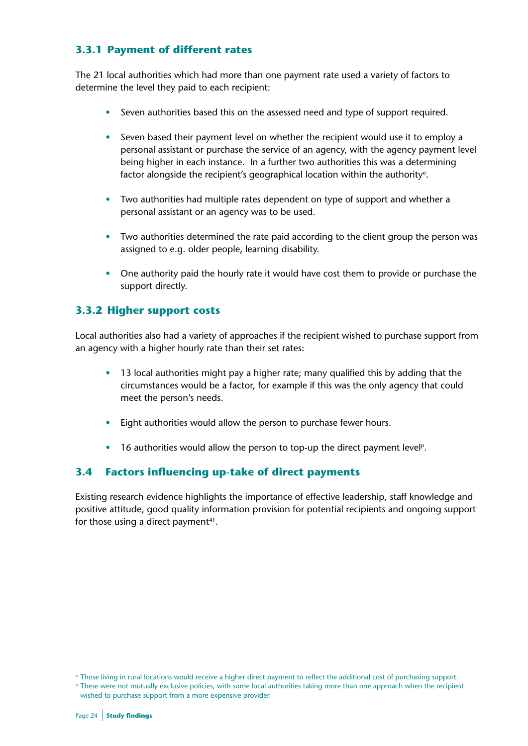### 3.3.1 Payment of different rates

The 21 local authorities which had more than one payment rate used a variety of factors to determine the level they paid to each recipient:

- Seven authorities based this on the assessed need and type of support required.
- Seven based their payment level on whether the recipient would use it to employ a personal assistant or purchase the service of an agency, with the agency payment level being higher in each instance. In a further two authorities this was a determining factor alongside the recipient's geographical location within the authority[o].
- Two authorities had multiple rates dependent on type of support and whether a personal assistant or an agency was to be used.
- Two authorities determined the rate paid according to the client group the person was assigned to e.g. older people, learning disability.
- One authority paid the hourly rate it would have cost them to provide or purchase the support directly.

### 3.3.2 Higher support costs

Local authorities also had a variety of approaches if the recipient wished to purchase support from an agency with a higher hourly rate than their set rates:

- 13 local authorities might pay a higher rate; many qualified this by adding that the circumstances would be a factor, for example if this was the only agency that could meet the person's needs.
- Eight authorities would allow the person to purchase fewer hours.
- 16 authorities would allow the person to top-up the direct payment level[p].

## 3.4 Factors influencing up-take of direct payments

Existing research evidence highlights the importance of effective leadership, staff knowledge and positive attitude, good quality information provision for potential recipients and ongoing support for those using a direct payment[41].

[o] Those living in rural locations would receive a higher direct payment to reflect the additional cost of purchasing support.

[p] These were not mutually exclusive policies, with some local authorities taking more than one approach when the recipient wished to purchase support from a more expensive provider.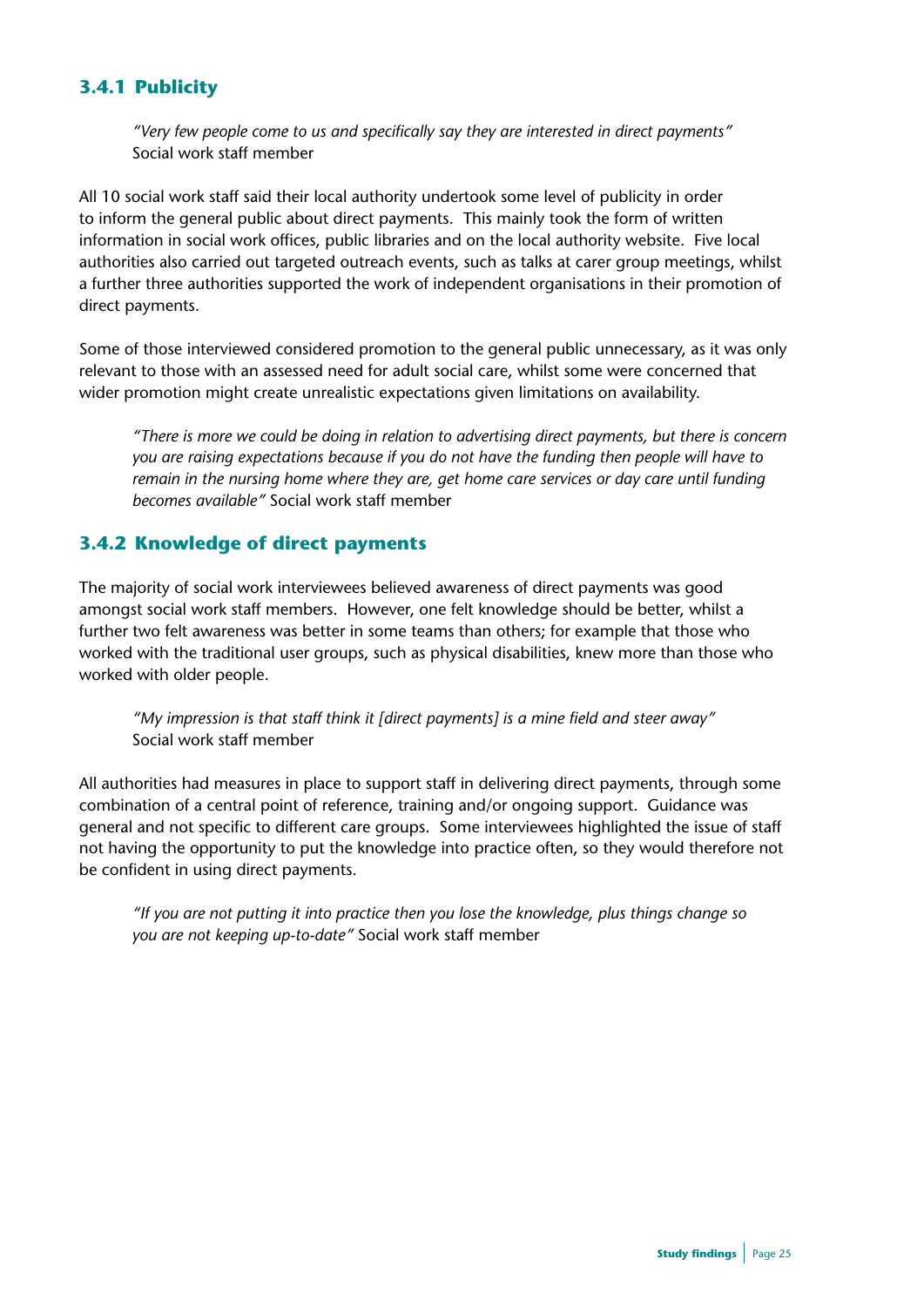### 3.4.1 Publicity

> *"Very few people come to us and specifically say they are interested in direct payments"* Social work staff member

All 10 social work staff said their local authority undertook some level of publicity in order to inform the general public about direct payments. This mainly took the form of written information in social work offices, public libraries and on the local authority website. Five local authorities also carried out targeted outreach events, such as talks at carer group meetings, whilst a further three authorities supported the work of independent organisations in their promotion of direct payments.

Some of those interviewed considered promotion to the general public unnecessary, as it was only relevant to those with an assessed need for adult social care, whilst some were concerned that wider promotion might create unrealistic expectations given limitations on availability.

> *"There is more we could be doing in relation to advertising direct payments, but there is concern you are raising expectations because if you do not have the funding then people will have to remain in the nursing home where they are, get home care services or day care until funding becomes available"* Social work staff member

### 3.4.2 Knowledge of direct payments

The majority of social work interviewees believed awareness of direct payments was good amongst social work staff members. However, one felt knowledge should be better, whilst a further two felt awareness was better in some teams than others; for example that those who worked with the traditional user groups, such as physical disabilities, knew more than those who worked with older people.

> *"My impression is that staff think it [direct payments] is a mine field and steer away"* Social work staff member

All authorities had measures in place to support staff in delivering direct payments, through some combination of a central point of reference, training and/or ongoing support. Guidance was general and not specific to different care groups. Some interviewees highlighted the issue of staff not having the opportunity to put the knowledge into practice often, so they would therefore not be confident in using direct payments.

> *"If you are not putting it into practice then you lose the knowledge, plus things change so you are not keeping up-to-date"* Social work staff member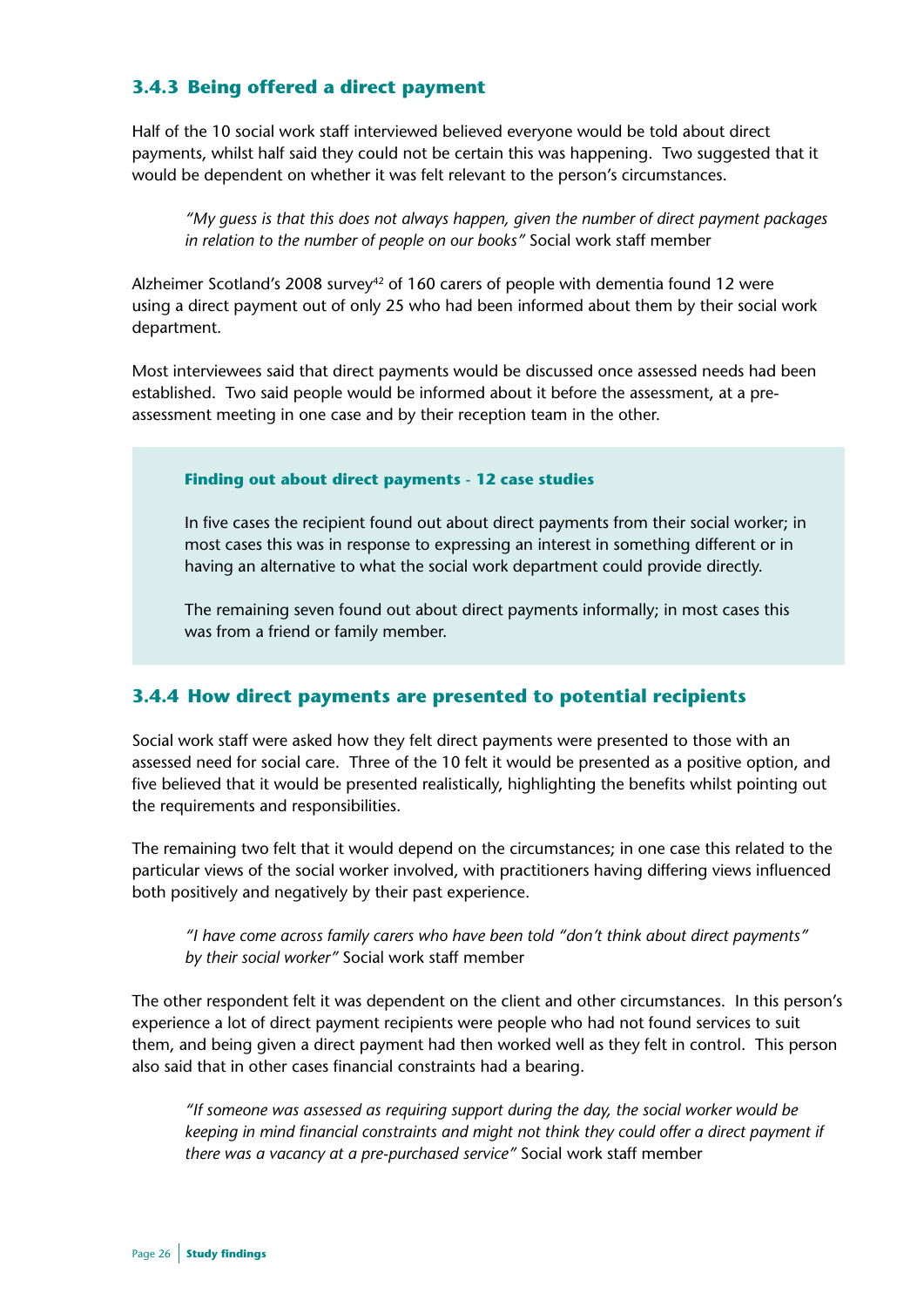### 3.4.3 Being offered a direct payment

Half of the 10 social work staff interviewed believed everyone would be told about direct payments, whilst half said they could not be certain this was happening. Two suggested that it would be dependent on whether it was felt relevant to the person's circumstances.

> *"My guess is that this does not always happen, given the number of direct payment packages in relation to the number of people on our books"* Social work staff member

Alzheimer Scotland's 2008 survey[42] of 160 carers of people with dementia found 12 were using a direct payment out of only 25 who had been informed about them by their social work department.

Most interviewees said that direct payments would be discussed once assessed needs had been established. Two said people would be informed about it before the assessment, at a pre-assessment meeting in one case and by their reception team in the other.

**Finding out about direct payments - 12 case studies**

In five cases the recipient found out about direct payments from their social worker; in most cases this was in response to expressing an interest in something different or in having an alternative to what the social work department could provide directly.

The remaining seven found out about direct payments informally; in most cases this was from a friend or family member.

### 3.4.4 How direct payments are presented to potential recipients

Social work staff were asked how they felt direct payments were presented to those with an assessed need for social care. Three of the 10 felt it would be presented as a positive option, and five believed that it would be presented realistically, highlighting the benefits whilst pointing out the requirements and responsibilities.

The remaining two felt that it would depend on the circumstances; in one case this related to the particular views of the social worker involved, with practitioners having differing views influenced both positively and negatively by their past experience.

> *"I have come across family carers who have been told "don't think about direct payments" by their social worker"* Social work staff member

The other respondent felt it was dependent on the client and other circumstances. In this person's experience a lot of direct payment recipients were people who had not found services to suit them, and being given a direct payment had then worked well as they felt in control. This person also said that in other cases financial constraints had a bearing.

> *"If someone was assessed as requiring support during the day, the social worker would be keeping in mind financial constraints and might not think they could offer a direct payment if there was a vacancy at a pre-purchased service"* Social work staff member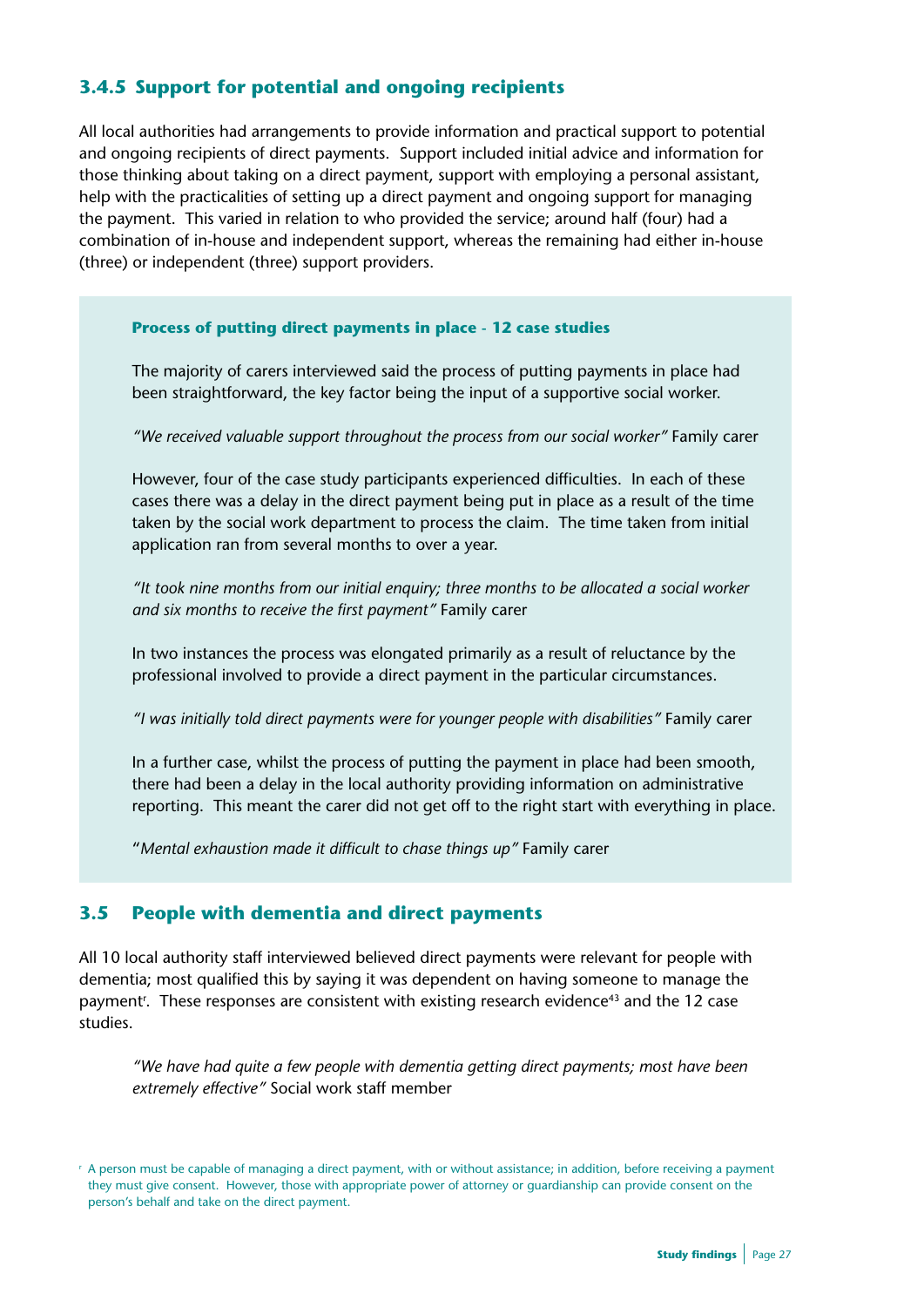### 3.4.5 Support for potential and ongoing recipients

All local authorities had arrangements to provide information and practical support to potential and ongoing recipients of direct payments. Support included initial advice and information for those thinking about taking on a direct payment, support with employing a personal assistant, help with the practicalities of setting up a direct payment and ongoing support for managing the payment. This varied in relation to who provided the service; around half (four) had a combination of in-house and independent support, whereas the remaining had either in-house (three) or independent (three) support providers.

**Process of putting direct payments in place - 12 case studies**

The majority of carers interviewed said the process of putting payments in place had been straightforward, the key factor being the input of a supportive social worker.

*"We received valuable support throughout the process from our social worker"* Family carer

However, four of the case study participants experienced difficulties. In each of these cases there was a delay in the direct payment being put in place as a result of the time taken by the social work department to process the claim. The time taken from initial application ran from several months to over a year.

*"It took nine months from our initial enquiry; three months to be allocated a social worker and six months to receive the first payment"* Family carer

In two instances the process was elongated primarily as a result of reluctance by the professional involved to provide a direct payment in the particular circumstances.

*"I was initially told direct payments were for younger people with disabilities"* Family carer

In a further case, whilst the process of putting the payment in place had been smooth, there had been a delay in the local authority providing information on administrative reporting. This meant the carer did not get off to the right start with everything in place.

"*Mental exhaustion made it difficult to chase things up"* Family carer

## 3.5 People with dementia and direct payments

All 10 local authority staff interviewed believed direct payments were relevant for people with dementia; most qualified this by saying it was dependent on having someone to manage the payment[r]. These responses are consistent with existing research evidence[43] and the 12 case studies.

> *"We have had quite a few people with dementia getting direct payments; most have been extremely effective"* Social work staff member

[r] A person must be capable of managing a direct payment, with or without assistance; in addition, before receiving a payment they must give consent. However, those with appropriate power of attorney or guardianship can provide consent on the person's behalf and take on the direct payment.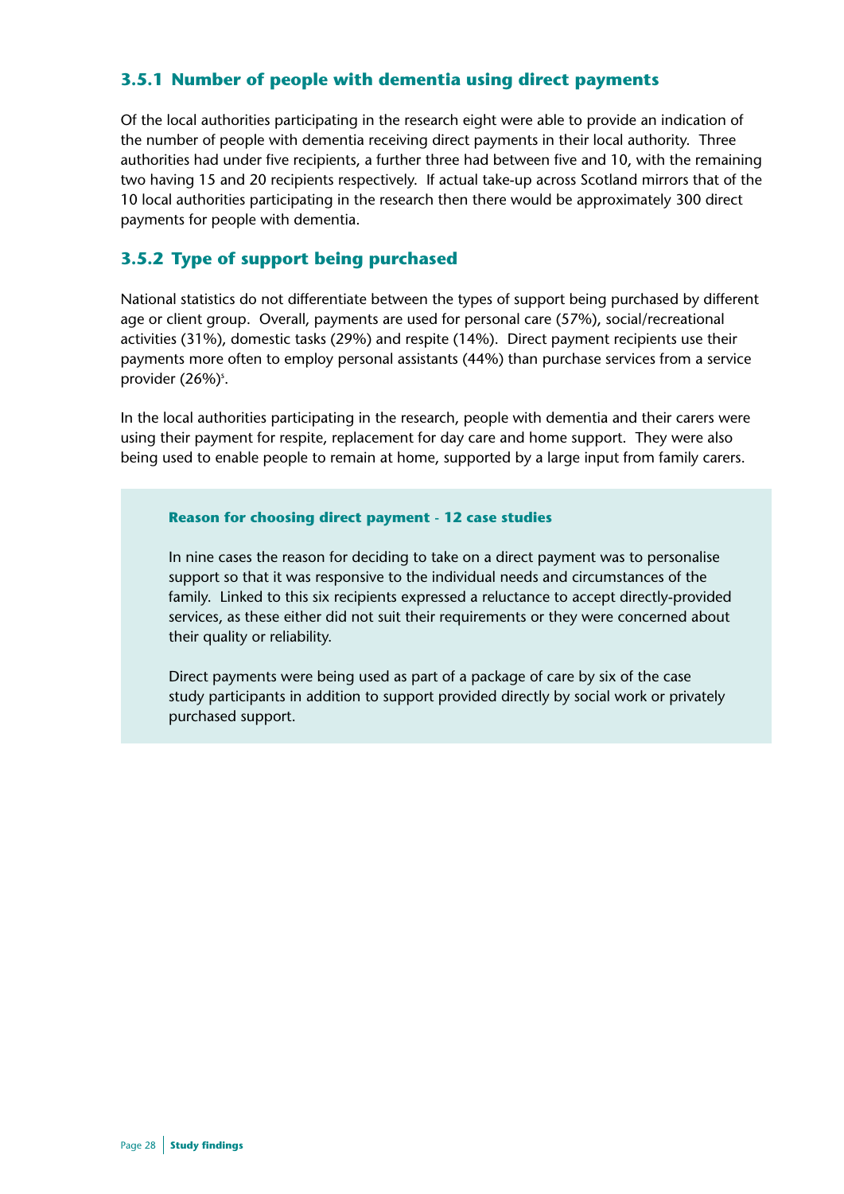### 3.5.1 Number of people with dementia using direct payments

Of the local authorities participating in the research eight were able to provide an indication of the number of people with dementia receiving direct payments in their local authority. Three authorities had under five recipients, a further three had between five and 10, with the remaining two having 15 and 20 recipients respectively. If actual take-up across Scotland mirrors that of the 10 local authorities participating in the research then there would be approximately 300 direct payments for people with dementia.

### 3.5.2 Type of support being purchased

National statistics do not differentiate between the types of support being purchased by different age or client group. Overall, payments are used for personal care (57%), social/recreational activities (31%), domestic tasks (29%) and respite (14%). Direct payment recipients use their payments more often to employ personal assistants (44%) than purchase services from a service provider (26%)[5].

In the local authorities participating in the research, people with dementia and their carers were using their payment for respite, replacement for day care and home support. They were also being used to enable people to remain at home, supported by a large input from family carers.

**Reason for choosing direct payment - 12 case studies**

In nine cases the reason for deciding to take on a direct payment was to personalise support so that it was responsive to the individual needs and circumstances of the family. Linked to this six recipients expressed a reluctance to accept directly-provided services, as these either did not suit their requirements or they were concerned about their quality or reliability.

Direct payments were being used as part of a package of care by six of the case study participants in addition to support provided directly by social work or privately purchased support.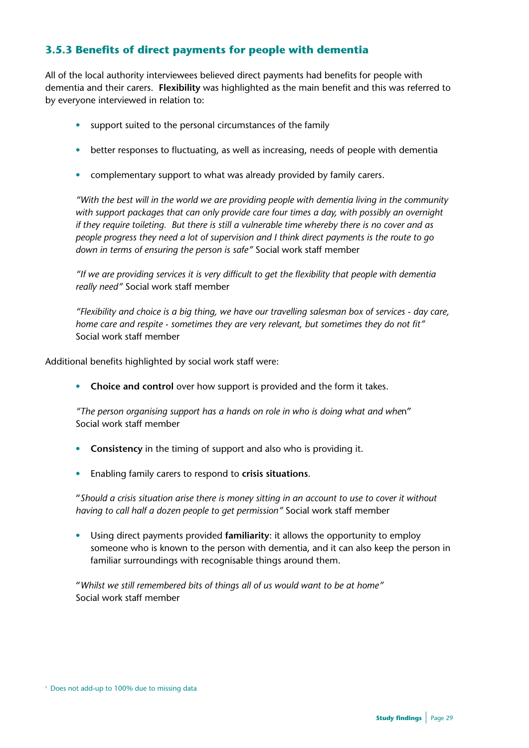### 3.5.3 Benefits of direct payments for people with dementia

All of the local authority interviewees believed direct payments had benefits for people with dementia and their carers. **Flexibility** was highlighted as the main benefit and this was referred to by everyone interviewed in relation to:

- support suited to the personal circumstances of the family
- better responses to fluctuating, as well as increasing, needs of people with dementia
- complementary support to what was already provided by family carers.

*"With the best will in the world we are providing people with dementia living in the community with support packages that can only provide care four times a day, with possibly an overnight if they require toileting. But there is still a vulnerable time whereby there is no cover and as people progress they need a lot of supervision and I think direct payments is the route to go down in terms of ensuring the person is safe"* Social work staff member

*"If we are providing services it is very difficult to get the flexibility that people with dementia really need"* Social work staff member

*"Flexibility and choice is a big thing, we have our travelling salesman box of services - day care, home care and respite - sometimes they are very relevant, but sometimes they do not fit"* Social work staff member

Additional benefits highlighted by social work staff were:

- **Choice and control** over how support is provided and the form it takes.

*"The person organising support has a hands on role in who is doing what and when"* Social work staff member

- **Consistency** in the timing of support and also who is providing it.
- Enabling family carers to respond to **crisis situations**.

"*Should a crisis situation arise there is money sitting in an account to use to cover it without having to call half a dozen people to get permission"* Social work staff member

- Using direct payments provided **familiarity**: it allows the opportunity to employ someone who is known to the person with dementia, and it can also keep the person in familiar surroundings with recognisable things around them.

"*Whilst we still remembered bits of things all of us would want to be at home"* Social work staff member

[5] Does not add-up to 100% due to missing data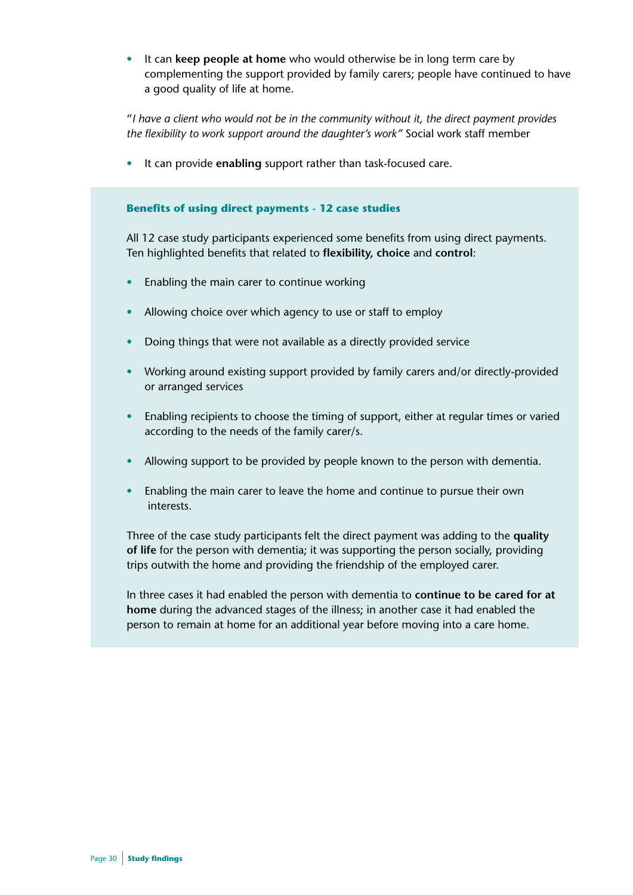- It can **keep people at home** who would otherwise be in long term care by complementing the support provided by family carers; people have continued to have a good quality of life at home.

"*I have a client who would not be in the community without it, the direct payment provides the flexibility to work support around the daughter's work"* Social work staff member

- It can provide **enabling** support rather than task-focused care.

### Benefits of using direct payments - 12 case studies

All 12 case study participants experienced some benefits from using direct payments. Ten highlighted benefits that related to **flexibility, choice** and **control**:

- Enabling the main carer to continue working
- Allowing choice over which agency to use or staff to employ
- Doing things that were not available as a directly provided service
- Working around existing support provided by family carers and/or directly-provided or arranged services
- Enabling recipients to choose the timing of support, either at regular times or varied according to the needs of the family carer/s.
- Allowing support to be provided by people known to the person with dementia.
- Enabling the main carer to leave the home and continue to pursue their own interests.

Three of the case study participants felt the direct payment was adding to the **quality of life** for the person with dementia; it was supporting the person socially, providing trips outwith the home and providing the friendship of the employed carer.

In three cases it had enabled the person with dementia to **continue to be cared for at home** during the advanced stages of the illness; in another case it had enabled the person to remain at home for an additional year before moving into a care home.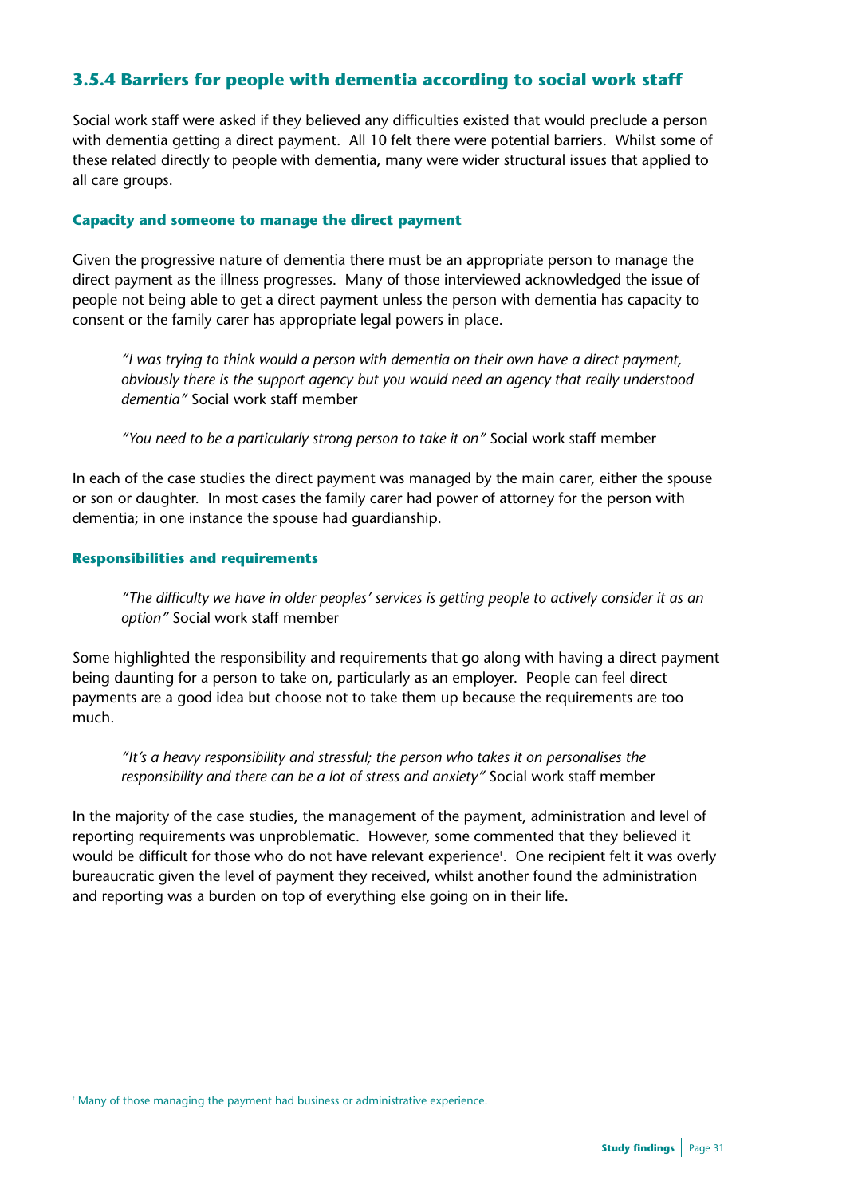### 3.5.4 Barriers for people with dementia according to social work staff

Social work staff were asked if they believed any difficulties existed that would preclude a person with dementia getting a direct payment. All 10 felt there were potential barriers. Whilst some of these related directly to people with dementia, many were wider structural issues that applied to all care groups.

#### Capacity and someone to manage the direct payment

Given the progressive nature of dementia there must be an appropriate person to manage the direct payment as the illness progresses. Many of those interviewed acknowledged the issue of people not being able to get a direct payment unless the person with dementia has capacity to consent or the family carer has appropriate legal powers in place.

> *"I was trying to think would a person with dementia on their own have a direct payment, obviously there is the support agency but you would need an agency that really understood dementia"* Social work staff member

> *"You need to be a particularly strong person to take it on"* Social work staff member

In each of the case studies the direct payment was managed by the main carer, either the spouse or son or daughter. In most cases the family carer had power of attorney for the person with dementia; in one instance the spouse had guardianship.

#### Responsibilities and requirements

> *"The difficulty we have in older peoples' services is getting people to actively consider it as an option"* Social work staff member

Some highlighted the responsibility and requirements that go along with having a direct payment being daunting for a person to take on, particularly as an employer. People can feel direct payments are a good idea but choose not to take them up because the requirements are too much.

> *"It's a heavy responsibility and stressful; the person who takes it on personalises the responsibility and there can be a lot of stress and anxiety"* Social work staff member

In the majority of the case studies, the management of the payment, administration and level of reporting requirements was unproblematic. However, some commented that they believed it would be difficult for those who do not have relevant experience[t]. One recipient felt it was overly bureaucratic given the level of payment they received, whilst another found the administration and reporting was a burden on top of everything else going on in their life.

[t] Many of those managing the payment had business or administrative experience.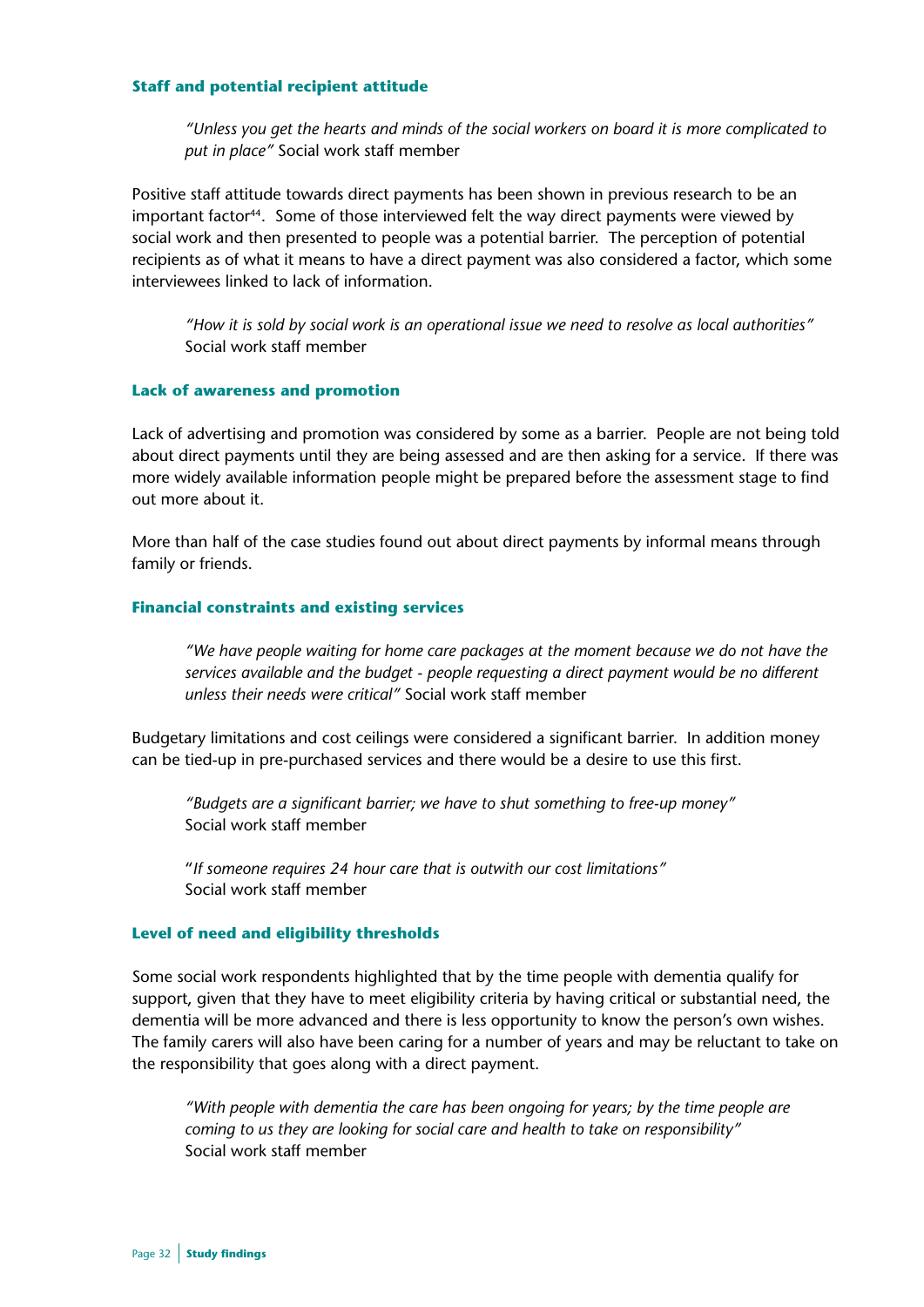### Staff and potential recipient attitude

> *"Unless you get the hearts and minds of the social workers on board it is more complicated to put in place"* Social work staff member

Positive staff attitude towards direct payments has been shown in previous research to be an important factor[44]. Some of those interviewed felt the way direct payments were viewed by social work and then presented to people was a potential barrier. The perception of potential recipients as of what it means to have a direct payment was also considered a factor, which some interviewees linked to lack of information.

> *"How it is sold by social work is an operational issue we need to resolve as local authorities"* Social work staff member

### Lack of awareness and promotion

Lack of advertising and promotion was considered by some as a barrier. People are not being told about direct payments until they are being assessed and are then asking for a service. If there was more widely available information people might be prepared before the assessment stage to find out more about it.

More than half of the case studies found out about direct payments by informal means through family or friends.

### Financial constraints and existing services

> *"We have people waiting for home care packages at the moment because we do not have the services available and the budget - people requesting a direct payment would be no different unless their needs were critical"* Social work staff member

Budgetary limitations and cost ceilings were considered a significant barrier. In addition money can be tied-up in pre-purchased services and there would be a desire to use this first.

> *"Budgets are a significant barrier; we have to shut something to free-up money"* Social work staff member

> "*If someone requires 24 hour care that is outwith our cost limitations"* Social work staff member

### Level of need and eligibility thresholds

Some social work respondents highlighted that by the time people with dementia qualify for support, given that they have to meet eligibility criteria by having critical or substantial need, the dementia will be more advanced and there is less opportunity to know the person's own wishes. The family carers will also have been caring for a number of years and may be reluctant to take on the responsibility that goes along with a direct payment.

> *"With people with dementia the care has been ongoing for years; by the time people are coming to us they are looking for social care and health to take on responsibility"* Social work staff member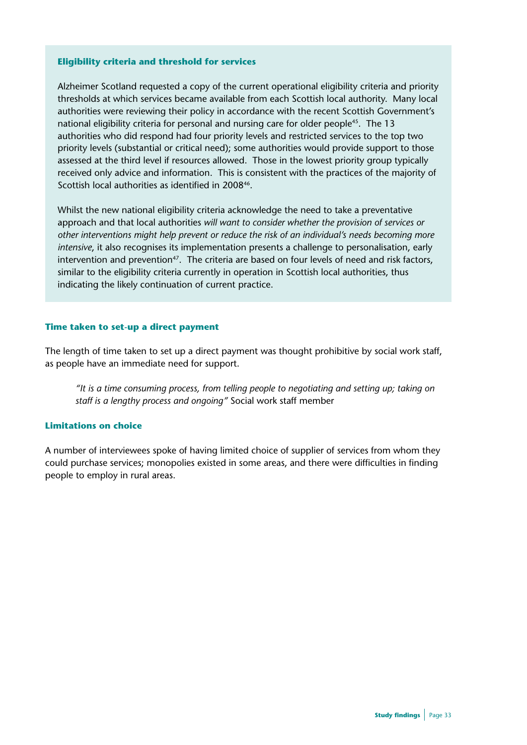### Eligibility criteria and threshold for services

Alzheimer Scotland requested a copy of the current operational eligibility criteria and priority thresholds at which services became available from each Scottish local authority. Many local authorities were reviewing their policy in accordance with the recent Scottish Government's national eligibility criteria for personal and nursing care for older people[45]. The 13 authorities who did respond had four priority levels and restricted services to the top two priority levels (substantial or critical need); some authorities would provide support to those assessed at the third level if resources allowed. Those in the lowest priority group typically received only advice and information. This is consistent with the practices of the majority of Scottish local authorities as identified in 2008[46].

Whilst the new national eligibility criteria acknowledge the need to take a preventative approach and that local authorities *will want to consider whether the provision of services or other interventions might help prevent or reduce the risk of an individual's needs becoming more intensive*, it also recognises its implementation presents a challenge to personalisation, early intervention and prevention[47]. The criteria are based on four levels of need and risk factors, similar to the eligibility criteria currently in operation in Scottish local authorities, thus indicating the likely continuation of current practice.

### Time taken to set-up a direct payment

The length of time taken to set up a direct payment was thought prohibitive by social work staff, as people have an immediate need for support.

> *"It is a time consuming process, from telling people to negotiating and setting up; taking on staff is a lengthy process and ongoing"* Social work staff member

### Limitations on choice

A number of interviewees spoke of having limited choice of supplier of services from whom they could purchase services; monopolies existed in some areas, and there were difficulties in finding people to employ in rural areas.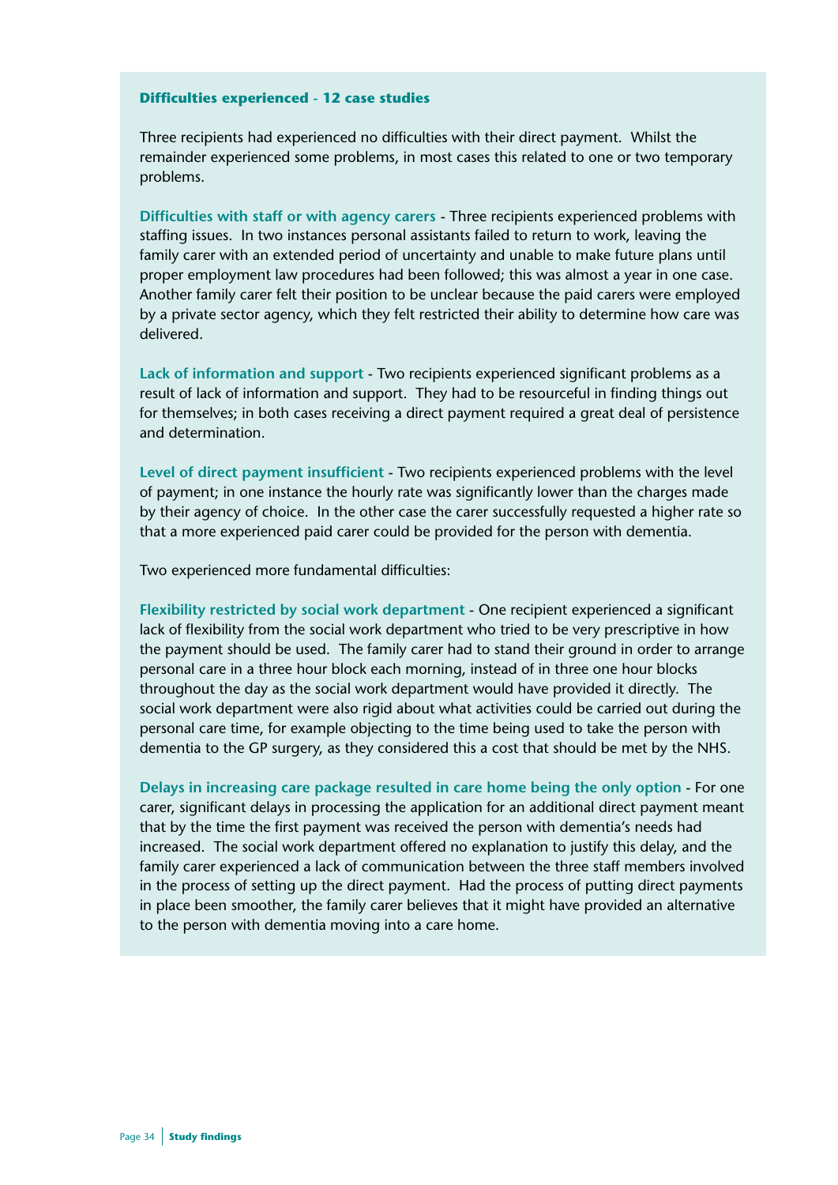### Difficulties experienced - 12 case studies

Three recipients had experienced no difficulties with their direct payment. Whilst the remainder experienced some problems, in most cases this related to one or two temporary problems.

**Difficulties with staff or with agency carers** - Three recipients experienced problems with staffing issues. In two instances personal assistants failed to return to work, leaving the family carer with an extended period of uncertainty and unable to make future plans until proper employment law procedures had been followed; this was almost a year in one case. Another family carer felt their position to be unclear because the paid carers were employed by a private sector agency, which they felt restricted their ability to determine how care was delivered.

**Lack of information and support** - Two recipients experienced significant problems as a result of lack of information and support. They had to be resourceful in finding things out for themselves; in both cases receiving a direct payment required a great deal of persistence and determination.

**Level of direct payment insufficient** - Two recipients experienced problems with the level of payment; in one instance the hourly rate was significantly lower than the charges made by their agency of choice. In the other case the carer successfully requested a higher rate so that a more experienced paid carer could be provided for the person with dementia.

Two experienced more fundamental difficulties:

**Flexibility restricted by social work department** - One recipient experienced a significant lack of flexibility from the social work department who tried to be very prescriptive in how the payment should be used. The family carer had to stand their ground in order to arrange personal care in a three hour block each morning, instead of in three one hour blocks throughout the day as the social work department would have provided it directly. The social work department were also rigid about what activities could be carried out during the personal care time, for example objecting to the time being used to take the person with dementia to the GP surgery, as they considered this a cost that should be met by the NHS.

**Delays in increasing care package resulted in care home being the only option** - For one carer, significant delays in processing the application for an additional direct payment meant that by the time the first payment was received the person with dementia's needs had increased. The social work department offered no explanation to justify this delay, and the family carer experienced a lack of communication between the three staff members involved in the process of setting up the direct payment. Had the process of putting direct payments in place been smoother, the family carer believes that it might have provided an alternative to the person with dementia moving into a care home.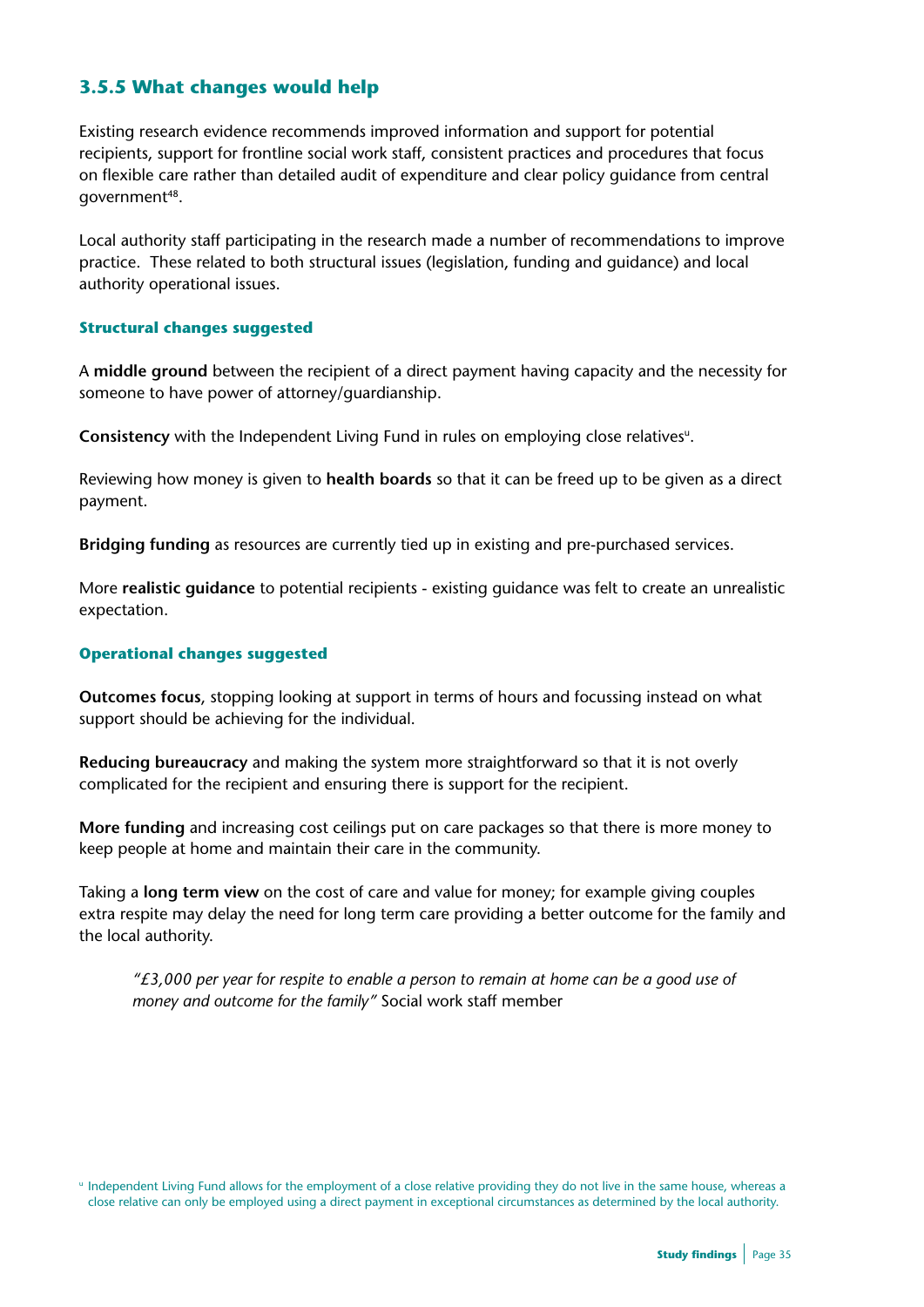### 3.5.5 What changes would help

Existing research evidence recommends improved information and support for potential recipients, support for frontline social work staff, consistent practices and procedures that focus on flexible care rather than detailed audit of expenditure and clear policy guidance from central government[48].

Local authority staff participating in the research made a number of recommendations to improve practice. These related to both structural issues (legislation, funding and guidance) and local authority operational issues.

#### Structural changes suggested

A **middle ground** between the recipient of a direct payment having capacity and the necessity for someone to have power of attorney/guardianship.

**Consistency** with the Independent Living Fund in rules on employing close relatives[u].

Reviewing how money is given to **health boards** so that it can be freed up to be given as a direct payment.

**Bridging funding** as resources are currently tied up in existing and pre-purchased services.

More **realistic guidance** to potential recipients - existing guidance was felt to create an unrealistic expectation.

#### Operational changes suggested

**Outcomes focus**, stopping looking at support in terms of hours and focussing instead on what support should be achieving for the individual.

**Reducing bureaucracy** and making the system more straightforward so that it is not overly complicated for the recipient and ensuring there is support for the recipient.

**More funding** and increasing cost ceilings put on care packages so that there is more money to keep people at home and maintain their care in the community.

Taking a **long term view** on the cost of care and value for money; for example giving couples extra respite may delay the need for long term care providing a better outcome for the family and the local authority.

> *"£3,000 per year for respite to enable a person to remain at home can be a good use of money and outcome for the family"* Social work staff member

[u] Independent Living Fund allows for the employment of a close relative providing they do not live in the same house, whereas a close relative can only be employed using a direct payment in exceptional circumstances as determined by the local authority.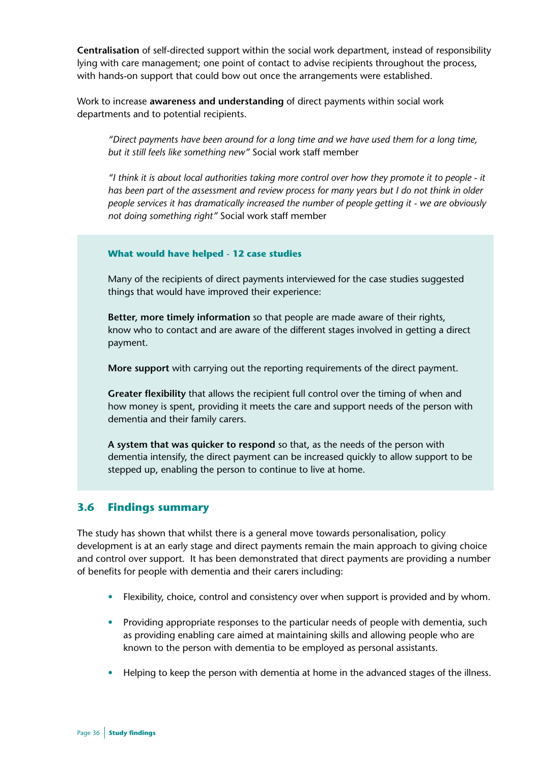**Centralisation** of self-directed support within the social work department, instead of responsibility lying with care management; one point of contact to advise recipients throughout the process, with hands-on support that could bow out once the arrangements were established.

Work to increase **awareness and understanding** of direct payments within social work departments and to potential recipients.

> *"Direct payments have been around for a long time and we have used them for a long time, but it still feels like something new"* Social work staff member

> *"I think it is about local authorities taking more control over how they promote it to people - it has been part of the assessment and review process for many years but I do not think in older people services it has dramatically increased the number of people getting it - we are obviously not doing something right"* Social work staff member

**What would have helped - 12 case studies**

Many of the recipients of direct payments interviewed for the case studies suggested things that would have improved their experience:

**Better, more timely information** so that people are made aware of their rights, know who to contact and are aware of the different stages involved in getting a direct payment.

**More support** with carrying out the reporting requirements of the direct payment.

**Greater flexibility** that allows the recipient full control over the timing of when and how money is spent, providing it meets the care and support needs of the person with dementia and their family carers.

**A system that was quicker to respond** so that, as the needs of the person with dementia intensify, the direct payment can be increased quickly to allow support to be stepped up, enabling the person to continue to live at home.

## 3.6 Findings summary

The study has shown that whilst there is a general move towards personalisation, policy development is at an early stage and direct payments remain the main approach to giving choice and control over support. It has been demonstrated that direct payments are providing a number of benefits for people with dementia and their carers including:

- Flexibility, choice, control and consistency over when support is provided and by whom.
- Providing appropriate responses to the particular needs of people with dementia, such as providing enabling care aimed at maintaining skills and allowing people who are known to the person with dementia to be employed as personal assistants.
- Helping to keep the person with dementia at home in the advanced stages of the illness.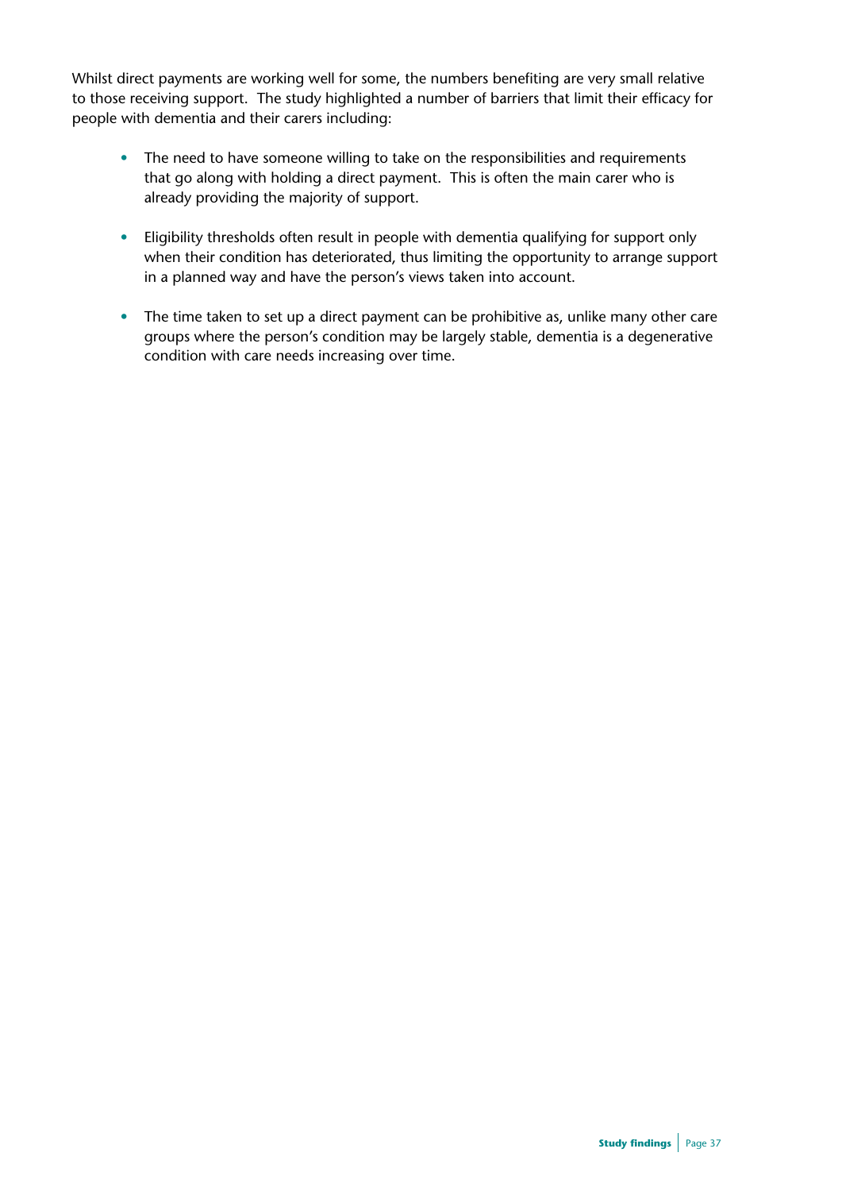Whilst direct payments are working well for some, the numbers benefiting are very small relative to those receiving support. The study highlighted a number of barriers that limit their efficacy for people with dementia and their carers including:

- The need to have someone willing to take on the responsibilities and requirements that go along with holding a direct payment. This is often the main carer who is already providing the majority of support.
- Eligibility thresholds often result in people with dementia qualifying for support only when their condition has deteriorated, thus limiting the opportunity to arrange support in a planned way and have the person's views taken into account.
- The time taken to set up a direct payment can be prohibitive as, unlike many other care groups where the person's condition may be largely stable, dementia is a degenerative condition with care needs increasing over time.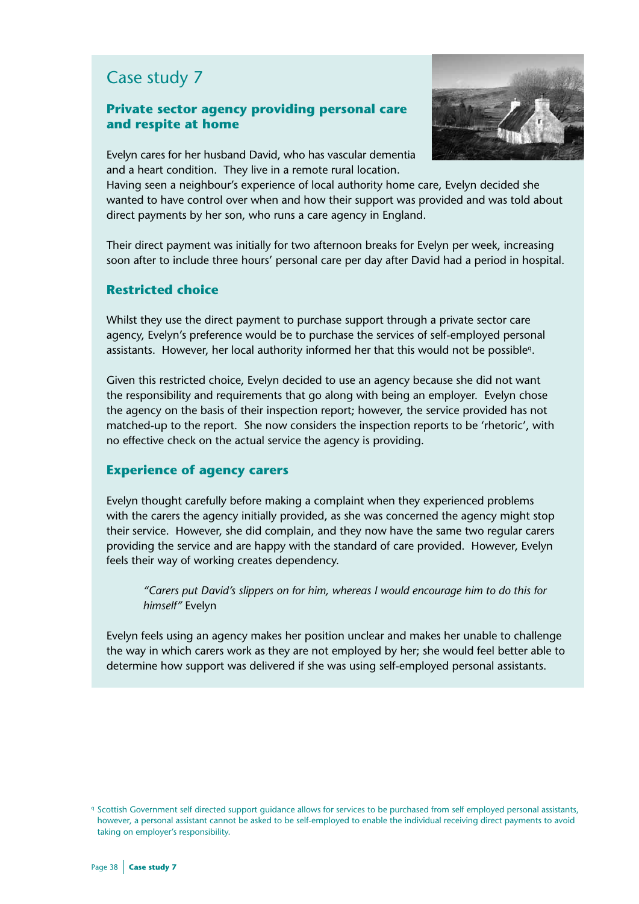# Case study 7

### Private sector agency providing personal care and respite at home

Evelyn cares for her husband David, who has vascular dementia and a heart condition. They live in a remote rural location. Having seen a neighbour's experience of local authority home care, Evelyn decided she wanted to have control over when and how their support was provided and was told about direct payments by her son, who runs a care agency in England.

Their direct payment was initially for two afternoon breaks for Evelyn per week, increasing soon after to include three hours' personal care per day after David had a period in hospital.

### Restricted choice

Whilst they use the direct payment to purchase support through a private sector care agency, Evelyn's preference would be to purchase the services of self-employed personal assistants. However, her local authority informed her that this would not be possible[q].

Given this restricted choice, Evelyn decided to use an agency because she did not want the responsibility and requirements that go along with being an employer. Evelyn chose the agency on the basis of their inspection report; however, the service provided has not matched-up to the report. She now considers the inspection reports to be 'rhetoric', with no effective check on the actual service the agency is providing.

### Experience of agency carers

Evelyn thought carefully before making a complaint when they experienced problems with the carers the agency initially provided, as she was concerned the agency might stop their service. However, she did complain, and they now have the same two regular carers providing the service and are happy with the standard of care provided. However, Evelyn feels their way of working creates dependency.

> *"Carers put David's slippers on for him, whereas I would encourage him to do this for himself"* Evelyn

Evelyn feels using an agency makes her position unclear and makes her unable to challenge the way in which carers work as they are not employed by her; she would feel better able to determine how support was delivered if she was using self-employed personal assistants.

[q] Scottish Government self directed support guidance allows for services to be purchased from self employed personal assistants, however, a personal assistant cannot be asked to be self-employed to enable the individual receiving direct payments to avoid taking on employer's responsibility.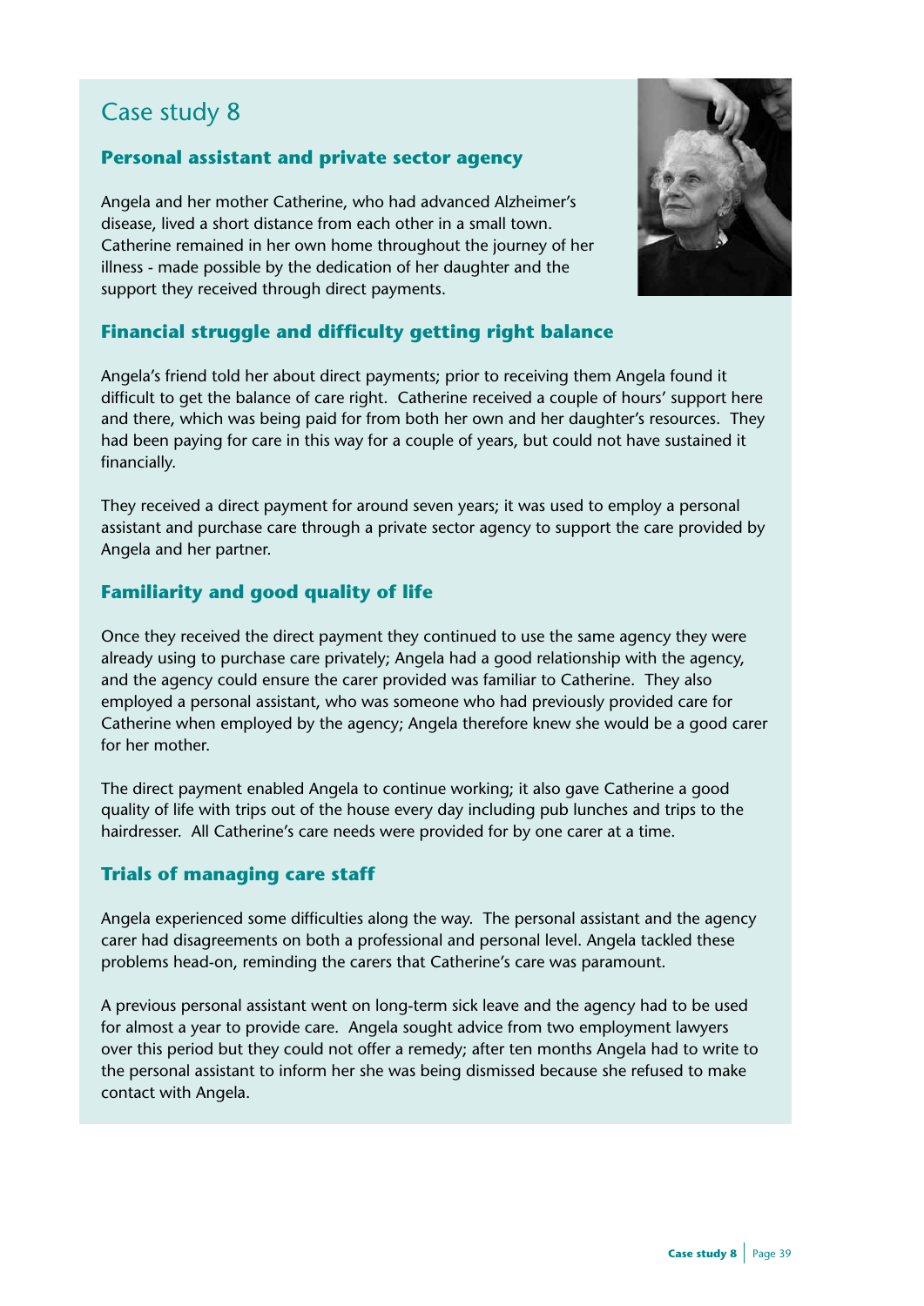# Case study 8

## Personal assistant and private sector agency

Angela and her mother Catherine, who had advanced Alzheimer's disease, lived a short distance from each other in a small town. Catherine remained in her own home throughout the journey of her illness - made possible by the dedication of her daughter and the support they received through direct payments.

## Financial struggle and difficulty getting right balance

Angela's friend told her about direct payments; prior to receiving them Angela found it difficult to get the balance of care right. Catherine received a couple of hours' support here and there, which was being paid for from both her own and her daughter's resources. They had been paying for care in this way for a couple of years, but could not have sustained it financially.

They received a direct payment for around seven years; it was used to employ a personal assistant and purchase care through a private sector agency to support the care provided by Angela and her partner.

## Familiarity and good quality of life

Once they received the direct payment they continued to use the same agency they were already using to purchase care privately; Angela had a good relationship with the agency, and the agency could ensure the carer provided was familiar to Catherine. They also employed a personal assistant, who was someone who had previously provided care for Catherine when employed by the agency; Angela therefore knew she would be a good carer for her mother.

The direct payment enabled Angela to continue working; it also gave Catherine a good quality of life with trips out of the house every day including pub lunches and trips to the hairdresser. All Catherine's care needs were provided for by one carer at a time.

## Trials of managing care staff

Angela experienced some difficulties along the way. The personal assistant and the agency carer had disagreements on both a professional and personal level. Angela tackled these problems head-on, reminding the carers that Catherine's care was paramount.

A previous personal assistant went on long-term sick leave and the agency had to be used for almost a year to provide care. Angela sought advice from two employment lawyers over this period but they could not offer a remedy; after ten months Angela had to write to the personal assistant to inform her she was being dismissed because she refused to make contact with Angela.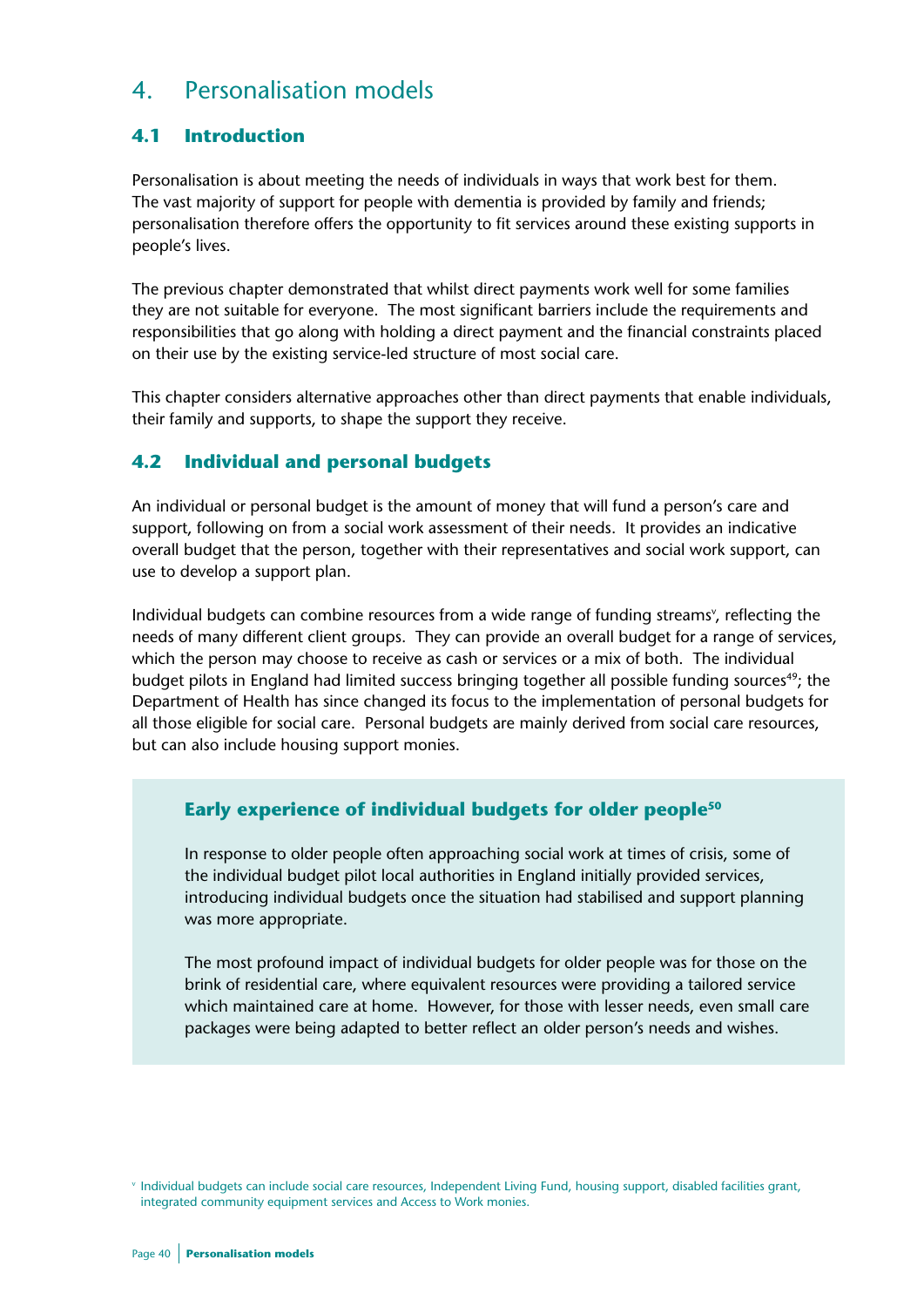# 4. Personalisation models

## 4.1 Introduction

Personalisation is about meeting the needs of individuals in ways that work best for them. The vast majority of support for people with dementia is provided by family and friends; personalisation therefore offers the opportunity to fit services around these existing supports in people's lives.

The previous chapter demonstrated that whilst direct payments work well for some families they are not suitable for everyone. The most significant barriers include the requirements and responsibilities that go along with holding a direct payment and the financial constraints placed on their use by the existing service-led structure of most social care.

This chapter considers alternative approaches other than direct payments that enable individuals, their family and supports, to shape the support they receive.

## 4.2 Individual and personal budgets

An individual or personal budget is the amount of money that will fund a person's care and support, following on from a social work assessment of their needs. It provides an indicative overall budget that the person, together with their representatives and social work support, can use to develop a support plan.

Individual budgets can combine resources from a wide range of funding streams[v], reflecting the needs of many different client groups. They can provide an overall budget for a range of services, which the person may choose to receive as cash or services or a mix of both. The individual budget pilots in England had limited success bringing together all possible funding sources[49]; the Department of Health has since changed its focus to the implementation of personal budgets for all those eligible for social care. Personal budgets are mainly derived from social care resources, but can also include housing support monies.

### Early experience of individual budgets for older people[50]

In response to older people often approaching social work at times of crisis, some of the individual budget pilot local authorities in England initially provided services, introducing individual budgets once the situation had stabilised and support planning was more appropriate.

The most profound impact of individual budgets for older people was for those on the brink of residential care, where equivalent resources were providing a tailored service which maintained care at home. However, for those with lesser needs, even small care packages were being adapted to better reflect an older person's needs and wishes.

[v] Individual budgets can include social care resources, Independent Living Fund, housing support, disabled facilities grant, integrated community equipment services and Access to Work monies.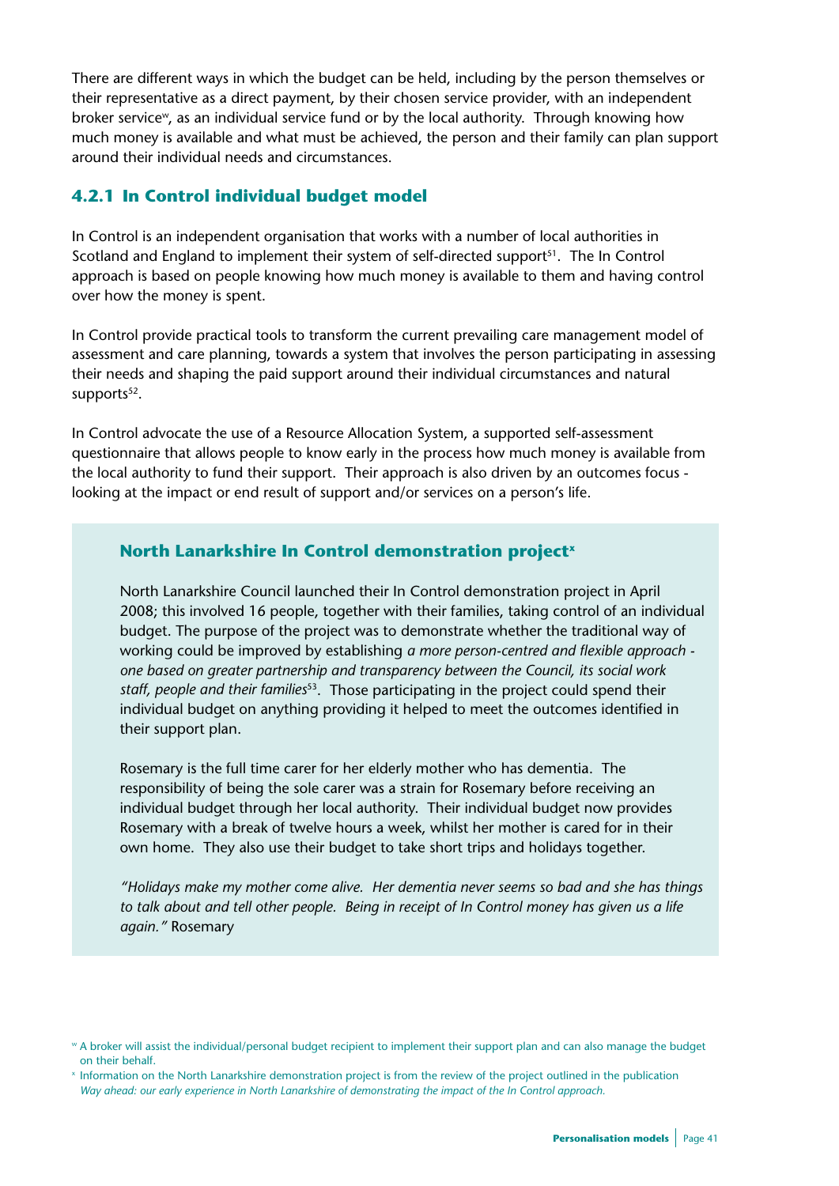There are different ways in which the budget can be held, including by the person themselves or their representative as a direct payment, by their chosen service provider, with an independent broker service[w], as an individual service fund or by the local authority. Through knowing how much money is available and what must be achieved, the person and their family can plan support around their individual needs and circumstances.

### 4.2.1 In Control individual budget model

In Control is an independent organisation that works with a number of local authorities in Scotland and England to implement their system of self-directed support[51]. The In Control approach is based on people knowing how much money is available to them and having control over how the money is spent.

In Control provide practical tools to transform the current prevailing care management model of assessment and care planning, towards a system that involves the person participating in assessing their needs and shaping the paid support around their individual circumstances and natural supports[52].

In Control advocate the use of a Resource Allocation System, a supported self-assessment questionnaire that allows people to know early in the process how much money is available from the local authority to fund their support. Their approach is also driven by an outcomes focus - looking at the impact or end result of support and/or services on a person's life.

#### North Lanarkshire In Control demonstration project[x]

North Lanarkshire Council launched their In Control demonstration project in April 2008; this involved 16 people, together with their families, taking control of an individual budget. The purpose of the project was to demonstrate whether the traditional way of working could be improved by establishing *a more person-centred and flexible approach - one based on greater partnership and transparency between the Council, its social work staff, people and their families*[53]. Those participating in the project could spend their individual budget on anything providing it helped to meet the outcomes identified in their support plan.

Rosemary is the full time carer for her elderly mother who has dementia. The responsibility of being the sole carer was a strain for Rosemary before receiving an individual budget through her local authority. Their individual budget now provides Rosemary with a break of twelve hours a week, whilst her mother is cared for in their own home. They also use their budget to take short trips and holidays together.

*"Holidays make my mother come alive. Her dementia never seems so bad and she has things to talk about and tell other people. Being in receipt of In Control money has given us a life again."* Rosemary

---

[w] A broker will assist the individual/personal budget recipient to implement their support plan and can also manage the budget on their behalf.

[x] Information on the North Lanarkshire demonstration project is from the review of the project outlined in the publication *Way ahead: our early experience in North Lanarkshire of demonstrating the impact of the In Control approach.*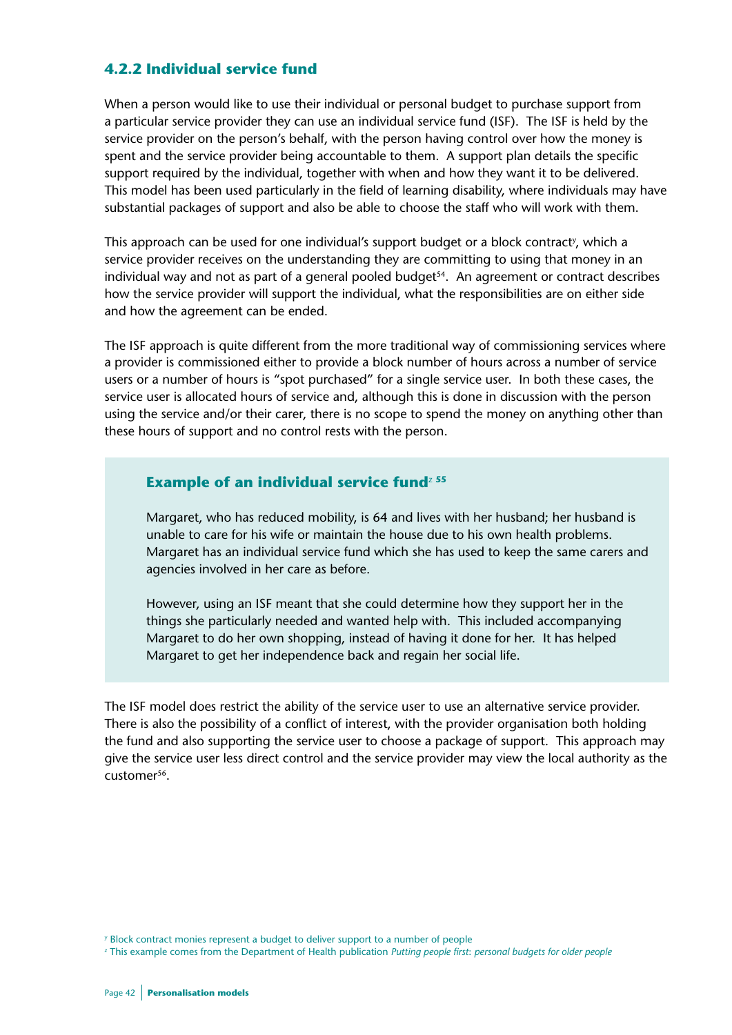### 4.2.2 Individual service fund

When a person would like to use their individual or personal budget to purchase support from a particular service provider they can use an individual service fund (ISF). The ISF is held by the service provider on the person's behalf, with the person having control over how the money is spent and the service provider being accountable to them. A support plan details the specific support required by the individual, together with when and how they want it to be delivered. This model has been used particularly in the field of learning disability, where individuals may have substantial packages of support and also be able to choose the staff who will work with them.

This approach can be used for one individual's support budget or a block contract[y], which a service provider receives on the understanding they are committing to using that money in an individual way and not as part of a general pooled budget[54]. An agreement or contract describes how the service provider will support the individual, what the responsibilities are on either side and how the agreement can be ended.

The ISF approach is quite different from the more traditional way of commissioning services where a provider is commissioned either to provide a block number of hours across a number of service users or a number of hours is "spot purchased" for a single service user. In both these cases, the service user is allocated hours of service and, although this is done in discussion with the person using the service and/or their carer, there is no scope to spend the money on anything other than these hours of support and no control rests with the person.

#### Example of an individual service fund[z] [55]

Margaret, who has reduced mobility, is 64 and lives with her husband; her husband is unable to care for his wife or maintain the house due to his own health problems. Margaret has an individual service fund which she has used to keep the same carers and agencies involved in her care as before.

However, using an ISF meant that she could determine how they support her in the things she particularly needed and wanted help with. This included accompanying Margaret to do her own shopping, instead of having it done for her. It has helped Margaret to get her independence back and regain her social life.

The ISF model does restrict the ability of the service user to use an alternative service provider. There is also the possibility of a conflict of interest, with the provider organisation both holding the fund and also supporting the service user to choose a package of support. This approach may give the service user less direct control and the service provider may view the local authority as the customer[56].

[y] Block contract monies represent a budget to deliver support to a number of people

[z] This example comes from the Department of Health publication *Putting people first: personal budgets for older people*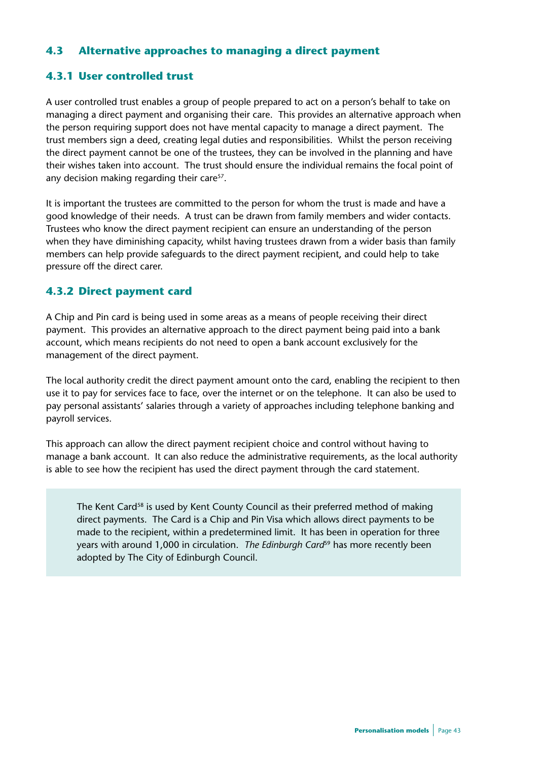## 4.3 Alternative approaches to managing a direct payment

### 4.3.1 User controlled trust

A user controlled trust enables a group of people prepared to act on a person's behalf to take on managing a direct payment and organising their care. This provides an alternative approach when the person requiring support does not have mental capacity to manage a direct payment. The trust members sign a deed, creating legal duties and responsibilities. Whilst the person receiving the direct payment cannot be one of the trustees, they can be involved in the planning and have their wishes taken into account. The trust should ensure the individual remains the focal point of any decision making regarding their care[57].

It is important the trustees are committed to the person for whom the trust is made and have a good knowledge of their needs. A trust can be drawn from family members and wider contacts. Trustees who know the direct payment recipient can ensure an understanding of the person when they have diminishing capacity, whilst having trustees drawn from a wider basis than family members can help provide safeguards to the direct payment recipient, and could help to take pressure off the direct carer.

### 4.3.2 Direct payment card

A Chip and Pin card is being used in some areas as a means of people receiving their direct payment. This provides an alternative approach to the direct payment being paid into a bank account, which means recipients do not need to open a bank account exclusively for the management of the direct payment.

The local authority credit the direct payment amount onto the card, enabling the recipient to then use it to pay for services face to face, over the internet or on the telephone. It can also be used to pay personal assistants' salaries through a variety of approaches including telephone banking and payroll services.

This approach can allow the direct payment recipient choice and control without having to manage a bank account. It can also reduce the administrative requirements, as the local authority is able to see how the recipient has used the direct payment through the card statement.

> The Kent Card[58] is used by Kent County Council as their preferred method of making direct payments. The Card is a Chip and Pin Visa which allows direct payments to be made to the recipient, within a predetermined limit. It has been in operation for three years with around 1,000 in circulation. *The Edinburgh Card*[59] has more recently been adopted by The City of Edinburgh Council.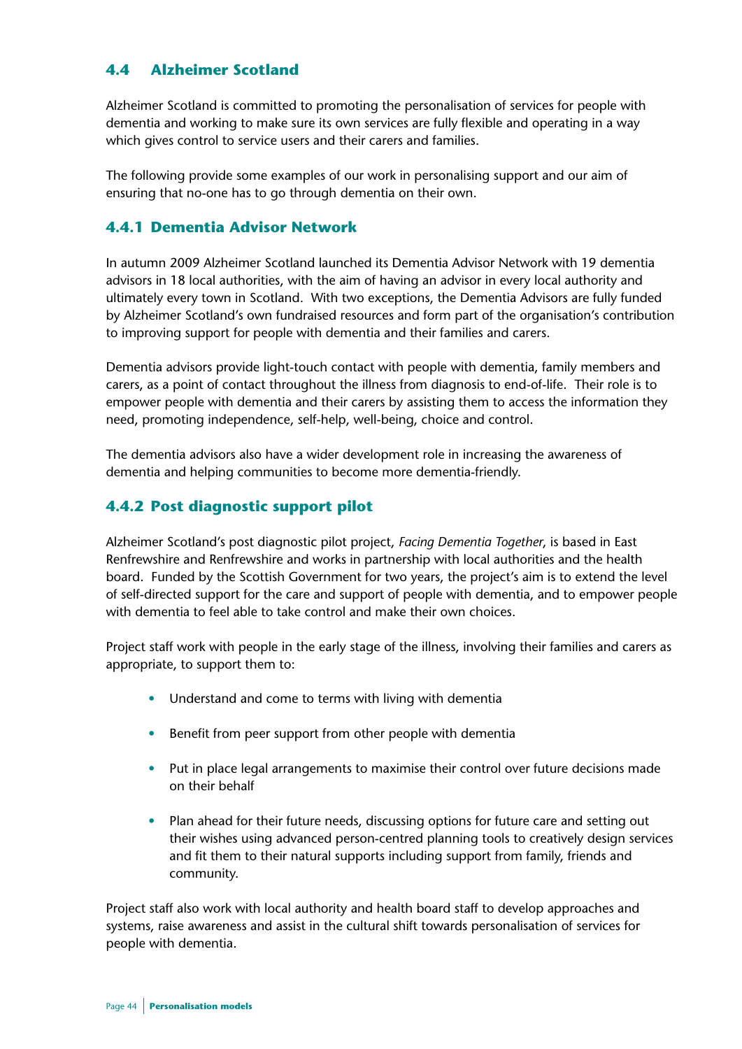## 4.4 Alzheimer Scotland

Alzheimer Scotland is committed to promoting the personalisation of services for people with dementia and working to make sure its own services are fully flexible and operating in a way which gives control to service users and their carers and families.

The following provide some examples of our work in personalising support and our aim of ensuring that no-one has to go through dementia on their own.

### 4.4.1 Dementia Advisor Network

In autumn 2009 Alzheimer Scotland launched its Dementia Advisor Network with 19 dementia advisors in 18 local authorities, with the aim of having an advisor in every local authority and ultimately every town in Scotland. With two exceptions, the Dementia Advisors are fully funded by Alzheimer Scotland's own fundraised resources and form part of the organisation's contribution to improving support for people with dementia and their families and carers.

Dementia advisors provide light-touch contact with people with dementia, family members and carers, as a point of contact throughout the illness from diagnosis to end-of-life. Their role is to empower people with dementia and their carers by assisting them to access the information they need, promoting independence, self-help, well-being, choice and control.

The dementia advisors also have a wider development role in increasing the awareness of dementia and helping communities to become more dementia-friendly.

### 4.4.2 Post diagnostic support pilot

Alzheimer Scotland's post diagnostic pilot project, *Facing Dementia Together*, is based in East Renfrewshire and Renfrewshire and works in partnership with local authorities and the health board. Funded by the Scottish Government for two years, the project's aim is to extend the level of self-directed support for the care and support of people with dementia, and to empower people with dementia to feel able to take control and make their own choices.

Project staff work with people in the early stage of the illness, involving their families and carers as appropriate, to support them to:

- Understand and come to terms with living with dementia
- Benefit from peer support from other people with dementia
- Put in place legal arrangements to maximise their control over future decisions made on their behalf
- Plan ahead for their future needs, discussing options for future care and setting out their wishes using advanced person-centred planning tools to creatively design services and fit them to their natural supports including support from family, friends and community.

Project staff also work with local authority and health board staff to develop approaches and systems, raise awareness and assist in the cultural shift towards personalisation of services for people with dementia.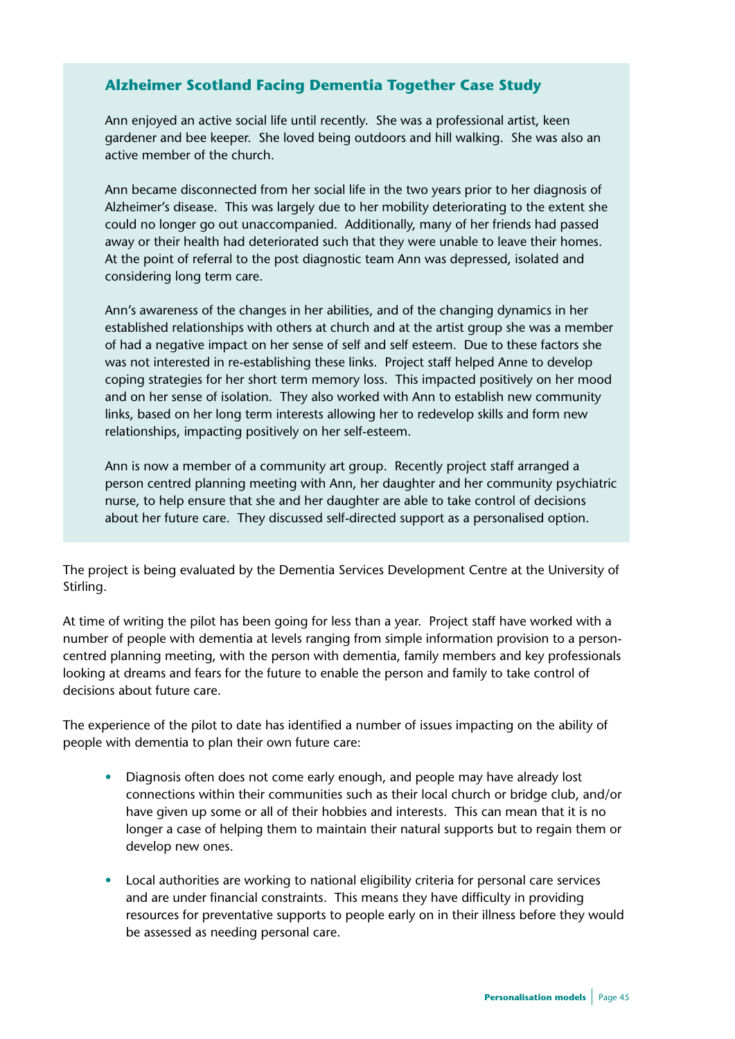### Alzheimer Scotland Facing Dementia Together Case Study

Ann enjoyed an active social life until recently. She was a professional artist, keen gardener and bee keeper. She loved being outdoors and hill walking. She was also an active member of the church.

Ann became disconnected from her social life in the two years prior to her diagnosis of Alzheimer's disease. This was largely due to her mobility deteriorating to the extent she could no longer go out unaccompanied. Additionally, many of her friends had passed away or their health had deteriorated such that they were unable to leave their homes. At the point of referral to the post diagnostic team Ann was depressed, isolated and considering long term care.

Ann's awareness of the changes in her abilities, and of the changing dynamics in her established relationships with others at church and at the artist group she was a member of had a negative impact on her sense of self and self esteem. Due to these factors she was not interested in re-establishing these links. Project staff helped Anne to develop coping strategies for her short term memory loss. This impacted positively on her mood and on her sense of isolation. They also worked with Ann to establish new community links, based on her long term interests allowing her to redevelop skills and form new relationships, impacting positively on her self-esteem.

Ann is now a member of a community art group. Recently project staff arranged a person centred planning meeting with Ann, her daughter and her community psychiatric nurse, to help ensure that she and her daughter are able to take control of decisions about her future care. They discussed self-directed support as a personalised option.

The project is being evaluated by the Dementia Services Development Centre at the University of Stirling.

At time of writing the pilot has been going for less than a year. Project staff have worked with a number of people with dementia at levels ranging from simple information provision to a person-centred planning meeting, with the person with dementia, family members and key professionals looking at dreams and fears for the future to enable the person and family to take control of decisions about future care.

The experience of the pilot to date has identified a number of issues impacting on the ability of people with dementia to plan their own future care:

- Diagnosis often does not come early enough, and people may have already lost connections within their communities such as their local church or bridge club, and/or have given up some or all of their hobbies and interests. This can mean that it is no longer a case of helping them to maintain their natural supports but to regain them or develop new ones.

- Local authorities are working to national eligibility criteria for personal care services and are under financial constraints. This means they have difficulty in providing resources for preventative supports to people early on in their illness before they would be assessed as needing personal care.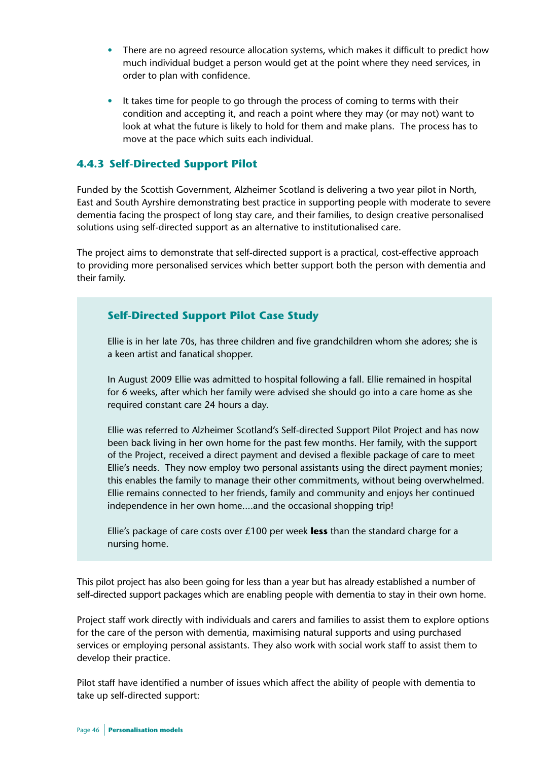- There are no agreed resource allocation systems, which makes it difficult to predict how much individual budget a person would get at the point where they need services, in order to plan with confidence.

- It takes time for people to go through the process of coming to terms with their condition and accepting it, and reach a point where they may (or may not) want to look at what the future is likely to hold for them and make plans. The process has to move at the pace which suits each individual.

### 4.4.3 Self-Directed Support Pilot

Funded by the Scottish Government, Alzheimer Scotland is delivering a two year pilot in North, East and South Ayrshire demonstrating best practice in supporting people with moderate to severe dementia facing the prospect of long stay care, and their families, to design creative personalised solutions using self-directed support as an alternative to institutionalised care.

The project aims to demonstrate that self-directed support is a practical, cost-effective approach to providing more personalised services which better support both the person with dementia and their family.

#### Self-Directed Support Pilot Case Study

Ellie is in her late 70s, has three children and five grandchildren whom she adores; she is a keen artist and fanatical shopper.

In August 2009 Ellie was admitted to hospital following a fall. Ellie remained in hospital for 6 weeks, after which her family were advised she should go into a care home as she required constant care 24 hours a day.

Ellie was referred to Alzheimer Scotland's Self-directed Support Pilot Project and has now been back living in her own home for the past few months. Her family, with the support of the Project, received a direct payment and devised a flexible package of care to meet Ellie's needs. They now employ two personal assistants using the direct payment monies; this enables the family to manage their other commitments, without being overwhelmed. Ellie remains connected to her friends, family and community and enjoys her continued independence in her own home....and the occasional shopping trip!

Ellie's package of care costs over £100 per week **less** than the standard charge for a nursing home.

This pilot project has also been going for less than a year but has already established a number of self-directed support packages which are enabling people with dementia to stay in their own home.

Project staff work directly with individuals and carers and families to assist them to explore options for the care of the person with dementia, maximising natural supports and using purchased services or employing personal assistants. They also work with social work staff to assist them to develop their practice.

Pilot staff have identified a number of issues which affect the ability of people with dementia to take up self-directed support: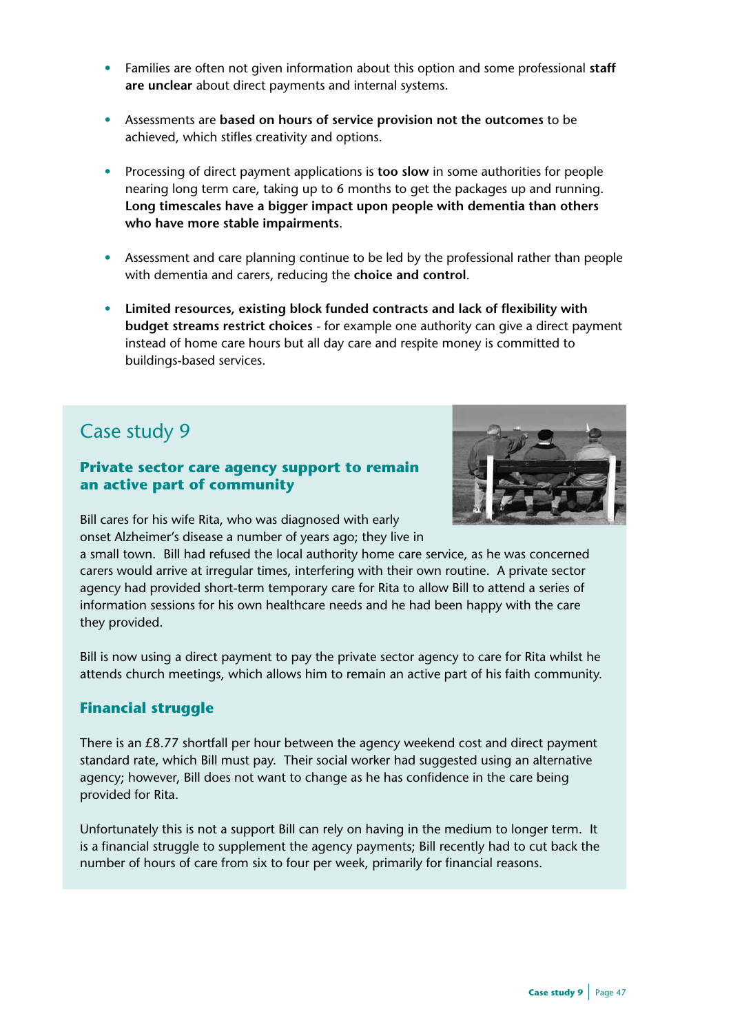- Families are often not given information about this option and some professional **staff are unclear** about direct payments and internal systems.

- Assessments are **based on hours of service provision not the outcomes** to be achieved, which stifles creativity and options.

- Processing of direct payment applications is **too slow** in some authorities for people nearing long term care, taking up to 6 months to get the packages up and running. **Long timescales have a bigger impact upon people with dementia than others who have more stable impairments**.

- Assessment and care planning continue to be led by the professional rather than people with dementia and carers, reducing the **choice and control**.

- **Limited resources, existing block funded contracts and lack of flexibility with budget streams restrict choices** - for example one authority can give a direct payment instead of home care hours but all day care and respite money is committed to buildings-based services.

## Case study 9

### Private sector care agency support to remain an active part of community

Bill cares for his wife Rita, who was diagnosed with early onset Alzheimer's disease a number of years ago; they live in a small town. Bill had refused the local authority home care service, as he was concerned carers would arrive at irregular times, interfering with their own routine. A private sector agency had provided short-term temporary care for Rita to allow Bill to attend a series of information sessions for his own healthcare needs and he had been happy with the care they provided.

Bill is now using a direct payment to pay the private sector agency to care for Rita whilst he attends church meetings, which allows him to remain an active part of his faith community.

### Financial struggle

There is an £8.77 shortfall per hour between the agency weekend cost and direct payment standard rate, which Bill must pay. Their social worker had suggested using an alternative agency; however, Bill does not want to change as he has confidence in the care being provided for Rita.

Unfortunately this is not a support Bill can rely on having in the medium to longer term. It is a financial struggle to supplement the agency payments; Bill recently had to cut back the number of hours of care from six to four per week, primarily for financial reasons.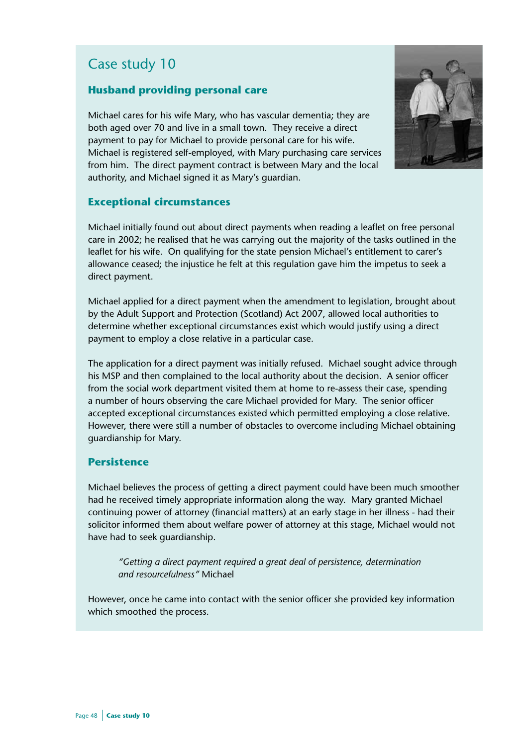## Case study 10

### Husband providing personal care

Michael cares for his wife Mary, who has vascular dementia; they are both aged over 70 and live in a small town. They receive a direct payment to pay for Michael to provide personal care for his wife. Michael is registered self-employed, with Mary purchasing care services from him. The direct payment contract is between Mary and the local authority, and Michael signed it as Mary's guardian.

### Exceptional circumstances

Michael initially found out about direct payments when reading a leaflet on free personal care in 2002; he realised that he was carrying out the majority of the tasks outlined in the leaflet for his wife. On qualifying for the state pension Michael's entitlement to carer's allowance ceased; the injustice he felt at this regulation gave him the impetus to seek a direct payment.

Michael applied for a direct payment when the amendment to legislation, brought about by the Adult Support and Protection (Scotland) Act 2007, allowed local authorities to determine whether exceptional circumstances exist which would justify using a direct payment to employ a close relative in a particular case.

The application for a direct payment was initially refused. Michael sought advice through his MSP and then complained to the local authority about the decision. A senior officer from the social work department visited them at home to re-assess their case, spending a number of hours observing the care Michael provided for Mary. The senior officer accepted exceptional circumstances existed which permitted employing a close relative. However, there were still a number of obstacles to overcome including Michael obtaining guardianship for Mary.

### Persistence

Michael believes the process of getting a direct payment could have been much smoother had he received timely appropriate information along the way. Mary granted Michael continuing power of attorney (financial matters) at an early stage in her illness - had their solicitor informed them about welfare power of attorney at this stage, Michael would not have had to seek guardianship.

> *"Getting a direct payment required a great deal of persistence, determination and resourcefulness"* Michael

However, once he came into contact with the senior officer she provided key information which smoothed the process.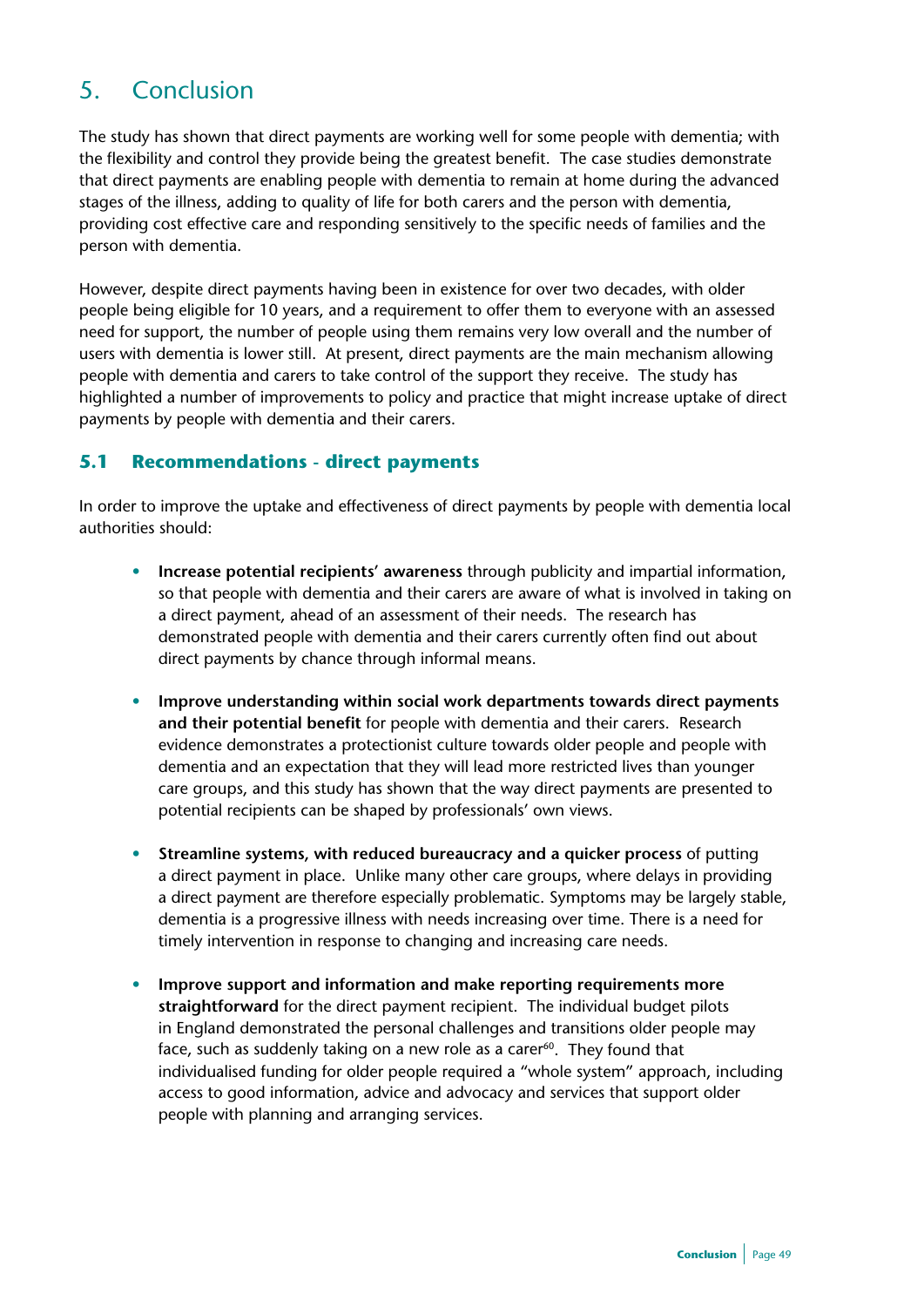# 5. Conclusion

The study has shown that direct payments are working well for some people with dementia; with the flexibility and control they provide being the greatest benefit. The case studies demonstrate that direct payments are enabling people with dementia to remain at home during the advanced stages of the illness, adding to quality of life for both carers and the person with dementia, providing cost effective care and responding sensitively to the specific needs of families and the person with dementia.

However, despite direct payments having been in existence for over two decades, with older people being eligible for 10 years, and a requirement to offer them to everyone with an assessed need for support, the number of people using them remains very low overall and the number of users with dementia is lower still. At present, direct payments are the main mechanism allowing people with dementia and carers to take control of the support they receive. The study has highlighted a number of improvements to policy and practice that might increase uptake of direct payments by people with dementia and their carers.

## 5.1 Recommendations - direct payments

In order to improve the uptake and effectiveness of direct payments by people with dementia local authorities should:

- **Increase potential recipients' awareness** through publicity and impartial information, so that people with dementia and their carers are aware of what is involved in taking on a direct payment, ahead of an assessment of their needs. The research has demonstrated people with dementia and their carers currently often find out about direct payments by chance through informal means.

- **Improve understanding within social work departments towards direct payments and their potential benefit** for people with dementia and their carers. Research evidence demonstrates a protectionist culture towards older people and people with dementia and an expectation that they will lead more restricted lives than younger care groups, and this study has shown that the way direct payments are presented to potential recipients can be shaped by professionals' own views.

- **Streamline systems, with reduced bureaucracy and a quicker process** of putting a direct payment in place. Unlike many other care groups, where delays in providing a direct payment are therefore especially problematic. Symptoms may be largely stable, dementia is a progressive illness with needs increasing over time. There is a need for timely intervention in response to changing and increasing care needs.

- **Improve support and information and make reporting requirements more straightforward** for the direct payment recipient. The individual budget pilots in England demonstrated the personal challenges and transitions older people may face, such as suddenly taking on a new role as a carer[60]. They found that individualised funding for older people required a "whole system" approach, including access to good information, advice and advocacy and services that support older people with planning and arranging services.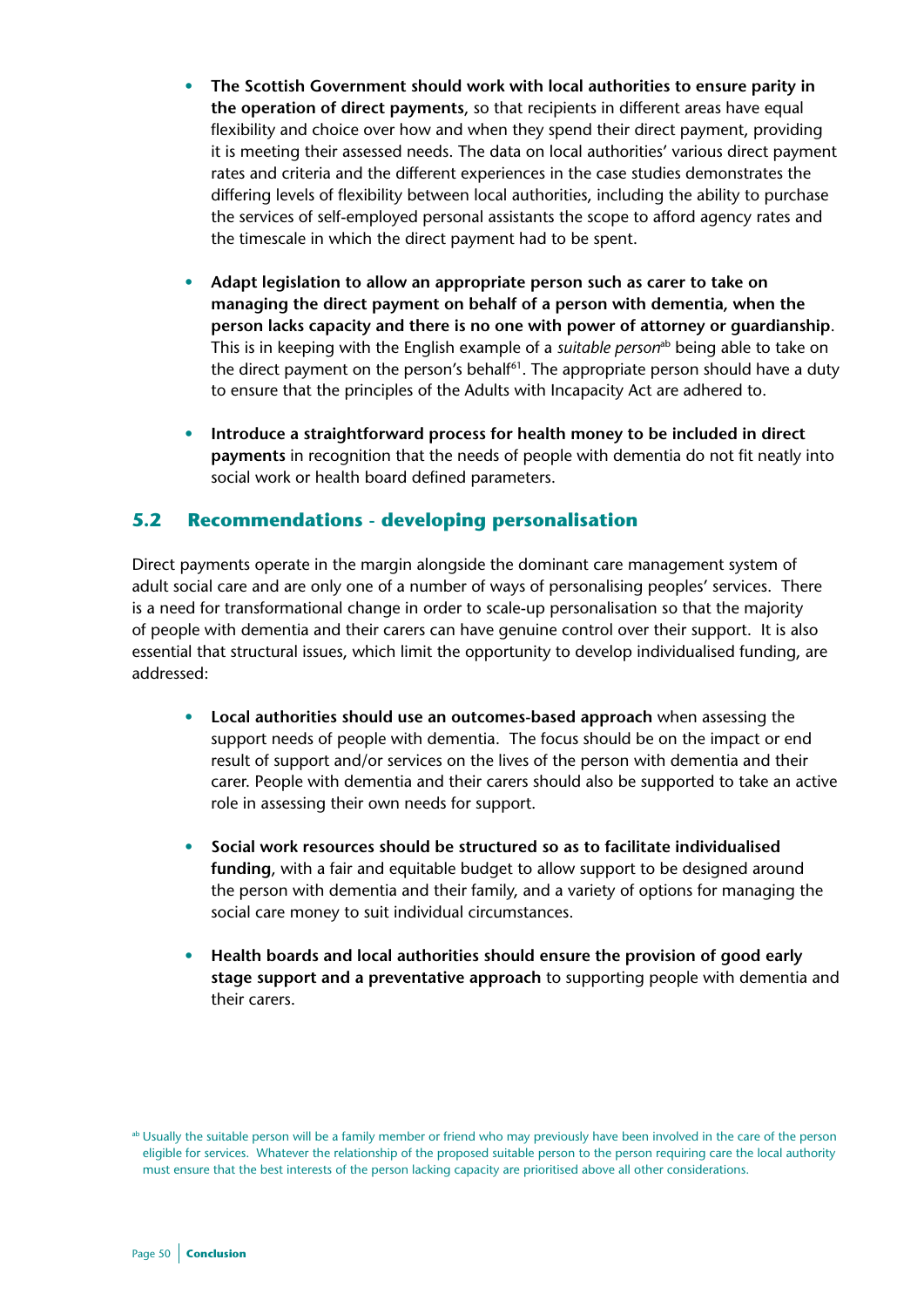- **The Scottish Government should work with local authorities to ensure parity in the operation of direct payments**, so that recipients in different areas have equal flexibility and choice over how and when they spend their direct payment, providing it is meeting their assessed needs. The data on local authorities' various direct payment rates and criteria and the different experiences in the case studies demonstrates the differing levels of flexibility between local authorities, including the ability to purchase the services of self-employed personal assistants the scope to afford agency rates and the timescale in which the direct payment had to be spent.

- **Adapt legislation to allow an appropriate person such as carer to take on managing the direct payment on behalf of a person with dementia, when the person lacks capacity and there is no one with power of attorney or guardianship**. This is in keeping with the English example of a *suitable person*[ab] being able to take on the direct payment on the person's behalf[61]. The appropriate person should have a duty to ensure that the principles of the Adults with Incapacity Act are adhered to.

- **Introduce a straightforward process for health money to be included in direct payments** in recognition that the needs of people with dementia do not fit neatly into social work or health board defined parameters.

## 5.2 Recommendations - developing personalisation

Direct payments operate in the margin alongside the dominant care management system of adult social care and are only one of a number of ways of personalising peoples' services. There is a need for transformational change in order to scale-up personalisation so that the majority of people with dementia and their carers can have genuine control over their support. It is also essential that structural issues, which limit the opportunity to develop individualised funding, are addressed:

- **Local authorities should use an outcomes-based approach** when assessing the support needs of people with dementia. The focus should be on the impact or end result of support and/or services on the lives of the person with dementia and their carer. People with dementia and their carers should also be supported to take an active role in assessing their own needs for support.

- **Social work resources should be structured so as to facilitate individualised funding**, with a fair and equitable budget to allow support to be designed around the person with dementia and their family, and a variety of options for managing the social care money to suit individual circumstances.

- **Health boards and local authorities should ensure the provision of good early stage support and a preventative approach** to supporting people with dementia and their carers.

[ab] Usually the suitable person will be a family member or friend who may previously have been involved in the care of the person eligible for services. Whatever the relationship of the proposed suitable person to the person requiring care the local authority must ensure that the best interests of the person lacking capacity are prioritised above all other considerations.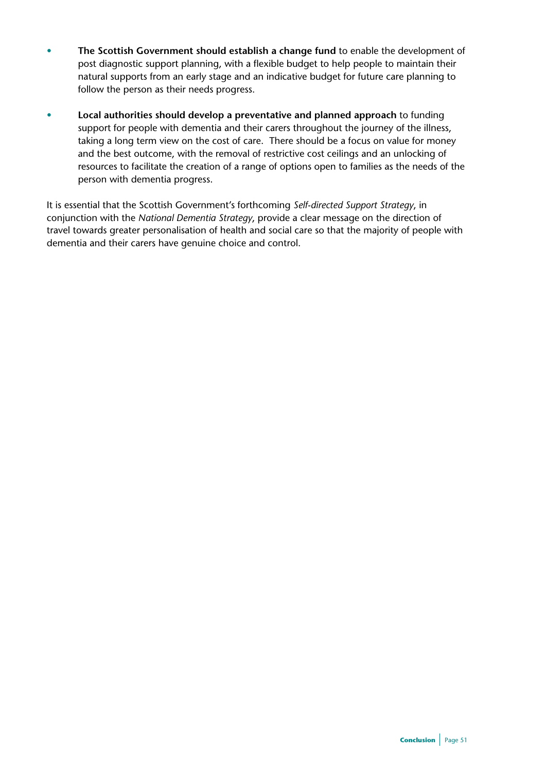- **The Scottish Government should establish a change fund** to enable the development of post diagnostic support planning, with a flexible budget to help people to maintain their natural supports from an early stage and an indicative budget for future care planning to follow the person as their needs progress.
- **Local authorities should develop a preventative and planned approach** to funding support for people with dementia and their carers throughout the journey of the illness, taking a long term view on the cost of care. There should be a focus on value for money and the best outcome, with the removal of restrictive cost ceilings and an unlocking of resources to facilitate the creation of a range of options open to families as the needs of the person with dementia progress.

It is essential that the Scottish Government's forthcoming *Self-directed Support Strategy*, in conjunction with the *National Dementia Strategy*, provide a clear message on the direction of travel towards greater personalisation of health and social care so that the majority of people with dementia and their carers have genuine choice and control.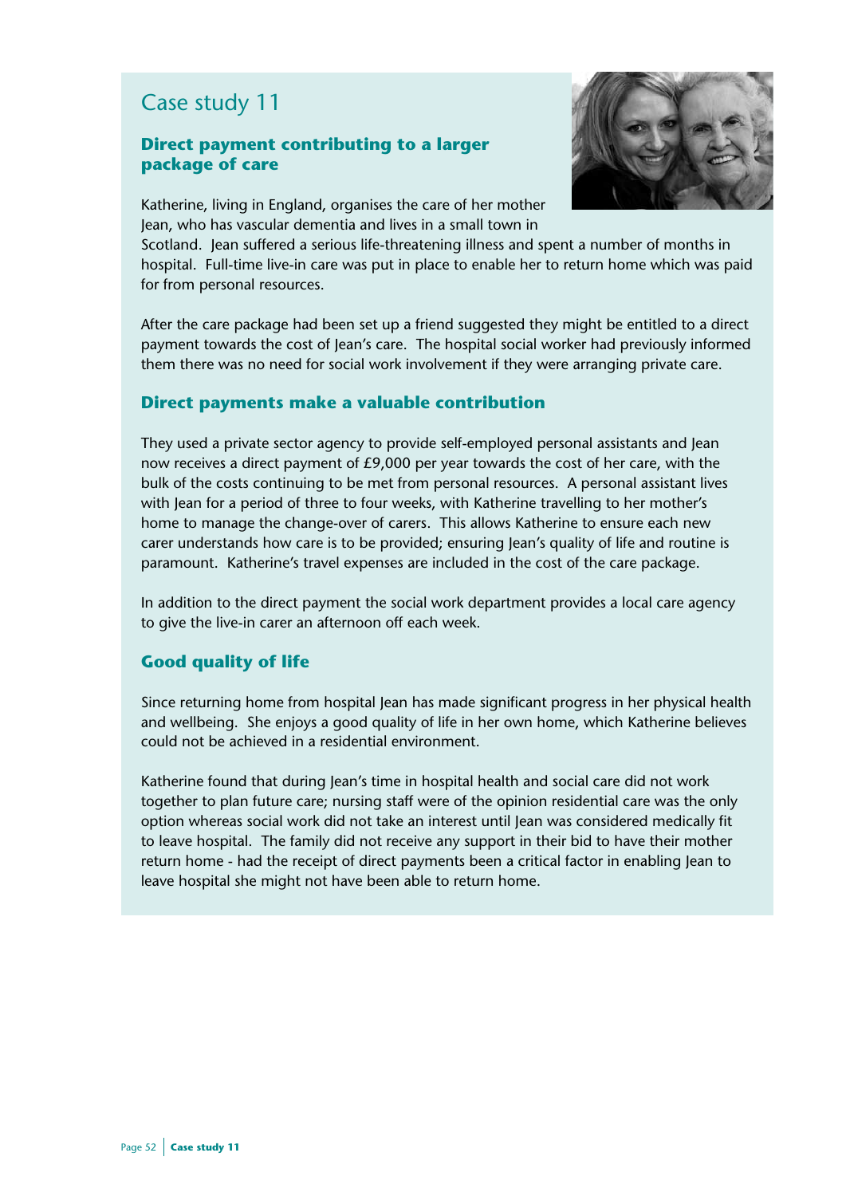# Case study 11

### Direct payment contributing to a larger package of care

Katherine, living in England, organises the care of her mother Jean, who has vascular dementia and lives in a small town in Scotland. Jean suffered a serious life-threatening illness and spent a number of months in hospital. Full-time live-in care was put in place to enable her to return home which was paid for from personal resources.

After the care package had been set up a friend suggested they might be entitled to a direct payment towards the cost of Jean's care. The hospital social worker had previously informed them there was no need for social work involvement if they were arranging private care.

### Direct payments make a valuable contribution

They used a private sector agency to provide self-employed personal assistants and Jean now receives a direct payment of £9,000 per year towards the cost of her care, with the bulk of the costs continuing to be met from personal resources. A personal assistant lives with Jean for a period of three to four weeks, with Katherine travelling to her mother's home to manage the change-over of carers. This allows Katherine to ensure each new carer understands how care is to be provided; ensuring Jean's quality of life and routine is paramount. Katherine's travel expenses are included in the cost of the care package.

In addition to the direct payment the social work department provides a local care agency to give the live-in carer an afternoon off each week.

### Good quality of life

Since returning home from hospital Jean has made significant progress in her physical health and wellbeing. She enjoys a good quality of life in her own home, which Katherine believes could not be achieved in a residential environment.

Katherine found that during Jean's time in hospital health and social care did not work together to plan future care; nursing staff were of the opinion residential care was the only option whereas social work did not take an interest until Jean was considered medically fit to leave hospital. The family did not receive any support in their bid to have their mother return home - had the receipt of direct payments been a critical factor in enabling Jean to leave hospital she might not have been able to return home.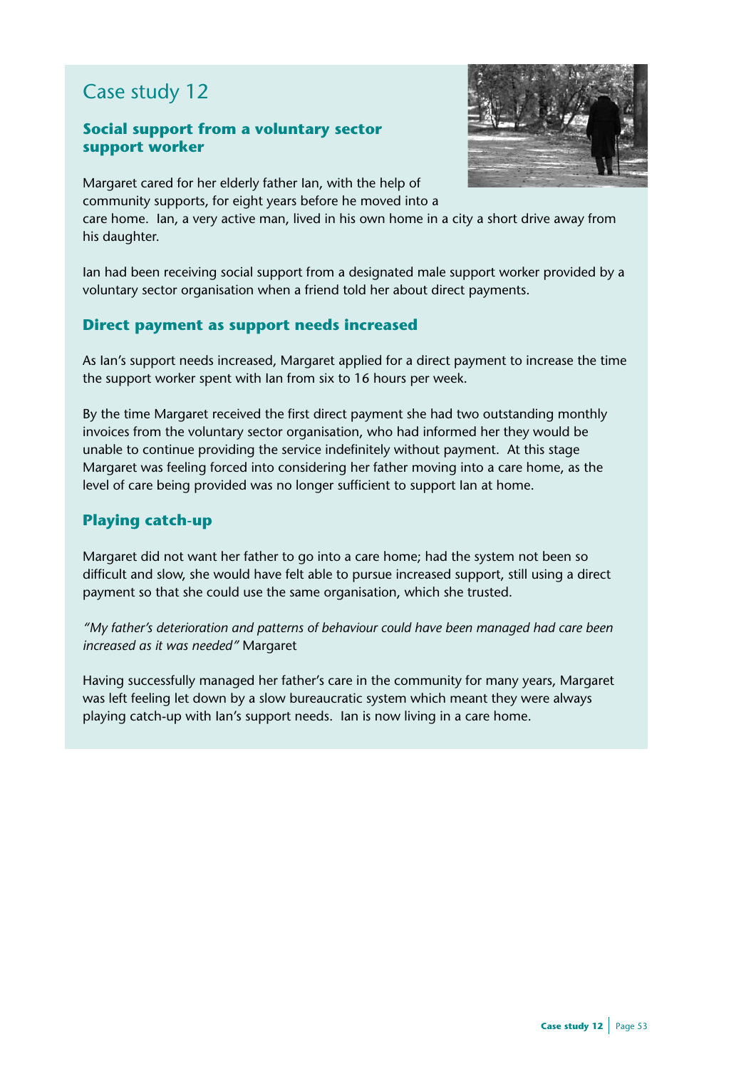# Case study 12

### Social support from a voluntary sector support worker

Margaret cared for her elderly father Ian, with the help of community supports, for eight years before he moved into a care home. Ian, a very active man, lived in his own home in a city a short drive away from his daughter.

Ian had been receiving social support from a designated male support worker provided by a voluntary sector organisation when a friend told her about direct payments.

### Direct payment as support needs increased

As Ian's support needs increased, Margaret applied for a direct payment to increase the time the support worker spent with Ian from six to 16 hours per week.

By the time Margaret received the first direct payment she had two outstanding monthly invoices from the voluntary sector organisation, who had informed her they would be unable to continue providing the service indefinitely without payment. At this stage Margaret was feeling forced into considering her father moving into a care home, as the level of care being provided was no longer sufficient to support Ian at home.

### Playing catch-up

Margaret did not want her father to go into a care home; had the system not been so difficult and slow, she would have felt able to pursue increased support, still using a direct payment so that she could use the same organisation, which she trusted.

*"My father's deterioration and patterns of behaviour could have been managed had care been increased as it was needed"* Margaret

Having successfully managed her father's care in the community for many years, Margaret was left feeling let down by a slow bureaucratic system which meant they were always playing catch-up with Ian's support needs. Ian is now living in a care home.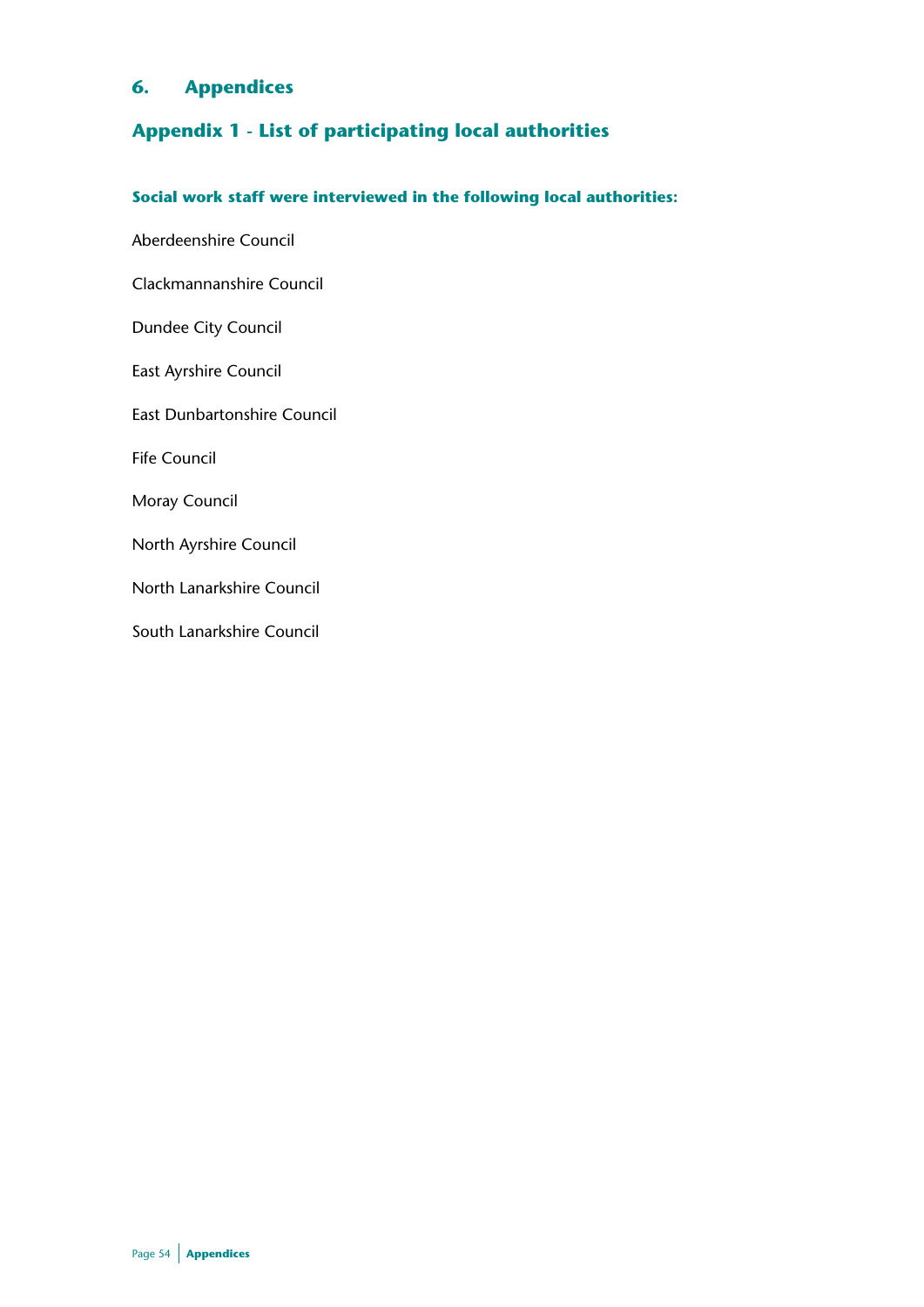# 6. Appendices

## Appendix 1 - List of participating local authorities

**Social work staff were interviewed in the following local authorities:**

Aberdeenshire Council

Clackmannanshire Council

Dundee City Council

East Ayrshire Council

East Dunbartonshire Council

Fife Council

Moray Council

North Ayrshire Council

North Lanarkshire Council

South Lanarkshire Council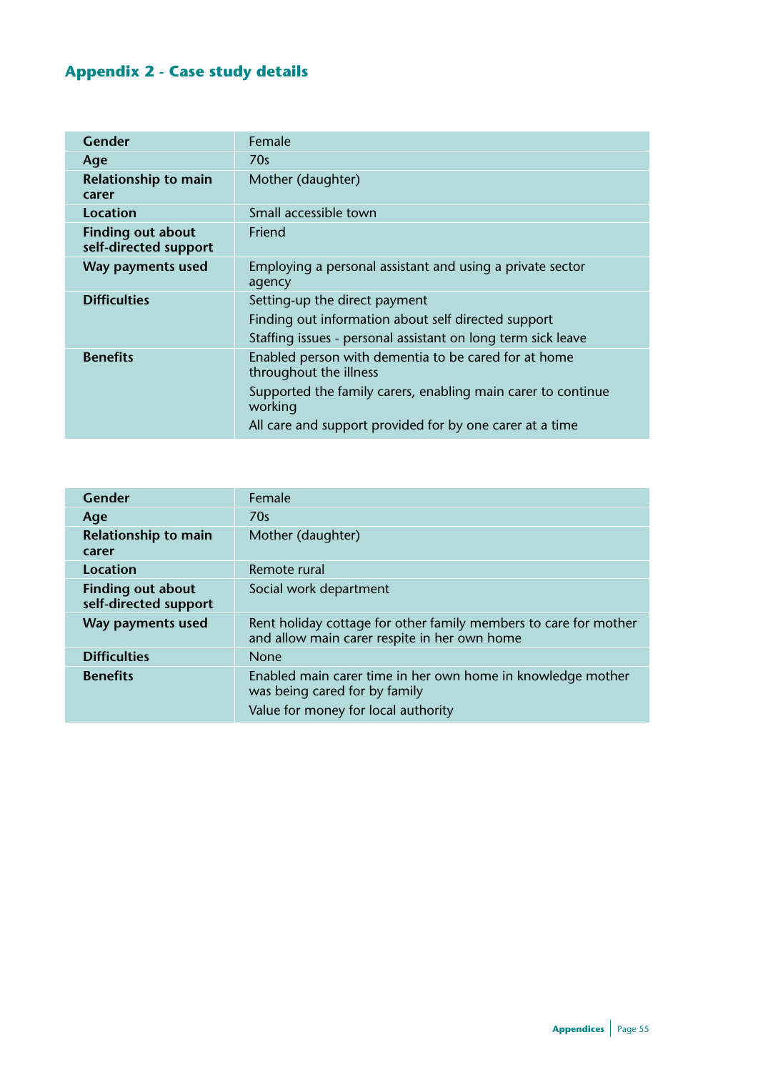## Appendix 2 - Case study details

| | |
|---|---|
| **Gender** | Female |
| **Age** | 70s |
| **Relationship to main carer** | Mother (daughter) |
| **Location** | Small accessible town |
| **Finding out about self-directed support** | Friend |
| **Way payments used** | Employing a personal assistant and using a private sector agency |
| **Difficulties** | Setting-up the direct payment<br>Finding out information about self directed support<br>Staffing issues - personal assistant on long term sick leave |
| **Benefits** | Enabled person with dementia to be cared for at home throughout the illness<br>Supported the family carers, enabling main carer to continue working<br>All care and support provided for by one carer at a time |

| | |
|---|---|
| **Gender** | Female |
| **Age** | 70s |
| **Relationship to main carer** | Mother (daughter) |
| **Location** | Remote rural |
| **Finding out about self-directed support** | Social work department |
| **Way payments used** | Rent holiday cottage for other family members to care for mother and allow main carer respite in her own home |
| **Difficulties** | None |
| **Benefits** | Enabled main carer time in her own home in knowledge mother was being cared for by family<br>Value for money for local authority |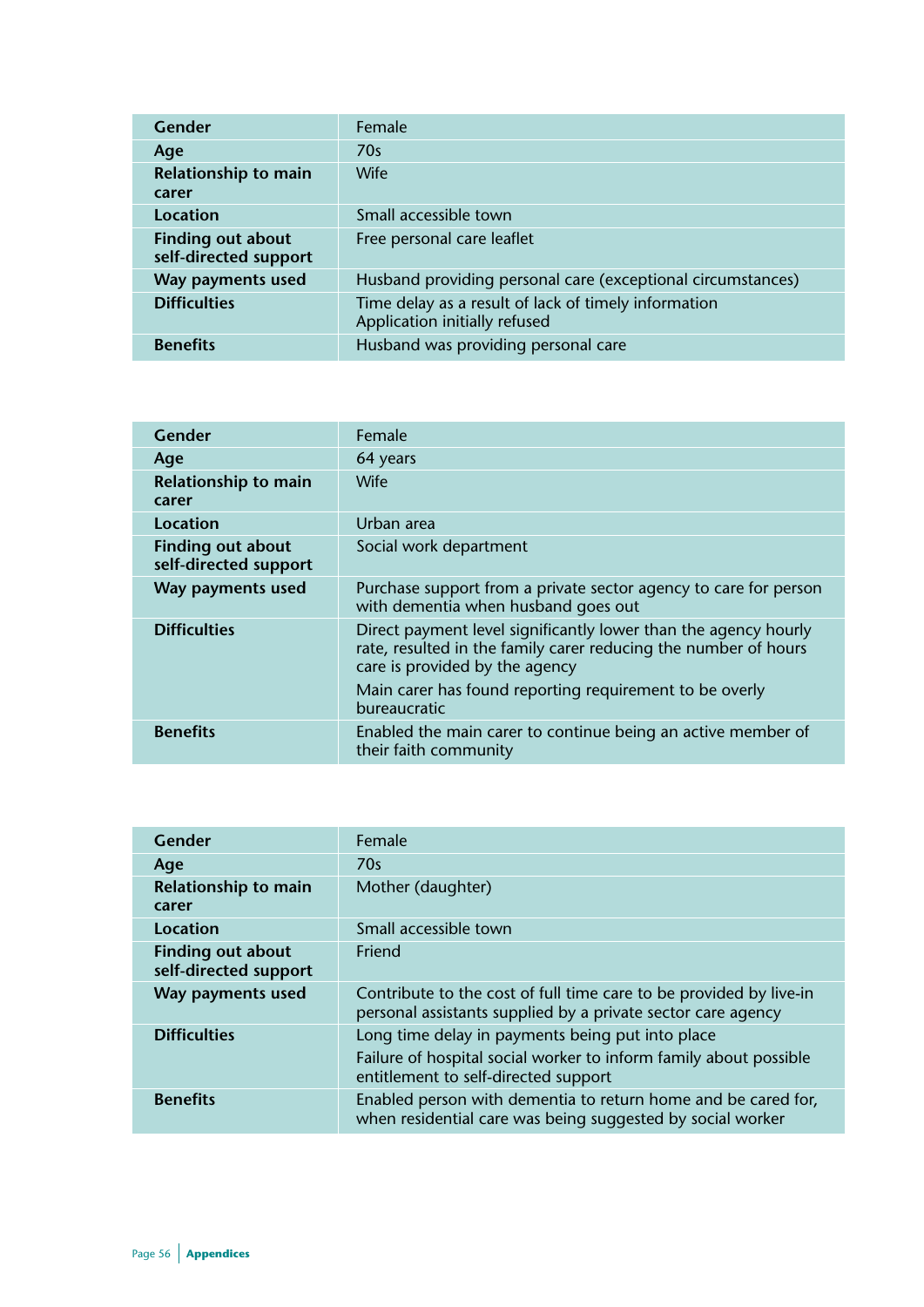| Gender | Female |
|---|---|
| Age | 70s |
| Relationship to main carer | Wife |
| Location | Small accessible town |
| Finding out about self-directed support | Free personal care leaflet |
| Way payments used | Husband providing personal care (exceptional circumstances) |
| Difficulties | Time delay as a result of lack of timely information<br>Application initially refused |
| Benefits | Husband was providing personal care |

| Gender | Female |
|---|---|
| Age | 64 years |
| Relationship to main carer | Wife |
| Location | Urban area |
| Finding out about self-directed support | Social work department |
| Way payments used | Purchase support from a private sector agency to care for person with dementia when husband goes out |
| Difficulties | Direct payment level significantly lower than the agency hourly rate, resulted in the family carer reducing the number of hours care is provided by the agency<br>Main carer has found reporting requirement to be overly bureaucratic |
| Benefits | Enabled the main carer to continue being an active member of their faith community |

| Gender | Female |
|---|---|
| Age | 70s |
| Relationship to main carer | Mother (daughter) |
| Location | Small accessible town |
| Finding out about self-directed support | Friend |
| Way payments used | Contribute to the cost of full time care to be provided by live-in personal assistants supplied by a private sector care agency |
| Difficulties | Long time delay in payments being put into place<br>Failure of hospital social worker to inform family about possible entitlement to self-directed support |
| Benefits | Enabled person with dementia to return home and be cared for, when residential care was being suggested by social worker |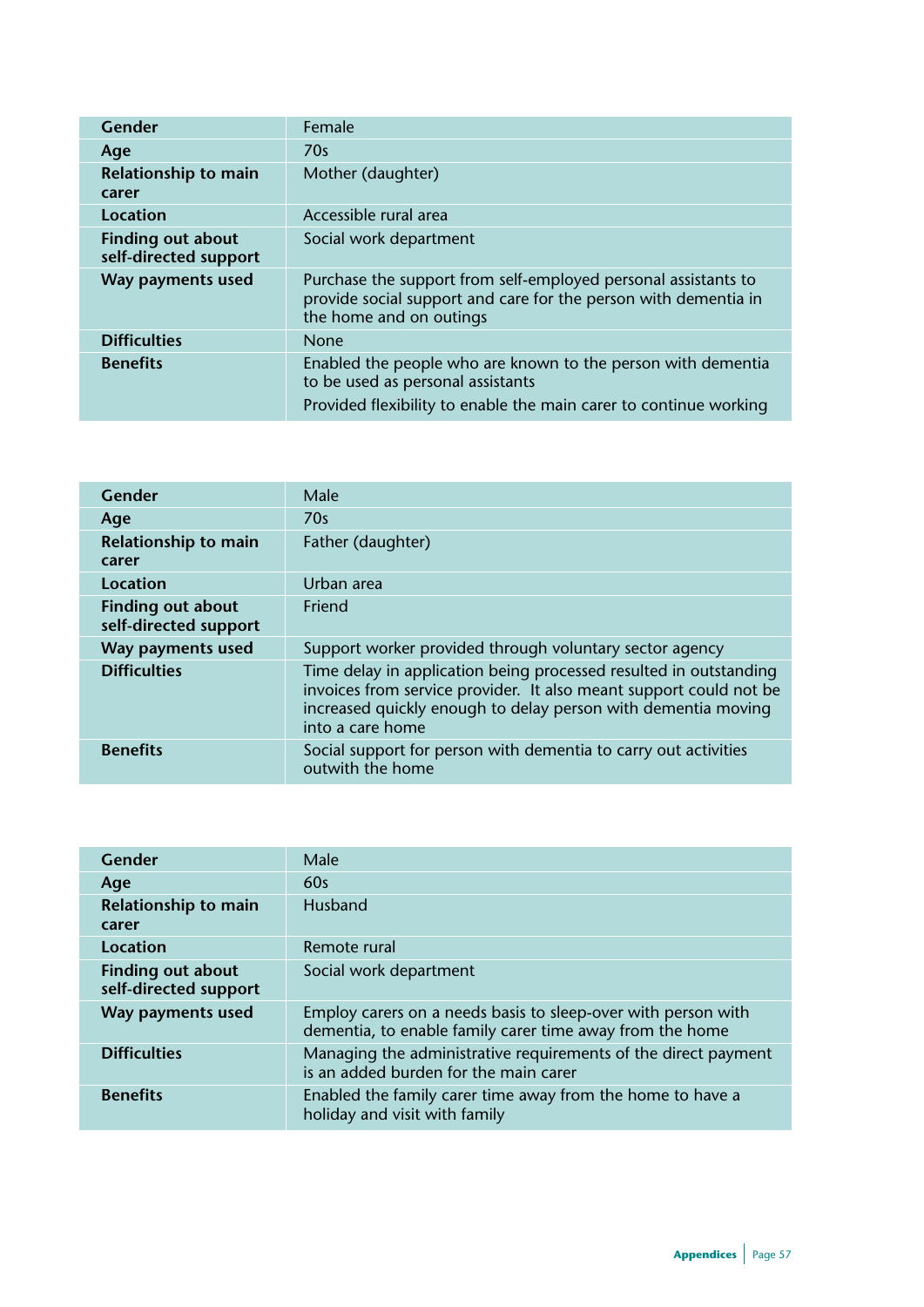| | |
|---|---|
| **Gender** | Female |
| **Age** | 70s |
| **Relationship to main carer** | Mother (daughter) |
| **Location** | Accessible rural area |
| **Finding out about self-directed support** | Social work department |
| **Way payments used** | Purchase the support from self-employed personal assistants to provide social support and care for the person with dementia in the home and on outings |
| **Difficulties** | None |
| **Benefits** | Enabled the people who are known to the person with dementia to be used as personal assistants<br>Provided flexibility to enable the main carer to continue working |

| | |
|---|---|
| **Gender** | Male |
| **Age** | 70s |
| **Relationship to main carer** | Father (daughter) |
| **Location** | Urban area |
| **Finding out about self-directed support** | Friend |
| **Way payments used** | Support worker provided through voluntary sector agency |
| **Difficulties** | Time delay in application being processed resulted in outstanding invoices from service provider. It also meant support could not be increased quickly enough to delay person with dementia moving into a care home |
| **Benefits** | Social support for person with dementia to carry out activities outwith the home |

| | |
|---|---|
| **Gender** | Male |
| **Age** | 60s |
| **Relationship to main carer** | Husband |
| **Location** | Remote rural |
| **Finding out about self-directed support** | Social work department |
| **Way payments used** | Employ carers on a needs basis to sleep-over with person with dementia, to enable family carer time away from the home |
| **Difficulties** | Managing the administrative requirements of the direct payment is an added burden for the main carer |
| **Benefits** | Enabled the family carer time away from the home to have a holiday and visit with family |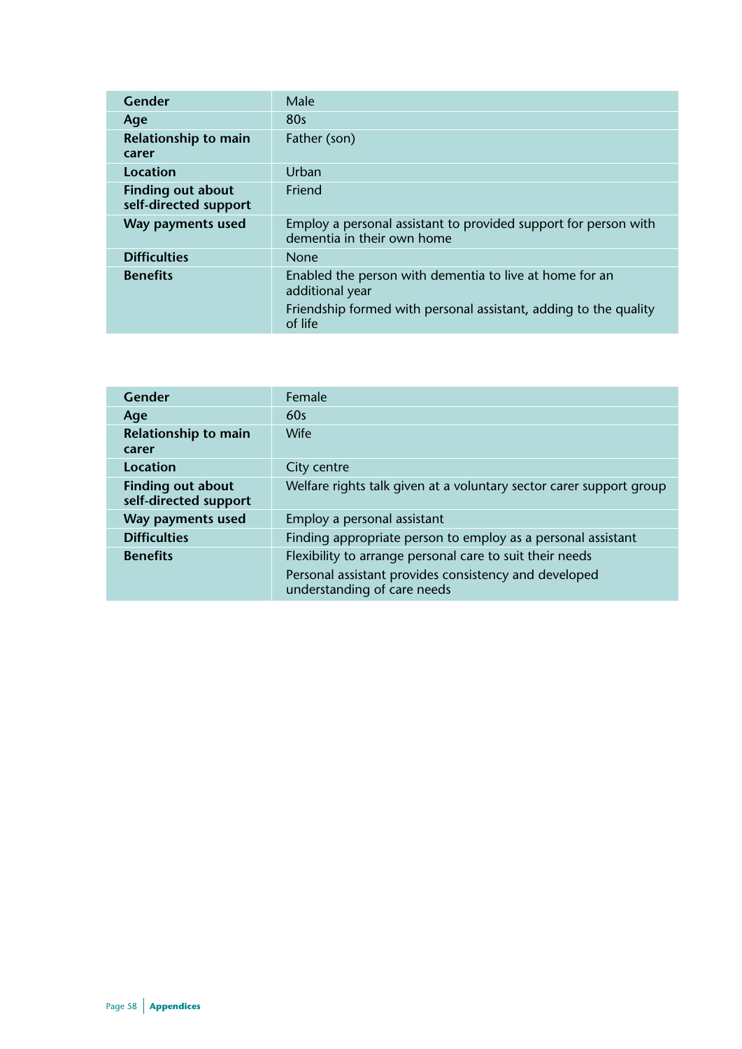| Gender | Male |
|---|---|
| Age | 80s |
| Relationship to main carer | Father (son) |
| Location | Urban |
| Finding out about self-directed support | Friend |
| Way payments used | Employ a personal assistant to provided support for person with dementia in their own home |
| Difficulties | None |
| Benefits | Enabled the person with dementia to live at home for an additional year<br>Friendship formed with personal assistant, adding to the quality of life |

| Gender | Female |
|---|---|
| Age | 60s |
| Relationship to main carer | Wife |
| Location | City centre |
| Finding out about self-directed support | Welfare rights talk given at a voluntary sector carer support group |
| Way payments used | Employ a personal assistant |
| Difficulties | Finding appropriate person to employ as a personal assistant |
| Benefits | Flexibility to arrange personal care to suit their needs<br>Personal assistant provides consistency and developed understanding of care needs |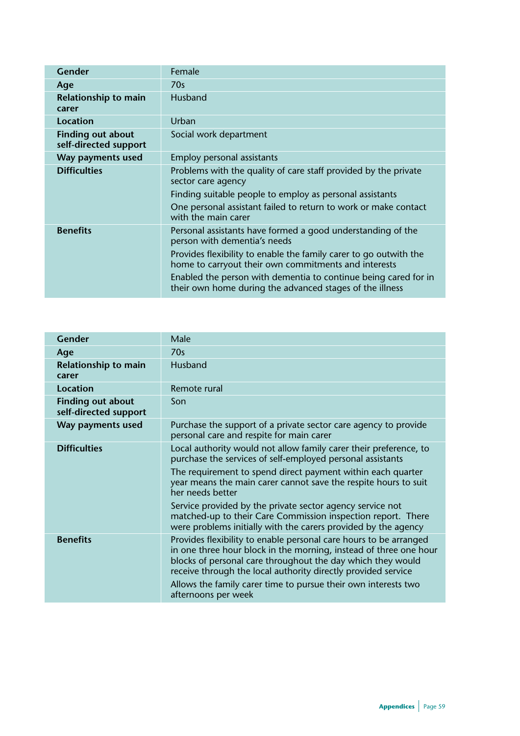| Gender | Female |
|---|---|
| Age | 70s |
| Relationship to main carer | Husband |
| Location | Urban |
| Finding out about self-directed support | Social work department |
| Way payments used | Employ personal assistants |
| Difficulties | Problems with the quality of care staff provided by the private sector care agency<br><br>Finding suitable people to employ as personal assistants<br><br>One personal assistant failed to return to work or make contact with the main carer |
| Benefits | Personal assistants have formed a good understanding of the person with dementia's needs<br><br>Provides flexibility to enable the family carer to go outwith the home to carryout their own commitments and interests<br><br>Enabled the person with dementia to continue being cared for in their own home during the advanced stages of the illness |

| Gender | Male |
|---|---|
| Age | 70s |
| Relationship to main carer | Husband |
| Location | Remote rural |
| Finding out about self-directed support | Son |
| Way payments used | Purchase the support of a private sector care agency to provide personal care and respite for main carer |
| Difficulties | Local authority would not allow family carer their preference, to purchase the services of self-employed personal assistants<br><br>The requirement to spend direct payment within each quarter year means the main carer cannot save the respite hours to suit her needs better<br><br>Service provided by the private sector agency service not matched-up to their Care Commission inspection report. There were problems initially with the carers provided by the agency |
| Benefits | Provides flexibility to enable personal care hours to be arranged in one three hour block in the morning, instead of three one hour blocks of personal care throughout the day which they would receive through the local authority directly provided service<br><br>Allows the family carer time to pursue their own interests two afternoons per week |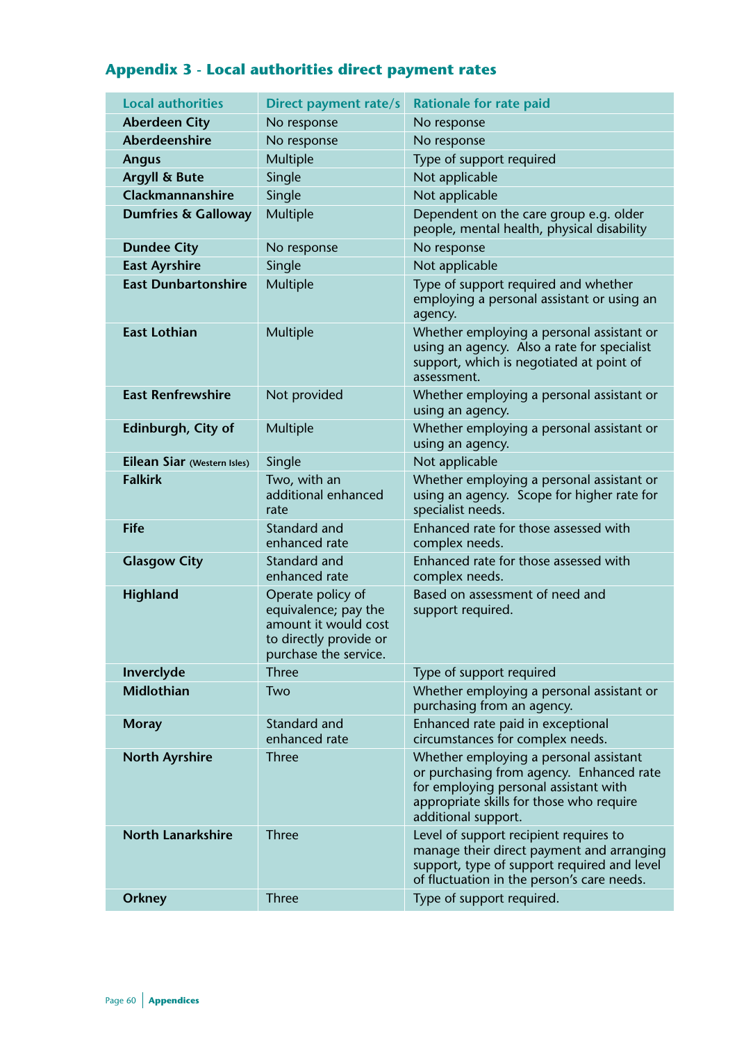## Appendix 3 - Local authorities direct payment rates

| Local authorities | Direct payment rate/s | Rationale for rate paid |
|---|---|---|
| **Aberdeen City** | No response | No response |
| **Aberdeenshire** | No response | No response |
| **Angus** | Multiple | Type of support required |
| **Argyll & Bute** | Single | Not applicable |
| **Clackmannanshire** | Single | Not applicable |
| **Dumfries & Galloway** | Multiple | Dependent on the care group e.g. older people, mental health, physical disability |
| **Dundee City** | No response | No response |
| **East Ayrshire** | Single | Not applicable |
| **East Dunbartonshire** | Multiple | Type of support required and whether employing a personal assistant or using an agency. |
| **East Lothian** | Multiple | Whether employing a personal assistant or using an agency. Also a rate for specialist support, which is negotiated at point of assessment. |
| **East Renfrewshire** | Not provided | Whether employing a personal assistant or using an agency. |
| **Edinburgh, City of** | Multiple | Whether employing a personal assistant or using an agency. |
| **Eilean Siar** (Western Isles) | Single | Not applicable |
| **Falkirk** | Two, with an additional enhanced rate | Whether employing a personal assistant or using an agency. Scope for higher rate for specialist needs. |
| **Fife** | Standard and enhanced rate | Enhanced rate for those assessed with complex needs. |
| **Glasgow City** | Standard and enhanced rate | Enhanced rate for those assessed with complex needs. |
| **Highland** | Operate policy of equivalence; pay the amount it would cost to directly provide or purchase the service. | Based on assessment of need and support required. |
| **Inverclyde** | Three | Type of support required |
| **Midlothian** | Two | Whether employing a personal assistant or purchasing from an agency. |
| **Moray** | Standard and enhanced rate | Enhanced rate paid in exceptional circumstances for complex needs. |
| **North Ayrshire** | Three | Whether employing a personal assistant or purchasing from agency. Enhanced rate for employing personal assistant with appropriate skills for those who require additional support. |
| **North Lanarkshire** | Three | Level of support recipient requires to manage their direct payment and arranging support, type of support required and level of fluctuation in the person's care needs. |
| **Orkney** | Three | Type of support required. |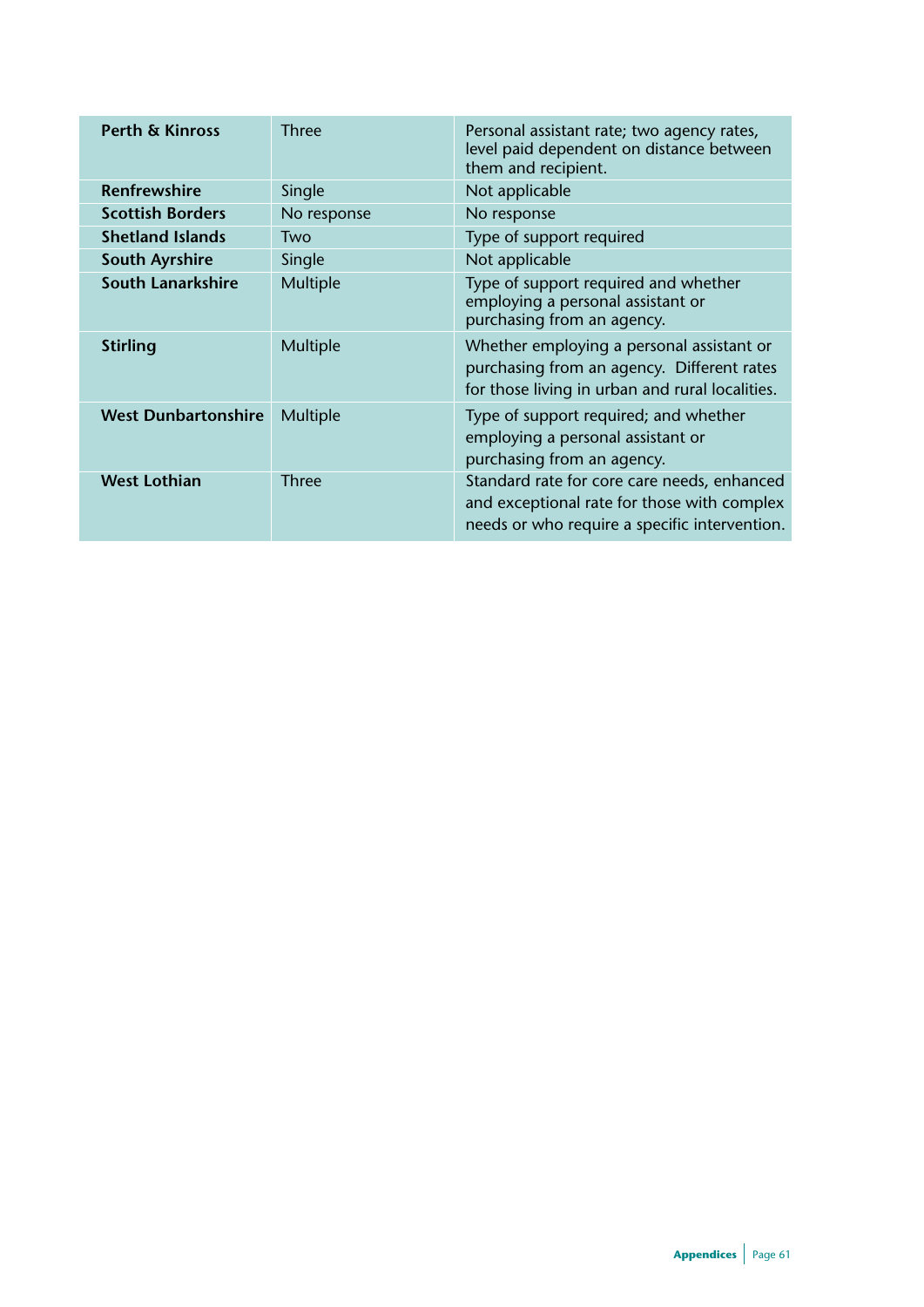| | | |
|---|---|---|
| **Perth & Kinross** | Three | Personal assistant rate; two agency rates, level paid dependent on distance between them and recipient. |
| **Renfrewshire** | Single | Not applicable |
| **Scottish Borders** | No response | No response |
| **Shetland Islands** | Two | Type of support required |
| **South Ayrshire** | Single | Not applicable |
| **South Lanarkshire** | Multiple | Type of support required and whether employing a personal assistant or purchasing from an agency. |
| **Stirling** | Multiple | Whether employing a personal assistant or purchasing from an agency. Different rates for those living in urban and rural localities. |
| **West Dunbartonshire** | Multiple | Type of support required; and whether employing a personal assistant or purchasing from an agency. |
| **West Lothian** | Three | Standard rate for core care needs, enhanced and exceptional rate for those with complex needs or who require a specific intervention. |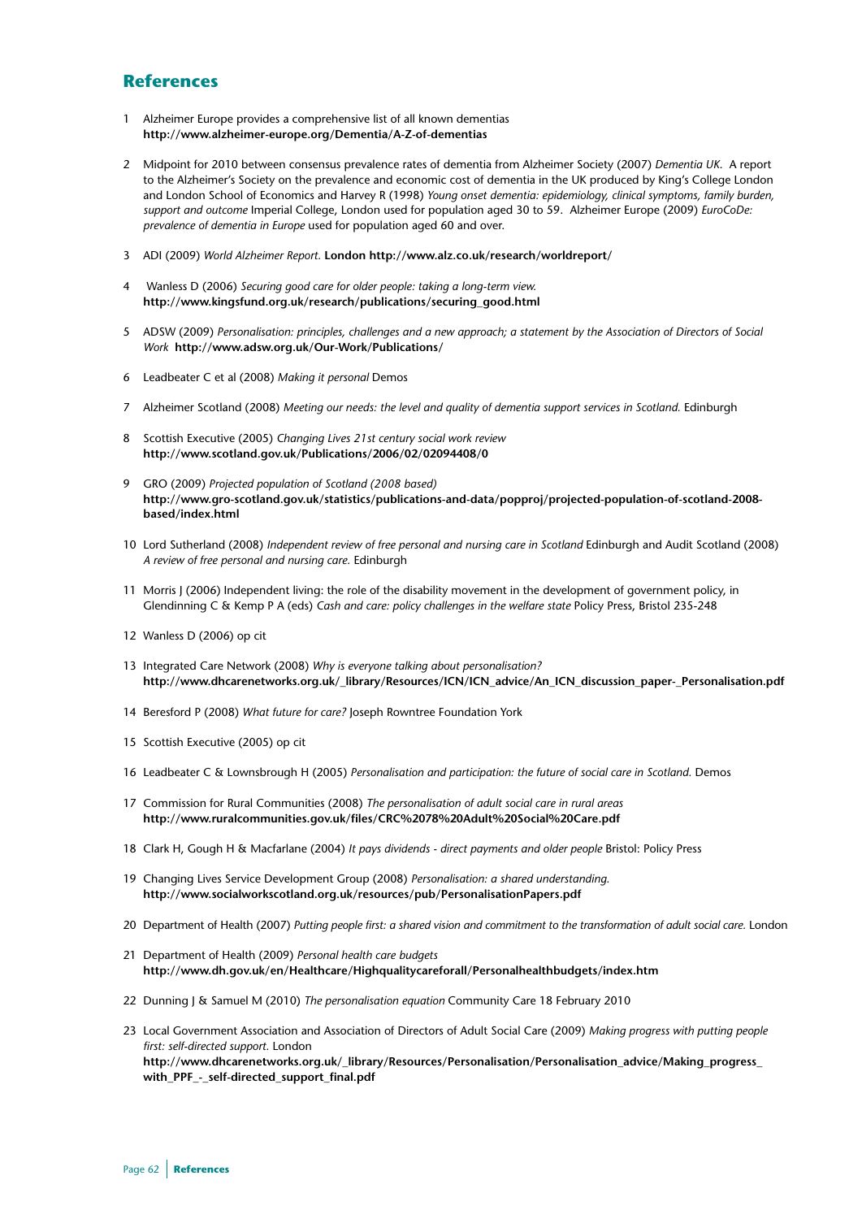## References

1. Alzheimer Europe provides a comprehensive list of all known dementias **http://www.alzheimer-europe.org/Dementia/A-Z-of-dementias**

2. Midpoint for 2010 between consensus prevalence rates of dementia from Alzheimer Society (2007) *Dementia UK*. A report to the Alzheimer's Society on the prevalence and economic cost of dementia in the UK produced by King's College London and London School of Economics and Harvey R (1998) *Young onset dementia: epidemiology, clinical symptoms, family burden, support and outcome* Imperial College, London used for population aged 30 to 59. Alzheimer Europe (2009) *EuroCoDe: prevalence of dementia in Europe* used for population aged 60 and over.

3. ADI (2009) *World Alzheimer Report.* **London http://www.alz.co.uk/research/worldreport/**

4. Wanless D (2006) *Securing good care for older people: taking a long-term view.* **http://www.kingsfund.org.uk/research/publications/securing_good.html**

5. ADSW (2009) *Personalisation: principles, challenges and a new approach; a statement by the Association of Directors of Social Work* **http://www.adsw.org.uk/Our-Work/Publications/**

6. Leadbeater C et al (2008) *Making it personal* Demos

7. Alzheimer Scotland (2008) *Meeting our needs: the level and quality of dementia support services in Scotland.* Edinburgh

8. Scottish Executive (2005) *Changing Lives 21st century social work review* **http://www.scotland.gov.uk/Publications/2006/02/02094408/0**

9. GRO (2009) *Projected population of Scotland (2008 based)* **http://www.gro-scotland.gov.uk/statistics/publications-and-data/popproj/projected-population-of-scotland-2008-based/index.html**

10. Lord Sutherland (2008) *Independent review of free personal and nursing care in Scotland* Edinburgh and Audit Scotland (2008) *A review of free personal and nursing care.* Edinburgh

11. Morris J (2006) Independent living: the role of the disability movement in the development of government policy, in Glendinning C & Kemp P A (eds) *Cash and care: policy challenges in the welfare state* Policy Press, Bristol 235-248

12. Wanless D (2006) op cit

13. Integrated Care Network (2008) *Why is everyone talking about personalisation?* **http://www.dhcarenetworks.org.uk/_library/Resources/ICN/ICN_advice/An_ICN_discussion_paper-_Personalisation.pdf**

14. Beresford P (2008) *What future for care?* Joseph Rowntree Foundation York

15. Scottish Executive (2005) op cit

16. Leadbeater C & Lownsbrough H (2005) *Personalisation and participation: the future of social care in Scotland.* Demos

17. Commission for Rural Communities (2008) *The personalisation of adult social care in rural areas* **http://www.ruralcommunities.gov.uk/files/CRC%2078%20Adult%20Social%20Care.pdf**

18. Clark H, Gough H & Macfarlane (2004) *It pays dividends - direct payments and older people* Bristol: Policy Press

19. Changing Lives Service Development Group (2008) *Personalisation: a shared understanding.* **http://www.socialworkscotland.org.uk/resources/pub/PersonalisationPapers.pdf**

20. Department of Health (2007) *Putting people first: a shared vision and commitment to the transformation of adult social care.* London

21. Department of Health (2009) *Personal health care budgets* **http://www.dh.gov.uk/en/Healthcare/Highqualitycareforall/Personalhealthbudgets/index.htm**

22. Dunning J & Samuel M (2010) *The personalisation equation* Community Care 18 February 2010

23. Local Government Association and Association of Directors of Adult Social Care (2009) *Making progress with putting people first: self-directed support.* London **http://www.dhcarenetworks.org.uk/_library/Resources/Personalisation/Personalisation_advice/Making_progress_with_PPF_-_self-directed_support_final.pdf**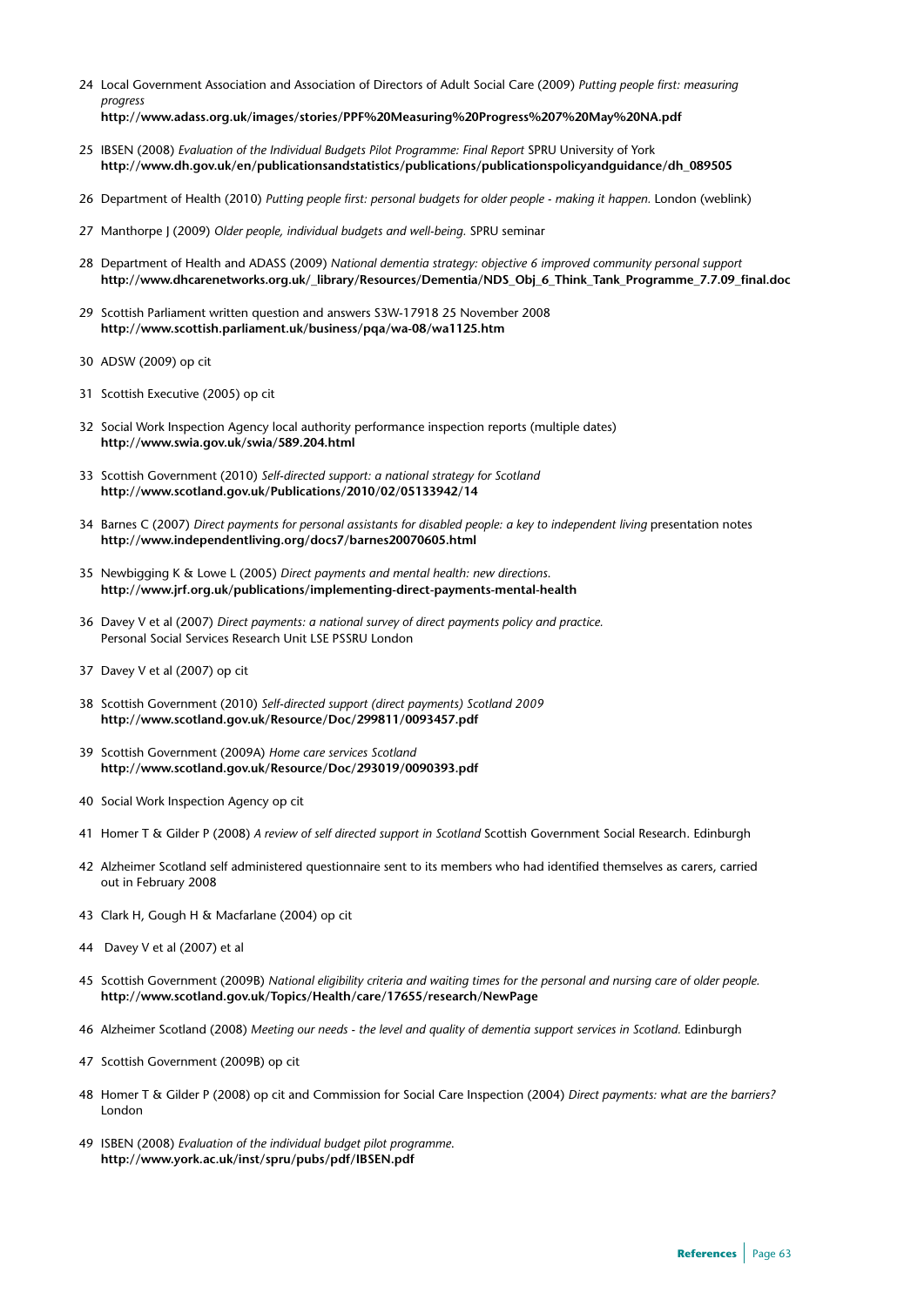24 Local Government Association and Association of Directors of Adult Social Care (2009) *Putting people first: measuring progress*
**http://www.adass.org.uk/images/stories/PPF%20Measuring%20Progress%207%20May%20NA.pdf**

25 IBSEN (2008) *Evaluation of the Individual Budgets Pilot Programme: Final Report* SPRU University of York
**http://www.dh.gov.uk/en/publicationsandstatistics/publications/publicationspolicyandguidance/dh_089505**

26 Department of Health (2010) *Putting people first: personal budgets for older people - making it happen.* London (weblink)

27 Manthorpe J (2009) *Older people, individual budgets and well-being.* SPRU seminar

28 Department of Health and ADASS (2009) *National dementia strategy: objective 6 improved community personal support*
**http://www.dhcarenetworks.org.uk/_library/Resources/Dementia/NDS_Obj_6_Think_Tank_Programme_7.7.09_final.doc**

29 Scottish Parliament written question and answers S3W-17918 25 November 2008
**http://www.scottish.parliament.uk/business/pqa/wa-08/wa1125.htm**

30 ADSW (2009) op cit

31 Scottish Executive (2005) op cit

32 Social Work Inspection Agency local authority performance inspection reports (multiple dates)
**http://www.swia.gov.uk/swia/589.204.html**

33 Scottish Government (2010) *Self-directed support: a national strategy for Scotland*
**http://www.scotland.gov.uk/Publications/2010/02/05133942/14**

34 Barnes C (2007) *Direct payments for personal assistants for disabled people: a key to independent living* presentation notes
**http://www.independentliving.org/docs7/barnes20070605.html**

35 Newbigging K & Lowe L (2005) *Direct payments and mental health: new directions.*
**http://www.jrf.org.uk/publications/implementing-direct-payments-mental-health**

36 Davey V et al (2007) *Direct payments: a national survey of direct payments policy and practice.*
Personal Social Services Research Unit LSE PSSRU London

37 Davey V et al (2007) op cit

38 Scottish Government (2010) *Self-directed support (direct payments) Scotland 2009*
**http://www.scotland.gov.uk/Resource/Doc/299811/0093457.pdf**

39 Scottish Government (2009A) *Home care services Scotland*
**http://www.scotland.gov.uk/Resource/Doc/293019/0090393.pdf**

40 Social Work Inspection Agency op cit

41 Homer T & Gilder P (2008) *A review of self directed support in Scotland* Scottish Government Social Research. Edinburgh

42 Alzheimer Scotland self administered questionnaire sent to its members who had identified themselves as carers, carried out in February 2008

43 Clark H, Gough H & Macfarlane (2004) op cit

44 Davey V et al (2007) et al

45 Scottish Government (2009B) *National eligibility criteria and waiting times for the personal and nursing care of older people.*
**http://www.scotland.gov.uk/Topics/Health/care/17655/research/NewPage**

46 Alzheimer Scotland (2008) *Meeting our needs - the level and quality of dementia support services in Scotland.* Edinburgh

47 Scottish Government (2009B) op cit

48 Homer T & Gilder P (2008) op cit and Commission for Social Care Inspection (2004) *Direct payments: what are the barriers?* London

49 ISBEN (2008) *Evaluation of the individual budget pilot programme.*
**http://www.york.ac.uk/inst/spru/pubs/pdf/IBSEN.pdf**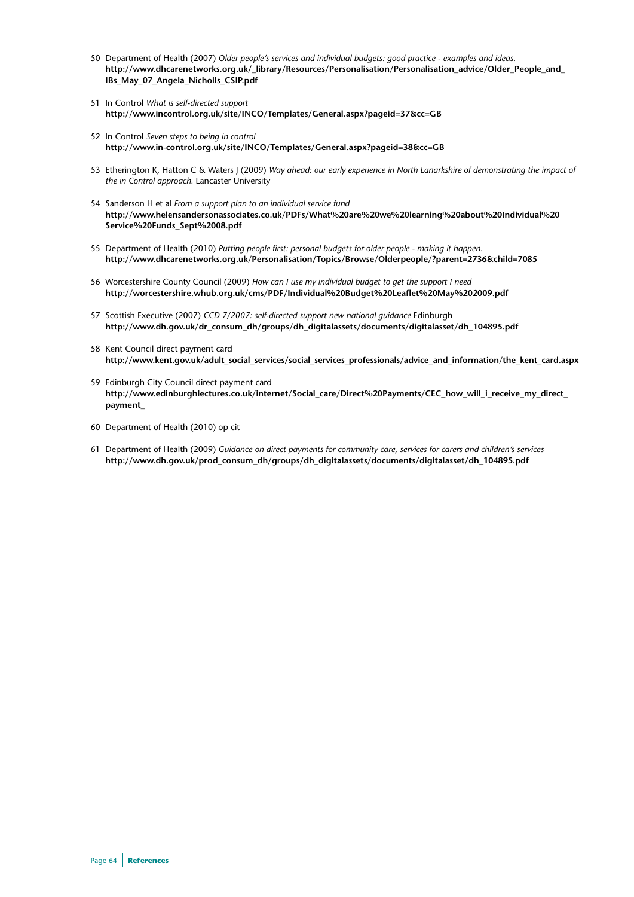50 Department of Health (2007) *Older people's services and individual budgets: good practice - examples and ideas.* **http://www.dhcarenetworks.org.uk/_library/Resources/Personalisation/Personalisation_advice/Older_People_and_IBs_May_07_Angela_Nicholls_CSIP.pdf**

51 In Control *What is self-directed support* **http://www.incontrol.org.uk/site/INCO/Templates/General.aspx?pageid=37&cc=GB**

52 In Control *Seven steps to being in control* **http://www.in-control.org.uk/site/INCO/Templates/General.aspx?pageid=38&cc=GB**

53 Etherington K, Hatton C & Waters J (2009) *Way ahead: our early experience in North Lanarkshire of demonstrating the impact of the in Control approach.* Lancaster University

54 Sanderson H et al *From a support plan to an individual service fund* **http://www.helensandersonassociates.co.uk/PDFs/What%20are%20we%20learning%20about%20Individual%20Service%20Funds_Sept%2008.pdf**

55 Department of Health (2010) *Putting people first: personal budgets for older people - making it happen.* **http://www.dhcarenetworks.org.uk/Personalisation/Topics/Browse/Olderpeople/?parent=2736&child=7085**

56 Worcestershire County Council (2009) *How can I use my individual budget to get the support I need* **http://worcestershire.whub.org.uk/cms/PDF/Individual%20Budget%20Leaflet%20May%202009.pdf**

57 Scottish Executive (2007) *CCD 7/2007: self-directed support new national guidance* Edinburgh **http://www.dh.gov.uk/dr_consum_dh/groups/dh_digitalassets/documents/digitalasset/dh_104895.pdf**

58 Kent Council direct payment card **http://www.kent.gov.uk/adult_social_services/social_services_professionals/advice_and_information/the_kent_card.aspx**

59 Edinburgh City Council direct payment card **http://www.edinburghlectures.co.uk/internet/Social_care/Direct%20Payments/CEC_how_will_i_receive_my_direct_payment_**

60 Department of Health (2010) op cit

61 Department of Health (2009) *Guidance on direct payments for community care, services for carers and children's services* **http://www.dh.gov.uk/prod_consum_dh/groups/dh_digitalassets/documents/digitalasset/dh_104895.pdf**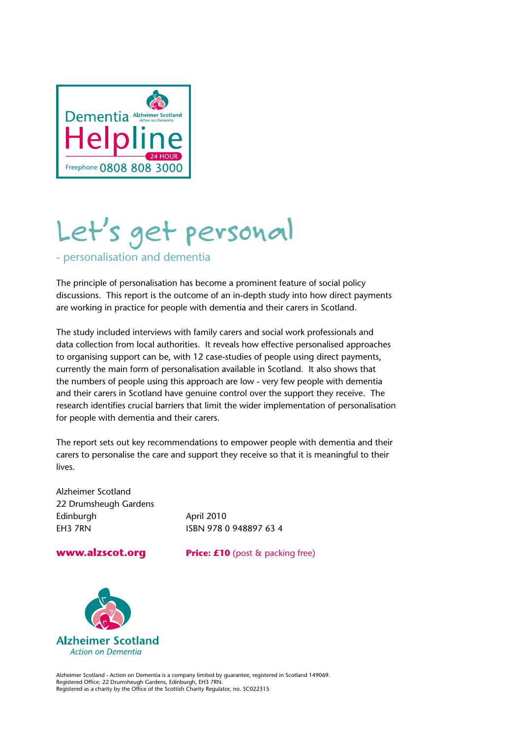Dementia Helpline
Alzheimer Scotland
Action on Dementia
24 HOUR
Freephone 0808 808 3000

# Let's get personal

## - personalisation and dementia

The principle of personalisation has become a prominent feature of social policy discussions. This report is the outcome of an in-depth study into how direct payments are working in practice for people with dementia and their carers in Scotland.

The study included interviews with family carers and social work professionals and data collection from local authorities. It reveals how effective personalised approaches to organising support can be, with 12 case-studies of people using direct payments, currently the main form of personalisation available in Scotland. It also shows that the numbers of people using this approach are low - very few people with dementia and their carers in Scotland have genuine control over the support they receive. The research identifies crucial barriers that limit the wider implementation of personalisation for people with dementia and their carers.

The report sets out key recommendations to empower people with dementia and their carers to personalise the care and support they receive so that it is meaningful to their lives.

Alzheimer Scotland
22 Drumsheugh Gardens
Edinburgh
EH3 7RN

April 2010
ISBN 978 0 948897 63 4

**www.alzscot.org**

**Price: £10** (post & packing free)

Alzheimer Scotland
*Action on Dementia*

Alzheimer Scotland - Action on Dementia is a company limited by guarantee, registered in Scotland 149069.
Registered Office: 22 Drumsheugh Gardens, Edinburgh, EH3 7RN.
Registered as a charity by the Office of the Scottish Charity Regulator, no. SC022315